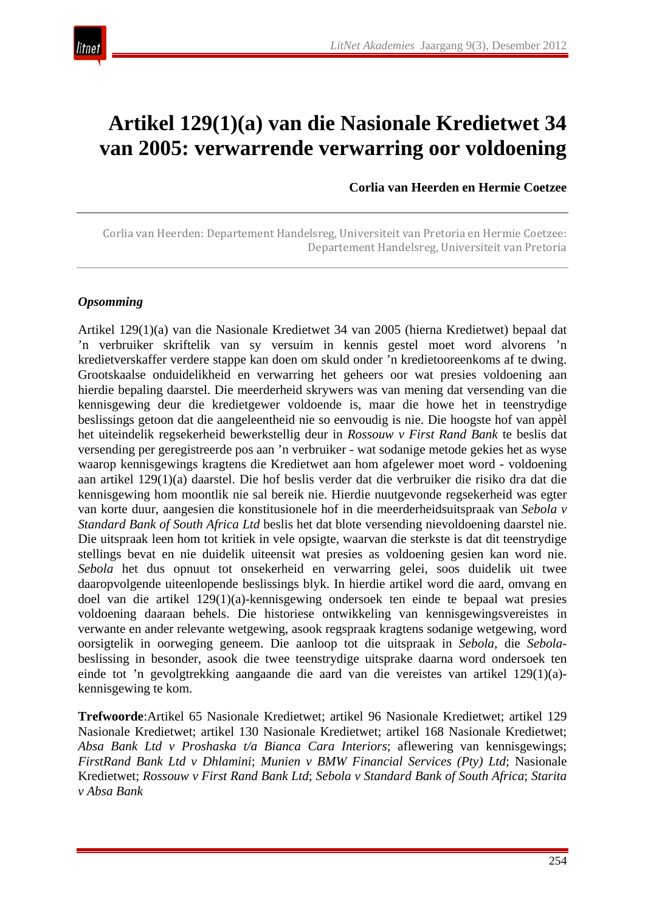# Artikel 129(1)(a) van die Nasionale Kredietwet 34 van 2005: verwarrende verwarring oor voldoening

**Corlia van Heerden en Hermie Coetzee**

Corlia van Heerden: Departement Handelsreg, Universiteit van Pretoria en Hermie Coetzee: Departement Handelsreg, Universiteit van Pretoria

### *Opsomming*

Artikel 129(1)(a) van die Nasionale Kredietwet 34 van 2005 (hierna Kredietwet) bepaal dat 'n verbruiker skriftelik van sy versuim in kennis gestel moet word alvorens 'n kredietverskaffer verdere stappe kan doen om skuld onder 'n kredietooreenkoms af te dwing. Grootskaalse onduidelikheid en verwarring het geheers oor wat presies voldoening aan hierdie bepaling daarstel. Die meerderheid skrywers was van mening dat versending van die kennisgewing deur die kredietgewer voldoende is, maar die howe het in teenstrydige beslissings getoon dat die aangeleentheid nie so eenvoudig is nie. Die hoogste hof van appèl het uiteindelik regsekerheid bewerkstellig deur in *Rossouw v First Rand Bank* te beslis dat versending per geregistreerde pos aan 'n verbruiker - wat sodanige metode gekies het as wyse waarop kennisgewings kragtens die Kredietwet aan hom afgelewer moet word - voldoening aan artikel 129(1)(a) daarstel. Die hof beslis verder dat die verbruiker die risiko dra dat die kennisgewing hom moontlik nie sal bereik nie. Hierdie nuutgevonde regsekerheid was egter van korte duur, aangesien die konstitusionele hof in die meerderheidsuitspraak van *Sebola v Standard Bank of South Africa Ltd* beslis het dat blote versending nievoldoening daarstel nie. Die uitspraak leen hom tot kritiek in vele opsigte, waarvan die sterkste is dat dit teenstrydige stellings bevat en nie duidelik uiteensit wat presies as voldoening gesien kan word nie. *Sebola* het dus opnuut tot onsekerheid en verwarring gelei, soos duidelik uit twee daaropvolgende uiteenlopende beslissings blyk. In hierdie artikel word die aard, omvang en doel van die artikel 129(1)(a)-kennisgewing ondersoek ten einde te bepaal wat presies voldoening daaraan behels. Die historiese ontwikkeling van kennisgewingsvereistes in verwante en ander relevante wetgewing, asook regspraak kragtens sodanige wetgewing, word oorsigtelik in oorweging geneem. Die aanloop tot die uitspraak in *Sebola*, die *Sebola*-beslissing in besonder, asook die twee teenstrydige uitsprake daarna word ondersoek ten einde tot 'n gevolgtrekking aangaande die aard van die vereistes van artikel 129(1)(a)-kennisgewing te kom.

**Trefwoorde**:Artikel 65 Nasionale Kredietwet; artikel 96 Nasionale Kredietwet; artikel 129 Nasionale Kredietwet; artikel 130 Nasionale Kredietwet; artikel 168 Nasionale Kredietwet; *Absa Bank Ltd v Proshaska t/a Bianca Cara Interiors*; aflewering van kennisgewings; *FirstRand Bank Ltd v Dhlamini*; *Munien v BMW Financial Services (Pty) Ltd*; Nasionale Kredietwet; *Rossouw v First Rand Bank Ltd*; *Sebola v Standard Bank of South Africa*; *Starita v Absa Bank*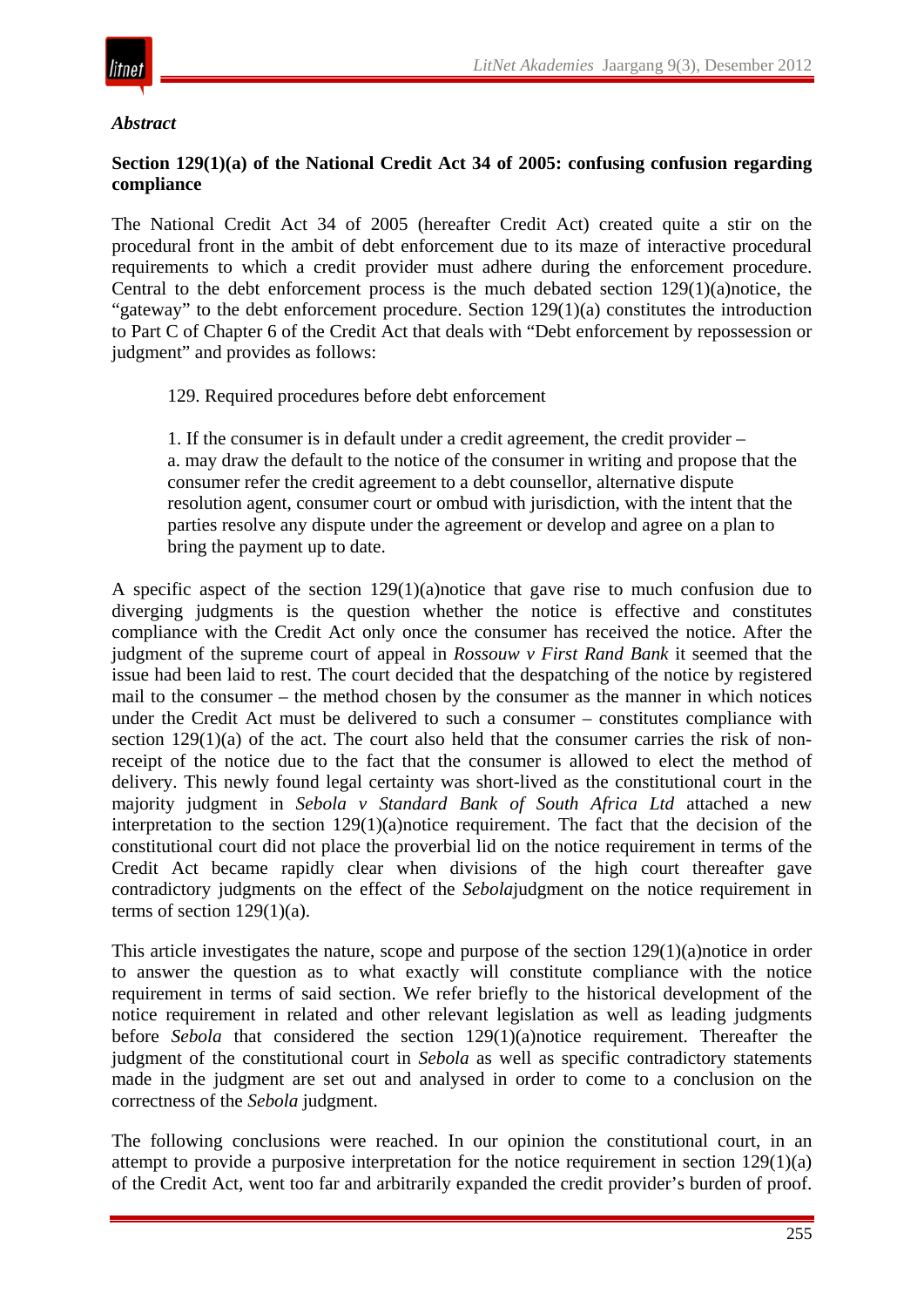*Abstract*

**Section 129(1)(a) of the National Credit Act 34 of 2005: confusing confusion regarding compliance**

The National Credit Act 34 of 2005 (hereafter Credit Act) created quite a stir on the procedural front in the ambit of debt enforcement due to its maze of interactive procedural requirements to which a credit provider must adhere during the enforcement procedure. Central to the debt enforcement process is the much debated section 129(1)(a)notice, the "gateway" to the debt enforcement procedure. Section 129(1)(a) constitutes the introduction to Part C of Chapter 6 of the Credit Act that deals with "Debt enforcement by repossession or judgment" and provides as follows:

> 129. Required procedures before debt enforcement
>
> 1. If the consumer is in default under a credit agreement, the credit provider –
> a. may draw the default to the notice of the consumer in writing and propose that the consumer refer the credit agreement to a debt counsellor, alternative dispute resolution agent, consumer court or ombud with jurisdiction, with the intent that the parties resolve any dispute under the agreement or develop and agree on a plan to bring the payment up to date.

A specific aspect of the section 129(1)(a)notice that gave rise to much confusion due to diverging judgments is the question whether the notice is effective and constitutes compliance with the Credit Act only once the consumer has received the notice. After the judgment of the supreme court of appeal in *Rossouw v First Rand Bank* it seemed that the issue had been laid to rest. The court decided that the despatching of the notice by registered mail to the consumer – the method chosen by the consumer as the manner in which notices under the Credit Act must be delivered to such a consumer – constitutes compliance with section 129(1)(a) of the act. The court also held that the consumer carries the risk of non-receipt of the notice due to the fact that the consumer is allowed to elect the method of delivery. This newly found legal certainty was short-lived as the constitutional court in the majority judgment in *Sebola v Standard Bank of South Africa Ltd* attached a new interpretation to the section 129(1)(a)notice requirement. The fact that the decision of the constitutional court did not place the proverbial lid on the notice requirement in terms of the Credit Act became rapidly clear when divisions of the high court thereafter gave contradictory judgments on the effect of the *Sebola*judgment on the notice requirement in terms of section 129(1)(a).

This article investigates the nature, scope and purpose of the section 129(1)(a)notice in order to answer the question as to what exactly will constitute compliance with the notice requirement in terms of said section. We refer briefly to the historical development of the notice requirement in related and other relevant legislation as well as leading judgments before *Sebola* that considered the section 129(1)(a)notice requirement. Thereafter the judgment of the constitutional court in *Sebola* as well as specific contradictory statements made in the judgment are set out and analysed in order to come to a conclusion on the correctness of the *Sebola* judgment.

The following conclusions were reached. In our opinion the constitutional court, in an attempt to provide a purposive interpretation for the notice requirement in section 129(1)(a) of the Credit Act, went too far and arbitrarily expanded the credit provider's burden of proof.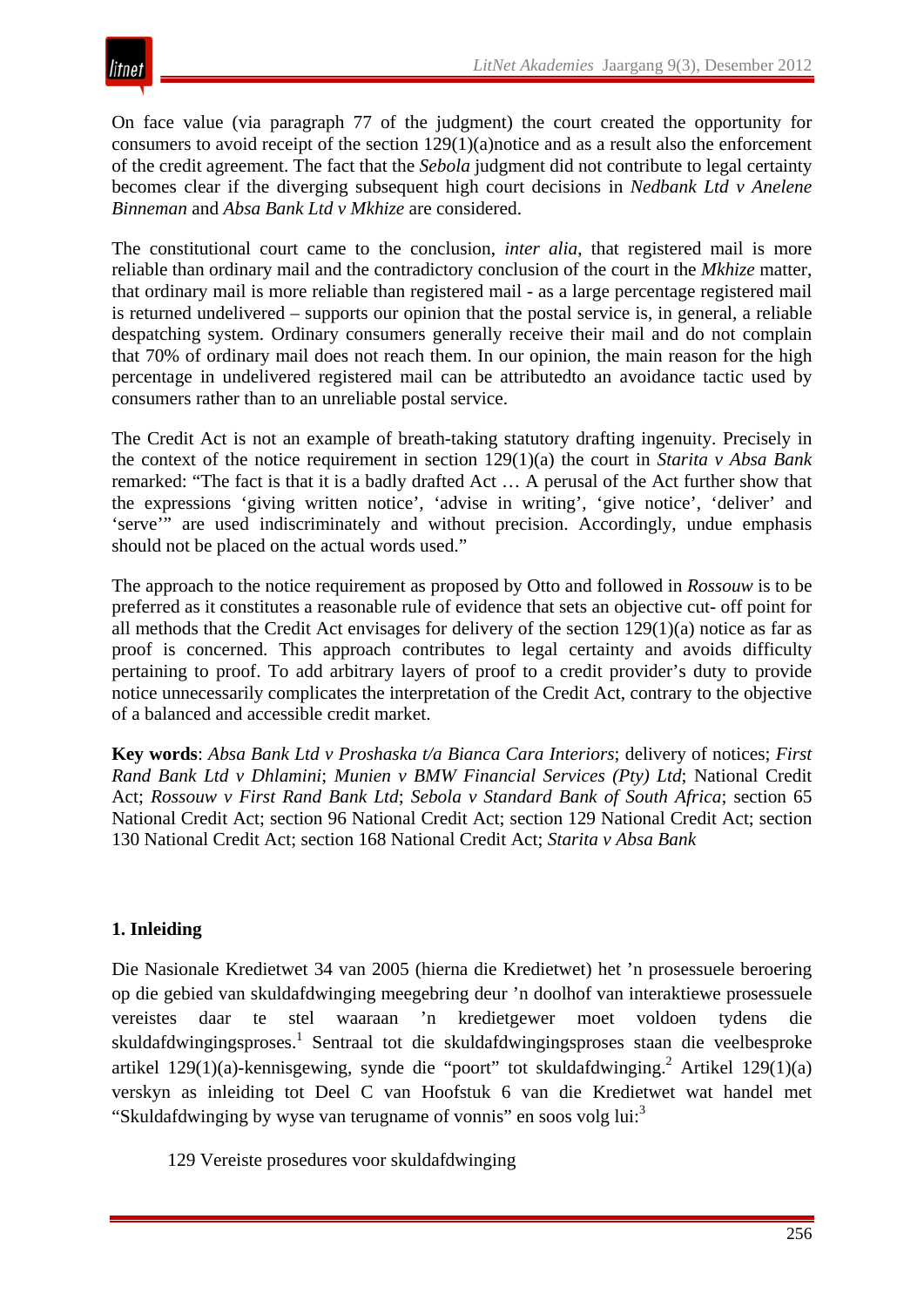On face value (via paragraph 77 of the judgment) the court created the opportunity for consumers to avoid receipt of the section 129(1)(a)notice and as a result also the enforcement of the credit agreement. The fact that the *Sebola* judgment did not contribute to legal certainty becomes clear if the diverging subsequent high court decisions in *Nedbank Ltd v Anelene Binneman* and *Absa Bank Ltd v Mkhize* are considered.

The constitutional court came to the conclusion, *inter alia*, that registered mail is more reliable than ordinary mail and the contradictory conclusion of the court in the *Mkhize* matter, that ordinary mail is more reliable than registered mail - as a large percentage registered mail is returned undelivered – supports our opinion that the postal service is, in general, a reliable despatching system. Ordinary consumers generally receive their mail and do not complain that 70% of ordinary mail does not reach them. In our opinion, the main reason for the high percentage in undelivered registered mail can be attributedto an avoidance tactic used by consumers rather than to an unreliable postal service.

The Credit Act is not an example of breath-taking statutory drafting ingenuity. Precisely in the context of the notice requirement in section 129(1)(a) the court in *Starita v Absa Bank* remarked: "The fact is that it is a badly drafted Act … A perusal of the Act further show that the expressions 'giving written notice', 'advise in writing', 'give notice', 'deliver' and 'serve'" are used indiscriminately and without precision. Accordingly, undue emphasis should not be placed on the actual words used."

The approach to the notice requirement as proposed by Otto and followed in *Rossouw* is to be preferred as it constitutes a reasonable rule of evidence that sets an objective cut- off point for all methods that the Credit Act envisages for delivery of the section 129(1)(a) notice as far as proof is concerned. This approach contributes to legal certainty and avoids difficulty pertaining to proof. To add arbitrary layers of proof to a credit provider's duty to provide notice unnecessarily complicates the interpretation of the Credit Act, contrary to the objective of a balanced and accessible credit market.

**Key words**: *Absa Bank Ltd v Proshaska t/a Bianca Cara Interiors*; delivery of notices; *First Rand Bank Ltd v Dhlamini*; *Munien v BMW Financial Services (Pty) Ltd*; National Credit Act; *Rossouw v First Rand Bank Ltd*; *Sebola v Standard Bank of South Africa*; section 65 National Credit Act; section 96 National Credit Act; section 129 National Credit Act; section 130 National Credit Act; section 168 National Credit Act; *Starita v Absa Bank*

## 1. Inleiding

Die Nasionale Kredietwet 34 van 2005 (hierna die Kredietwet) het 'n prosessuele beroering op die gebied van skuldafdwinging meegebring deur 'n doolhof van interaktiewe prosessuele vereistes daar te stel waaraan 'n kredietgewer moet voldoen tydens die skuldafdwingingsproses.[1] Sentraal tot die skuldafdwingingsproses staan die veelbesproke artikel 129(1)(a)-kennisgewing, synde die "poort" tot skuldafdwinging.[2] Artikel 129(1)(a) verskyn as inleiding tot Deel C van Hoofstuk 6 van die Kredietwet wat handel met "Skuldafdwinging by wyse van terugname of vonnis" en soos volg lui:[3]

> 129 Vereiste prosedures voor skuldafdwinging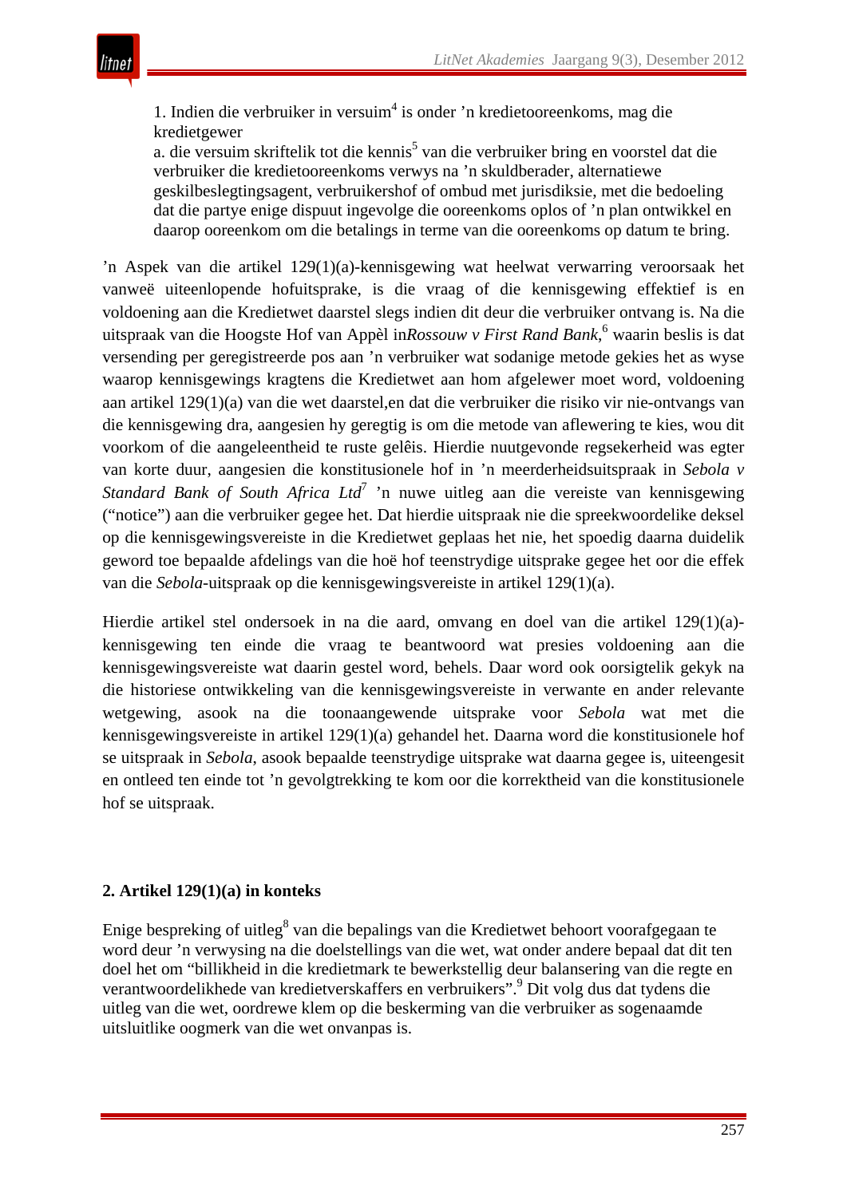1. Indien die verbruiker in versuim[4] is onder ’n kredietooreenkoms, mag die kredietgewer

a. die versuim skriftelik tot die kennis[5] van die verbruiker bring en voorstel dat die verbruiker die kredietooreenkoms verwys na ’n skuldberader, alternatiewe geskilbeslegtingsagent, verbruikershof of ombud met jurisdiksie, met die bedoeling dat die partye enige dispuut ingevolge die ooreenkoms oplos of ’n plan ontwikkel en daarop ooreenkom om die betalings in terme van die ooreenkoms op datum te bring.

’n Aspek van die artikel 129(1)(a)-kennisgewing wat heelwat verwarring veroorsaak het vanweë uiteenlopende hofuitsprake, is die vraag of die kennisgewing effektief is en voldoening aan die Kredietwet daarstel slegs indien dit deur die verbruiker ontvang is. Na die uitspraak van die Hoogste Hof van Appèl in*Rossouw v First Rand Bank*,[6] waarin beslis is dat versending per geregistreerde pos aan ’n verbruiker wat sodanige metode gekies het as wyse waarop kennisgewings kragtens die Kredietwet aan hom afgelewer moet word, voldoening aan artikel 129(1)(a) van die wet daarstel,en dat die verbruiker die risiko vir nie-ontvangs van die kennisgewing dra, aangesien hy geregtig is om die metode van aflewering te kies, wou dit voorkom of die aangeleentheid te ruste gelêis. Hierdie nuutgevonde regsekerheid was egter van korte duur, aangesien die konstitusionele hof in ’n meerderheidsuitspraak in *Sebola v Standard Bank of South Africa Ltd*[7] ’n nuwe uitleg aan die vereiste van kennisgewing (“notice”) aan die verbruiker gegee het. Dat hierdie uitspraak nie die spreekwoordelike deksel op die kennisgewingsvereiste in die Kredietwet geplaas het nie, het spoedig daarna duidelik geword toe bepaalde afdelings van die hoë hof teenstrydige uitsprake gegee het oor die effek van die *Sebola*-uitspraak op die kennisgewingsvereiste in artikel 129(1)(a).

Hierdie artikel stel ondersoek in na die aard, omvang en doel van die artikel 129(1)(a)-kennisgewing ten einde die vraag te beantwoord wat presies voldoening aan die kennisgewingsvereiste wat daarin gestel word, behels. Daar word ook oorsigtelik gekyk na die historiese ontwikkeling van die kennisgewingsvereiste in verwante en ander relevante wetgewing, asook na die toonaangewende uitsprake voor *Sebola* wat met die kennisgewingsvereiste in artikel 129(1)(a) gehandel het. Daarna word die konstitusionele hof se uitspraak in *Sebola*, asook bepaalde teenstrydige uitsprake wat daarna gegee is, uiteengesit en ontleed ten einde tot ’n gevolgtrekking te kom oor die korrektheid van die konstitusionele hof se uitspraak.

## 2. Artikel 129(1)(a) in konteks

Enige bespreking of uitleg[8] van die bepalings van die Kredietwet behoort voorafgegaan te word deur ’n verwysing na die doelstellings van die wet, wat onder andere bepaal dat dit ten doel het om “billikheid in die kredietmark te bewerkstellig deur balansering van die regte en verantwoordelikhede van kredietverskaffers en verbruikers”.[9] Dit volg dus dat tydens die uitleg van die wet, oordrewe klem op die beskerming van die verbruiker as sogenaamde uitsluitlike oogmerk van die wet onvanpas is.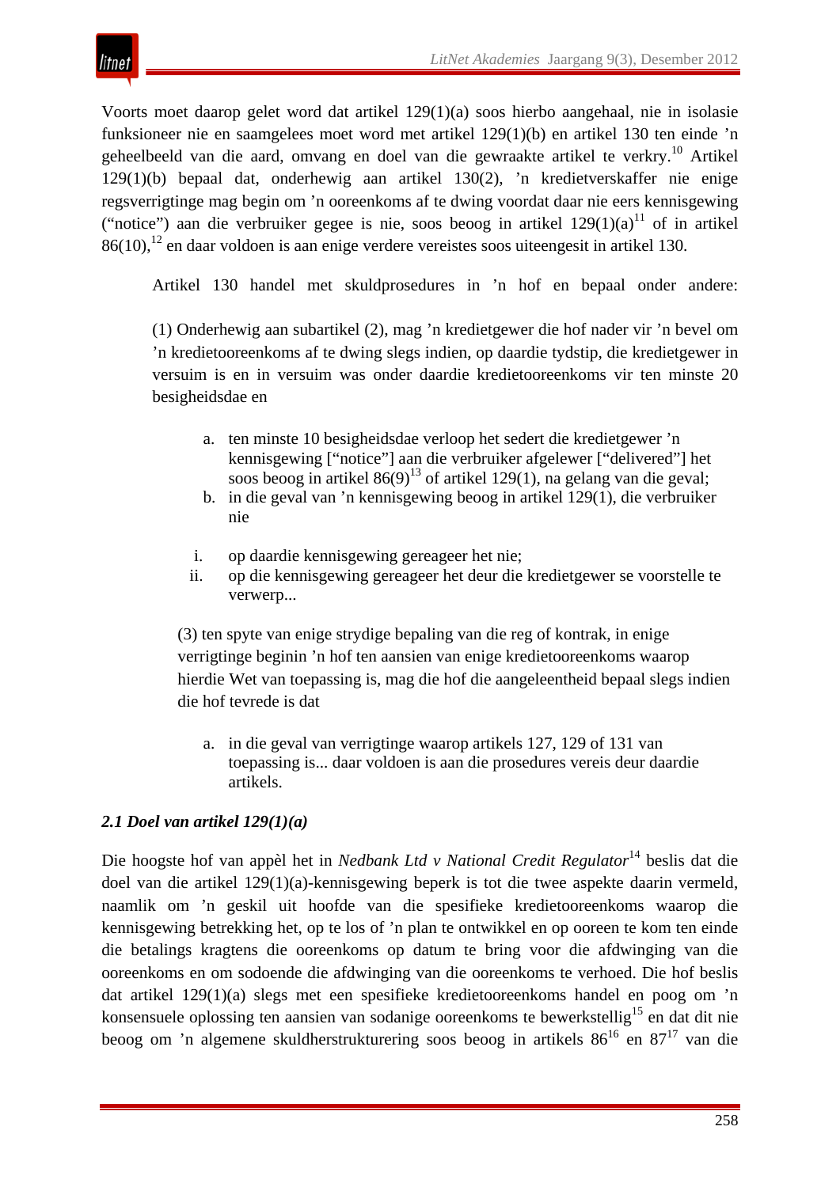Voorts moet daarop gelet word dat artikel 129(1)(a) soos hierbo aangehaal, nie in isolasie funksioneer nie en saamgelees moet word met artikel 129(1)(b) en artikel 130 ten einde ’n geheelbeeld van die aard, omvang en doel van die gewraakte artikel te verkry.[10] Artikel 129(1)(b) bepaal dat, onderhewig aan artikel 130(2), ’n kredietverskaffer nie enige regsverrigtinge mag begin om ’n ooreenkoms af te dwing voordat daar nie eers kennisgewing (“notice”) aan die verbruiker gegee is nie, soos beoog in artikel 129(1)(a)[11] of in artikel 86(10),[12] en daar voldoen is aan enige verdere vereistes soos uiteengesit in artikel 130.

> Artikel 130 handel met skuldprosedures in ’n hof en bepaal onder andere:
>
> (1) Onderhewig aan subartikel (2), mag ’n kredietgewer die hof nader vir ’n bevel om ’n kredietooreenkoms af te dwing slegs indien, op daardie tydstip, die kredietgewer in versuim is en in versuim was onder daardie kredietooreenkoms vir ten minste 20 besigheidsdae en
>
> a. ten minste 10 besigheidsdae verloop het sedert die kredietgewer ’n kennisgewing [“notice”] aan die verbruiker afgelewer [“delivered”] het soos beoog in artikel 86(9)[13] of artikel 129(1), na gelang van die geval;
> b. in die geval van ’n kennisgewing beoog in artikel 129(1), die verbruiker nie
>
> i. op daardie kennisgewing gereageer het nie;
> ii. op die kennisgewing gereageer het deur die kredietgewer se voorstelle te verwerp...
>
> (3) ten spyte van enige strydige bepaling van die reg of kontrak, in enige verrigtinge beginin ’n hof ten aansien van enige kredietooreenkoms waarop hierdie Wet van toepassing is, mag die hof die aangeleentheid bepaal slegs indien die hof tevrede is dat
>
> a. in die geval van verrigtinge waarop artikels 127, 129 of 131 van toepassing is... daar voldoen is aan die prosedures vereis deur daardie artikels.

### *2.1 Doel van artikel 129(1)(a)*

Die hoogste hof van appèl het in *Nedbank Ltd v National Credit Regulator*[14] beslis dat die doel van die artikel 129(1)(a)-kennisgewing beperk is tot die twee aspekte daarin vermeld, naamlik om ’n geskil uit hoofde van die spesifieke kredietooreenkoms waarop die kennisgewing betrekking het, op te los of ’n plan te ontwikkel en op ooreen te kom ten einde die betalings kragtens die ooreenkoms op datum te bring voor die afdwinging van die ooreenkoms en om sodoende die afdwinging van die ooreenkoms te verhoed. Die hof beslis dat artikel 129(1)(a) slegs met een spesifieke kredietooreenkoms handel en poog om ’n konsensuele oplossing ten aansien van sodanige ooreenkoms te bewerkstellig[15] en dat dit nie beoog om ’n algemene skuldherstrukturering soos beoog in artikels 86[16] en 87[17] van die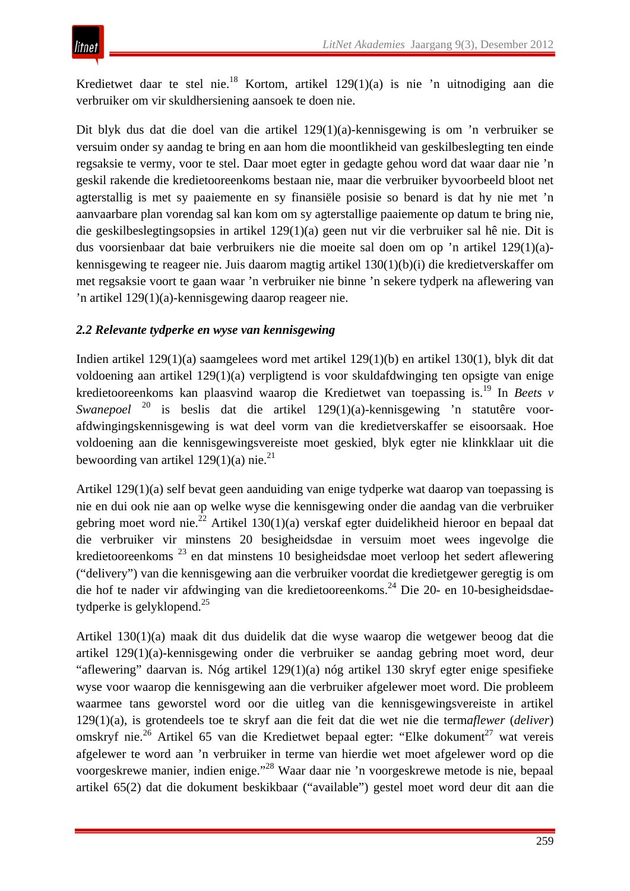Kredietwet daar te stel nie.[18] Kortom, artikel 129(1)(a) is nie ’n uitnodiging aan die verbruiker om vir skuldhersiening aansoek te doen nie.

Dit blyk dus dat die doel van die artikel 129(1)(a)-kennisgewing is om ’n verbruiker se versuim onder sy aandag te bring en aan hom die moontlikheid van geskilbeslegting ten einde regsaksie te vermy, voor te stel. Daar moet egter in gedagte gehou word dat waar daar nie ’n geskil rakende die kredietooreenkoms bestaan nie, maar die verbruiker byvoorbeeld bloot net agterstallig is met sy paaiemente en sy finansiële posisie so benard is dat hy nie met ’n aanvaarbare plan vorendag sal kan kom om sy agterstallige paaiemente op datum te bring nie, die geskilbeslegtingsopsies in artikel 129(1)(a) geen nut vir die verbruiker sal hê nie. Dit is dus voorsienbaar dat baie verbruikers nie die moeite sal doen om op ’n artikel 129(1)(a)-kennisgewing te reageer nie. Juis daarom magtig artikel 130(1)(b)(i) die kredietverskaffer om met regsaksie voort te gaan waar ’n verbruiker nie binne ’n sekere tydperk na aflewering van ’n artikel 129(1)(a)-kennisgewing daarop reageer nie.

### *2.2 Relevante tydperke en wyse van kennisgewing*

Indien artikel 129(1)(a) saamgelees word met artikel 129(1)(b) en artikel 130(1), blyk dit dat voldoening aan artikel 129(1)(a) verpligtend is voor skuldafdwinging ten opsigte van enige kredietooreenkoms kan plaasvind waarop die Kredietwet van toepassing is.[19] In *Beets v Swanepoel* [20] is beslis dat die artikel 129(1)(a)-kennisgewing ’n statutêre voor-afdwingingskennisgewing is wat deel vorm van die kredietverskaffer se eisoorsaak. Hoe voldoening aan die kennisgewingsvereiste moet geskied, blyk egter nie klinkklaar uit die bewoording van artikel 129(1)(a) nie.[21]

Artikel 129(1)(a) self bevat geen aanduiding van enige tydperke wat daarop van toepassing is nie en dui ook nie aan op welke wyse die kennisgewing onder die aandag van die verbruiker gebring moet word nie.[22] Artikel 130(1)(a) verskaf egter duidelikheid hieroor en bepaal dat die verbruiker vir minstens 20 besigheidsdae in versuim moet wees ingevolge die kredietooreenkoms [23] en dat minstens 10 besigheidsdae moet verloop het sedert aflewering (“delivery”) van die kennisgewing aan die verbruiker voordat die kredietgewer geregtig is om die hof te nader vir afdwinging van die kredietooreenkoms.[24] Die 20- en 10-besigheidsdae-tydperke is gelyklopend.[25]

Artikel 130(1)(a) maak dit dus duidelik dat die wyse waarop die wetgewer beoog dat die artikel 129(1)(a)-kennisgewing onder die verbruiker se aandag gebring moet word, deur “aflewering” daarvan is. Nóg artikel 129(1)(a) nóg artikel 130 skryf egter enige spesifieke wyse voor waarop die kennisgewing aan die verbruiker afgelewer moet word. Die probleem waarmee tans geworstel word oor die uitleg van die kennisgewingsvereiste in artikel 129(1)(a), is grotendeels toe te skryf aan die feit dat die wet nie die term*aflewer* (*deliver*) omskryf nie.[26] Artikel 65 van die Kredietwet bepaal egter: “Elke dokument[27] wat vereis afgelewer te word aan ’n verbruiker in terme van hierdie wet moet afgelewer word op die voorgeskrewe manier, indien enige.”[28] Waar daar nie ’n voorgeskrewe metode is nie, bepaal artikel 65(2) dat die dokument beskikbaar (“available”) gestel moet word deur dit aan die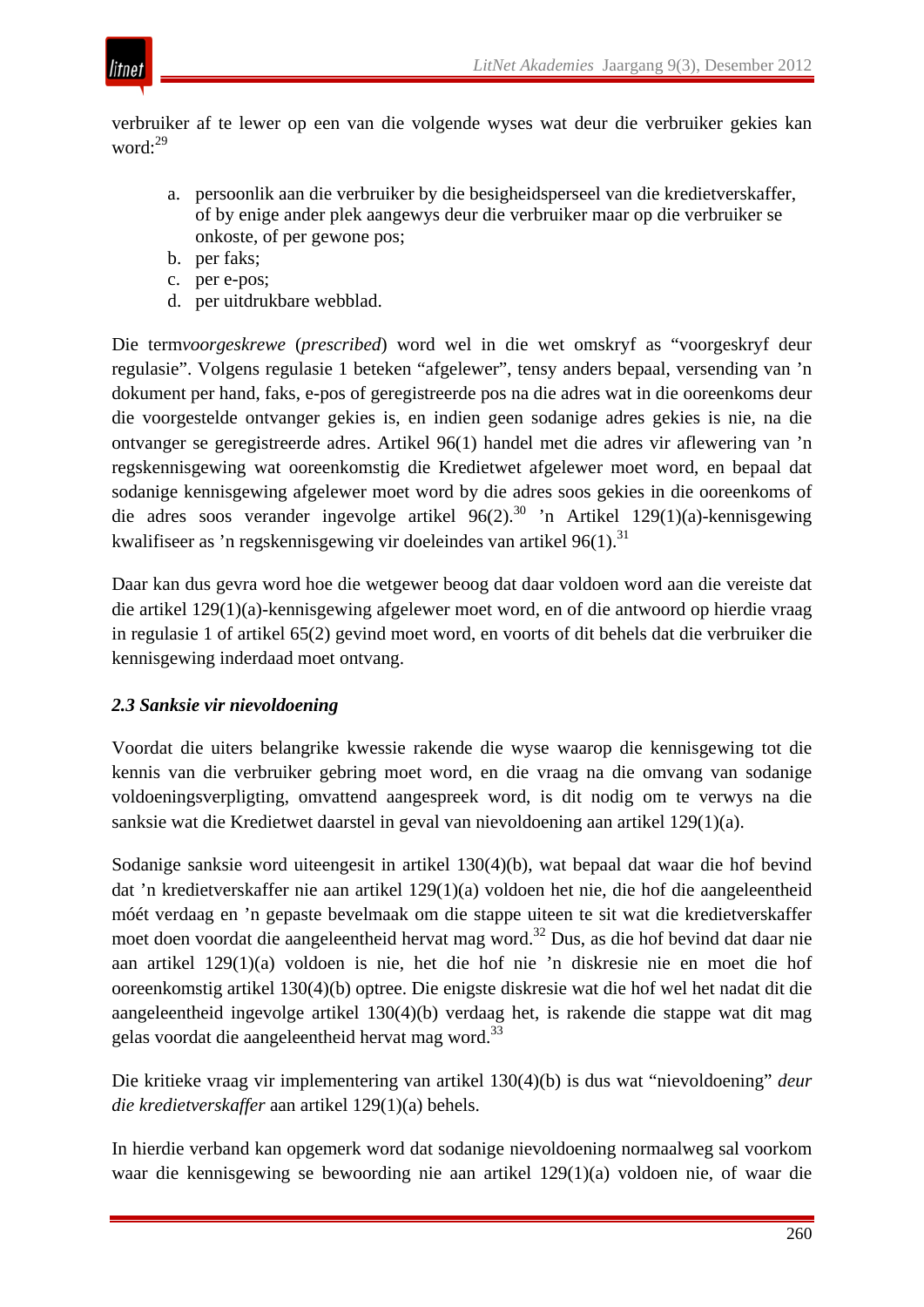verbruiker af te lewer op een van die volgende wyses wat deur die verbruiker gekies kan word:[29]

a. persoonlik aan die verbruiker by die besigheidsperseel van die kredietverskaffer, of by enige ander plek aangewys deur die verbruiker maar op die verbruiker se onkoste, of per gewone pos;
b. per faks;
c. per e-pos;
d. per uitdrukbare webblad.

Die term*voorgeskrewe* (*prescribed*) word wel in die wet omskryf as "voorgeskryf deur regulasie". Volgens regulasie 1 beteken "afgelewer", tensy anders bepaal, versending van 'n dokument per hand, faks, e-pos of geregistreerde pos na die adres wat in die ooreenkoms deur die voorgestelde ontvanger gekies is, en indien geen sodanige adres gekies is nie, na die ontvanger se geregistreerde adres. Artikel 96(1) handel met die adres vir aflewering van 'n regskennisgewing wat ooreenkomstig die Kredietwet afgelewer moet word, en bepaal dat sodanige kennisgewing afgelewer moet word by die adres soos gekies in die ooreenkoms of die adres soos verander ingevolge artikel 96(2).[30] 'n Artikel 129(1)(a)-kennisgewing kwalifiseer as 'n regskennisgewing vir doeleindes van artikel 96(1).[31]

Daar kan dus gevra word hoe die wetgewer beoog dat daar voldoen word aan die vereiste dat die artikel 129(1)(a)-kennisgewing afgelewer moet word, en of die antwoord op hierdie vraag in regulasie 1 of artikel 65(2) gevind moet word, en voorts of dit behels dat die verbruiker die kennisgewing inderdaad moet ontvang.

### *2.3 Sanksie vir nievoldoening*

Voordat die uiters belangrike kwessie rakende die wyse waarop die kennisgewing tot die kennis van die verbruiker gebring moet word, en die vraag na die omvang van sodanige voldoeningsverpligting, omvattend aangespreek word, is dit nodig om te verwys na die sanksie wat die Kredietwet daarstel in geval van nievoldoening aan artikel 129(1)(a).

Sodanige sanksie word uiteengesit in artikel 130(4)(b), wat bepaal dat waar die hof bevind dat 'n kredietverskaffer nie aan artikel 129(1)(a) voldoen het nie, die hof die aangeleentheid móét verdaag en 'n gepaste bevelmaak om die stappe uiteen te sit wat die kredietverskaffer moet doen voordat die aangeleentheid hervat mag word.[32] Dus, as die hof bevind dat daar nie aan artikel 129(1)(a) voldoen is nie, het die hof nie 'n diskresie nie en moet die hof ooreenkomstig artikel 130(4)(b) optree. Die enigste diskresie wat die hof wel het nadat dit die aangeleentheid ingevolge artikel 130(4)(b) verdaag het, is rakende die stappe wat dit mag gelas voordat die aangeleentheid hervat mag word.[33]

Die kritieke vraag vir implementering van artikel 130(4)(b) is dus wat "nievoldoening" *deur die kredietverskaffer* aan artikel 129(1)(a) behels.

In hierdie verband kan opgemerk word dat sodanige nievoldoening normaalweg sal voorkom waar die kennisgewing se bewoording nie aan artikel 129(1)(a) voldoen nie, of waar die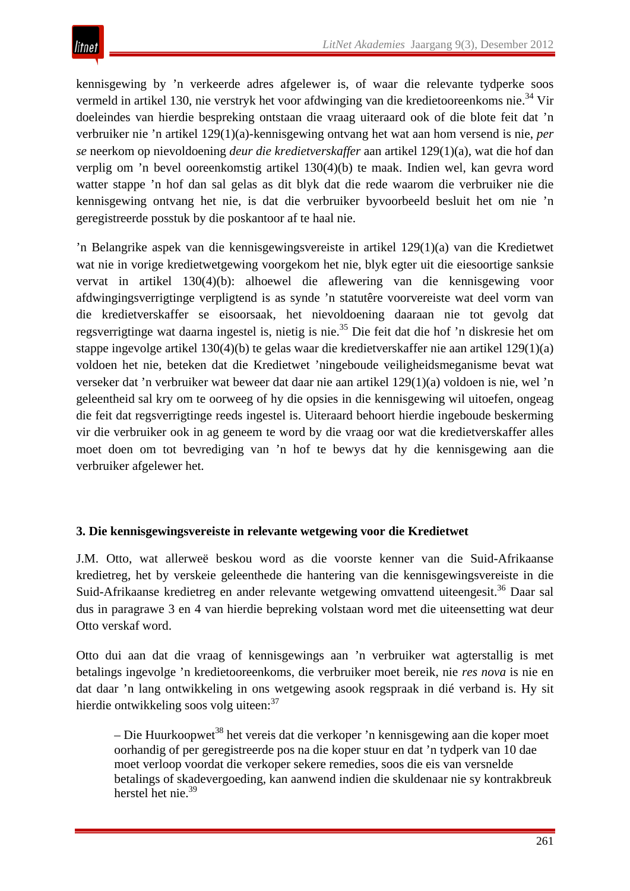kennisgewing by ’n verkeerde adres afgelewer is, of waar die relevante tydperke soos vermeld in artikel 130, nie verstryk het voor afdwinging van die kredietooreenkoms nie.[34] Vir doeleindes van hierdie bespreking ontstaan die vraag uiteraard ook of die blote feit dat ’n verbruiker nie ’n artikel 129(1)(a)-kennisgewing ontvang het wat aan hom versend is nie, *per se* neerkom op nievoldoening *deur die kredietverskaffer* aan artikel 129(1)(a), wat die hof dan verplig om ’n bevel ooreenkomstig artikel 130(4)(b) te maak. Indien wel, kan gevra word watter stappe ’n hof dan sal gelas as dit blyk dat die rede waarom die verbruiker nie die kennisgewing ontvang het nie, is dat die verbruiker byvoorbeeld besluit het om nie ’n geregistreerde posstuk by die poskantoor af te haal nie.

’n Belangrike aspek van die kennisgewingsvereiste in artikel 129(1)(a) van die Kredietwet wat nie in vorige kredietwetgewing voorgekom het nie, blyk egter uit die eiesoortige sanksie vervat in artikel 130(4)(b): alhoewel die aflewering van die kennisgewing voor afdwingingsverrigtinge verpligtend is as synde ’n statutêre voorvereiste wat deel vorm van die kredietverskaffer se eisoorsaak, het nievoldoening daaraan nie tot gevolg dat regsverrigtinge wat daarna ingestel is, nietig is nie.[35] Die feit dat die hof ’n diskresie het om stappe ingevolge artikel 130(4)(b) te gelas waar die kredietverskaffer nie aan artikel 129(1)(a) voldoen het nie, beteken dat die Kredietwet ’ningeboude veiligheidsmeganisme bevat wat verseker dat ’n verbruiker wat beweer dat daar nie aan artikel 129(1)(a) voldoen is nie, wel ’n geleentheid sal kry om te oorweeg of hy die opsies in die kennisgewing wil uitoefen, ongeag die feit dat regsverrigtinge reeds ingestel is. Uiteraard behoort hierdie ingeboude beskerming vir die verbruiker ook in ag geneem te word by die vraag oor wat die kredietverskaffer alles moet doen om tot bevrediging van ’n hof te bewys dat hy die kennisgewing aan die verbruiker afgelewer het.

### 3. Die kennisgewingsvereiste in relevante wetgewing voor die Kredietwet

J.M. Otto, wat allerweë beskou word as die voorste kenner van die Suid-Afrikaanse kredietreg, het by verskeie geleenthede die hantering van die kennisgewingsvereiste in die Suid-Afrikaanse kredietreg en ander relevante wetgewing omvattend uiteengesit.[36] Daar sal dus in paragrawe 3 en 4 van hierdie bepreking volstaan word met die uiteensetting wat deur Otto verskaf word.

Otto dui aan dat die vraag of kennisgewings aan ’n verbruiker wat agterstallig is met betalings ingevolge ’n kredietooreenkoms, die verbruiker moet bereik, nie *res nova* is nie en dat daar ’n lang ontwikkeling in ons wetgewing asook regspraak in dié verband is. Hy sit hierdie ontwikkeling soos volg uiteen:[37]

> – Die Huurkoopwet[38] het vereis dat die verkoper ’n kennisgewing aan die koper moet oorhandig of per geregistreerde pos na die koper stuur en dat ’n tydperk van 10 dae moet verloop voordat die verkoper sekere remedies, soos die eis van versnelde betalings of skadevergoeding, kan aanwend indien die skuldenaar nie sy kontrakbreuk herstel het nie.[39]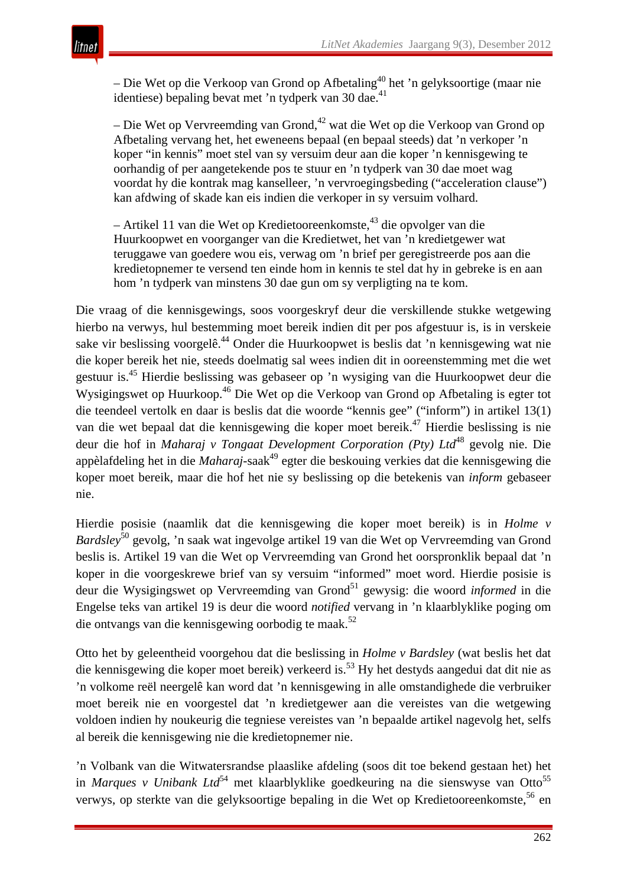– Die Wet op die Verkoop van Grond op Afbetaling[40] het ’n gelyksoortige (maar nie identiese) bepaling bevat met ’n tydperk van 30 dae.[41]

– Die Wet op Vervreemding van Grond,[42] wat die Wet op die Verkoop van Grond op Afbetaling vervang het, het eweneens bepaal (en bepaal steeds) dat ’n verkoper ’n koper “in kennis” moet stel van sy versuim deur aan die koper ’n kennisgewing te oorhandig of per aangetekende pos te stuur en ’n tydperk van 30 dae moet wag voordat hy die kontrak mag kanselleer, ’n vervroegingsbeding (“acceleration clause”) kan afdwing of skade kan eis indien die verkoper in sy versuim volhard.

– Artikel 11 van die Wet op Kredietooreenkomste,[43] die opvolger van die Huurkoopwet en voorganger van die Kredietwet, het van ’n kredietgewer wat teruggawe van goedere wou eis, verwag om ’n brief per geregistreerde pos aan die kredietopnemer te versend ten einde hom in kennis te stel dat hy in gebreke is en aan hom ’n tydperk van minstens 30 dae gun om sy verpligting na te kom.

Die vraag of die kennisgewings, soos voorgeskryf deur die verskillende stukke wetgewing hierbo na verwys, hul bestemming moet bereik indien dit per pos afgestuur is, is in verskeie sake vir beslissing voorgelê.[44] Onder die Huurkoopwet is beslis dat ’n kennisgewing wat nie die koper bereik het nie, steeds doelmatig sal wees indien dit in ooreenstemming met die wet gestuur is.[45] Hierdie beslissing was gebaseer op ’n wysiging van die Huurkoopwet deur die Wysigingswet op Huurkoop.[46] Die Wet op die Verkoop van Grond op Afbetaling is egter tot die teendeel vertolk en daar is beslis dat die woorde “kennis gee” (“inform”) in artikel 13(1) van die wet bepaal dat die kennisgewing die koper moet bereik.[47] Hierdie beslissing is nie deur die hof in *Maharaj v Tongaat Development Corporation (Pty) Ltd*[48] gevolg nie. Die appèlafdeling het in die *Maharaj*-saak[49] egter die beskouing verkies dat die kennisgewing die koper moet bereik, maar die hof het nie sy beslissing op die betekenis van *inform* gebaseer nie.

Hierdie posisie (naamlik dat die kennisgewing die koper moet bereik) is in *Holme v Bardsley*[50] gevolg, ’n saak wat ingevolge artikel 19 van die Wet op Vervreemding van Grond beslis is. Artikel 19 van die Wet op Vervreemding van Grond het oorspronklik bepaal dat ’n koper in die voorgeskrewe brief van sy versuim “informed” moet word. Hierdie posisie is deur die Wysigingswet op Vervreemding van Grond[51] gewysig: die woord *informed* in die Engelse teks van artikel 19 is deur die woord *notified* vervang in ’n klaarblyklike poging om die ontvangs van die kennisgewing oorbodig te maak.[52]

Otto het by geleentheid voorgehou dat die beslissing in *Holme v Bardsley* (wat beslis het dat die kennisgewing die koper moet bereik) verkeerd is.[53] Hy het destyds aangedui dat dit nie as ’n volkome reël neergelê kan word dat ’n kennisgewing in alle omstandighede die verbruiker moet bereik nie en voorgestel dat ’n kredietgewer aan die vereistes van die wetgewing voldoen indien hy noukeurig die tegniese vereistes van ’n bepaalde artikel nagevolg het, selfs al bereik die kennisgewing nie die kredietopnemer nie.

’n Volbank van die Witwatersrandse plaaslike afdeling (soos dit toe bekend gestaan het) het in *Marques v Unibank Ltd*[54] met klaarblyklike goedkeuring na die sienswyse van Otto[55] verwys, op sterkte van die gelyksoortige bepaling in die Wet op Kredietooreenkomste,[56] en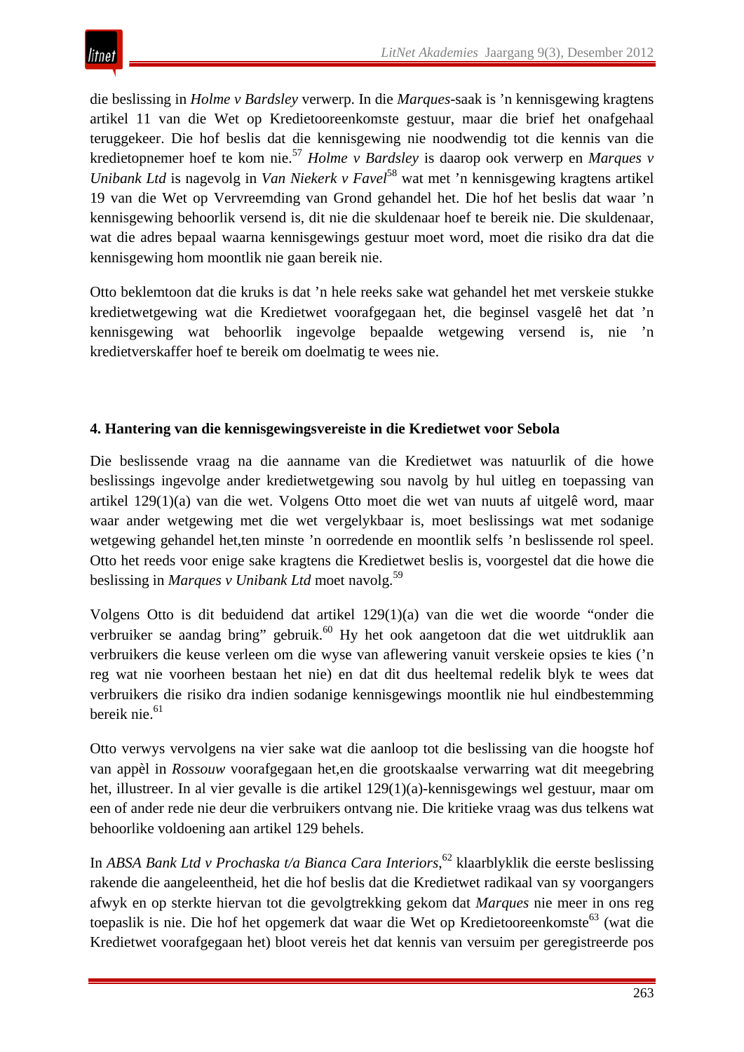die beslissing in *Holme v Bardsley* verwerp. In die *Marques*-saak is 'n kennisgewing kragtens artikel 11 van die Wet op Kredietooreenkomste gestuur, maar die brief het onafgehaal teruggekeer. Die hof beslis dat die kennisgewing nie noodwendig tot die kennis van die kredietopnemer hoef te kom nie.[57] *Holme v Bardsley* is daarop ook verwerp en *Marques v Unibank Ltd* is nagevolg in *Van Niekerk v Favel*[58] wat met 'n kennisgewing kragtens artikel 19 van die Wet op Vervreemding van Grond gehandel het. Die hof het beslis dat waar 'n kennisgewing behoorlik versend is, dit nie die skuldenaar hoef te bereik nie. Die skuldenaar, wat die adres bepaal waarna kennisgewings gestuur moet word, moet die risiko dra dat die kennisgewing hom moontlik nie gaan bereik nie.

Otto beklemtoon dat die kruks is dat 'n hele reeks sake wat gehandel het met verskeie stukke kredietwetgewing wat die Kredietwet voorafgegaan het, die beginsel vasgelê het dat 'n kennisgewing wat behoorlik ingevolge bepaalde wetgewing versend is, nie 'n kredietverskaffer hoef te bereik om doelmatig te wees nie.

#### 4. Hantering van die kennisgewingsvereiste in die Kredietwet voor Sebola

Die beslissende vraag na die aanname van die Kredietwet was natuurlik of die howe beslissings ingevolge ander kredietwetgewing sou navolg by hul uitleg en toepassing van artikel 129(1)(a) van die wet. Volgens Otto moet die wet van nuuts af uitgelê word, maar waar ander wetgewing met die wet vergelykbaar is, moet beslissings wat met sodanige wetgewing gehandel het,ten minste 'n oorredende en moontlik selfs 'n beslissende rol speel. Otto het reeds voor enige sake kragtens die Kredietwet beslis is, voorgestel dat die howe die beslissing in *Marques v Unibank Ltd* moet navolg.[59]

Volgens Otto is dit beduidend dat artikel 129(1)(a) van die wet die woorde "onder die verbruiker se aandag bring" gebruik.[60] Hy het ook aangetoon dat die wet uitdruklik aan verbruikers die keuse verleen om die wyse van aflewering vanuit verskeie opsies te kies ('n reg wat nie voorheen bestaan het nie) en dat dit dus heeltemal redelik blyk te wees dat verbruikers die risiko dra indien sodanige kennisgewings moontlik nie hul eindbestemming bereik nie.[61]

Otto verwys vervolgens na vier sake wat die aanloop tot die beslissing van die hoogste hof van appèl in *Rossouw* voorafgegaan het,en die grootskaalse verwarring wat dit meegebring het, illustreer. In al vier gevalle is die artikel 129(1)(a)-kennisgewings wel gestuur, maar om een of ander rede nie deur die verbruikers ontvang nie. Die kritieke vraag was dus telkens wat behoorlike voldoening aan artikel 129 behels.

In *ABSA Bank Ltd v Prochaska t/a Bianca Cara Interiors*,[62] klaarblyklik die eerste beslissing rakende die aangeleentheid, het die hof beslis dat die Kredietwet radikaal van sy voorgangers afwyk en op sterkte hiervan tot die gevolgtrekking gekom dat *Marques* nie meer in ons reg toepaslik is nie. Die hof het opgemerk dat waar die Wet op Kredietooreenkomste[63] (wat die Kredietwet voorafgegaan het) bloot vereis het dat kennis van versuim per geregistreerde pos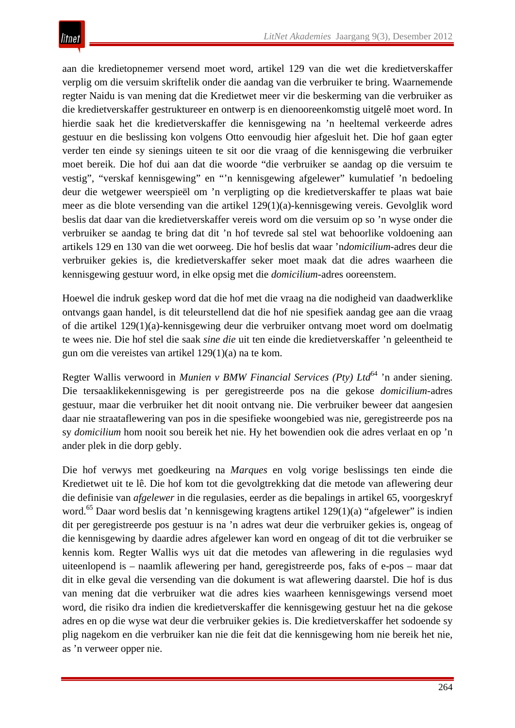aan die kredietopnemer versend moet word, artikel 129 van die wet die kredietverskaffer verplig om die versuim skriftelik onder die aandag van die verbruiker te bring. Waarnemende regter Naidu is van mening dat die Kredietwet meer vir die beskerming van die verbruiker as die kredietverskaffer gestruktureer en ontwerp is en dienooreenkomstig uitgelê moet word. In hierdie saak het die kredietverskaffer die kennisgewing na ’n heeltemal verkeerde adres gestuur en die beslissing kon volgens Otto eenvoudig hier afgesluit het. Die hof gaan egter verder ten einde sy sienings uiteen te sit oor die vraag of die kennisgewing die verbruiker moet bereik. Die hof dui aan dat die woorde “die verbruiker se aandag op die versuim te vestig”, “verskaf kennisgewing” en “’n kennisgewing afgelewer” kumulatief ’n bedoeling deur die wetgewer weerspieël om ’n verpligting op die kredietverskaffer te plaas wat baie meer as die blote versending van die artikel 129(1)(a)-kennisgewing vereis. Gevolglik word beslis dat daar van die kredietverskaffer vereis word om die versuim op so ’n wyse onder die verbruiker se aandag te bring dat dit ’n hof tevrede sal stel wat behoorlike voldoening aan artikels 129 en 130 van die wet oorweeg. Die hof beslis dat waar ’n*domicilium*-adres deur die verbruiker gekies is, die kredietverskaffer seker moet maak dat die adres waarheen die kennisgewing gestuur word, in elke opsig met die *domicilium*-adres ooreenstem.

Hoewel die indruk geskep word dat die hof met die vraag na die nodigheid van daadwerklike ontvangs gaan handel, is dit teleurstellend dat die hof nie spesifiek aandag gee aan die vraag of die artikel 129(1)(a)-kennisgewing deur die verbruiker ontvang moet word om doelmatig te wees nie. Die hof stel die saak *sine die* uit ten einde die kredietverskaffer ’n geleentheid te gun om die vereistes van artikel 129(1)(a) na te kom.

Regter Wallis verwoord in *Munien v BMW Financial Services (Pty) Ltd*[64] ’n ander siening. Die tersaaklikekennisgewing is per geregistreerde pos na die gekose *domicilium*-adres gestuur, maar die verbruiker het dit nooit ontvang nie. Die verbruiker beweer dat aangesien daar nie straataflewering van pos in die spesifieke woongebied was nie, geregistreerde pos na sy *domicilium* hom nooit sou bereik het nie. Hy het bowendien ook die adres verlaat en op ’n ander plek in die dorp gebly.

Die hof verwys met goedkeuring na *Marques* en volg vorige beslissings ten einde die Kredietwet uit te lê. Die hof kom tot die gevolgtrekking dat die metode van aflewering deur die definisie van *afgelewer* in die regulasies, eerder as die bepalings in artikel 65, voorgeskryf word.[65] Daar word beslis dat ’n kennisgewing kragtens artikel 129(1)(a) “afgelewer” is indien dit per geregistreerde pos gestuur is na ’n adres wat deur die verbruiker gekies is, ongeag of die kennisgewing by daardie adres afgelewer kan word en ongeag of dit tot die verbruiker se kennis kom. Regter Wallis wys uit dat die metodes van aflewering in die regulasies wyd uiteenlopend is – naamlik aflewering per hand, geregistreerde pos, faks of e-pos – maar dat dit in elke geval die versending van die dokument is wat aflewering daarstel. Die hof is dus van mening dat die verbruiker wat die adres kies waarheen kennisgewings versend moet word, die risiko dra indien die kredietverskaffer die kennisgewing gestuur het na die gekose adres en op die wyse wat deur die verbruiker gekies is. Die kredietverskaffer het sodoende sy plig nagekom en die verbruiker kan nie die feit dat die kennisgewing hom nie bereik het nie, as ’n verweer opper nie.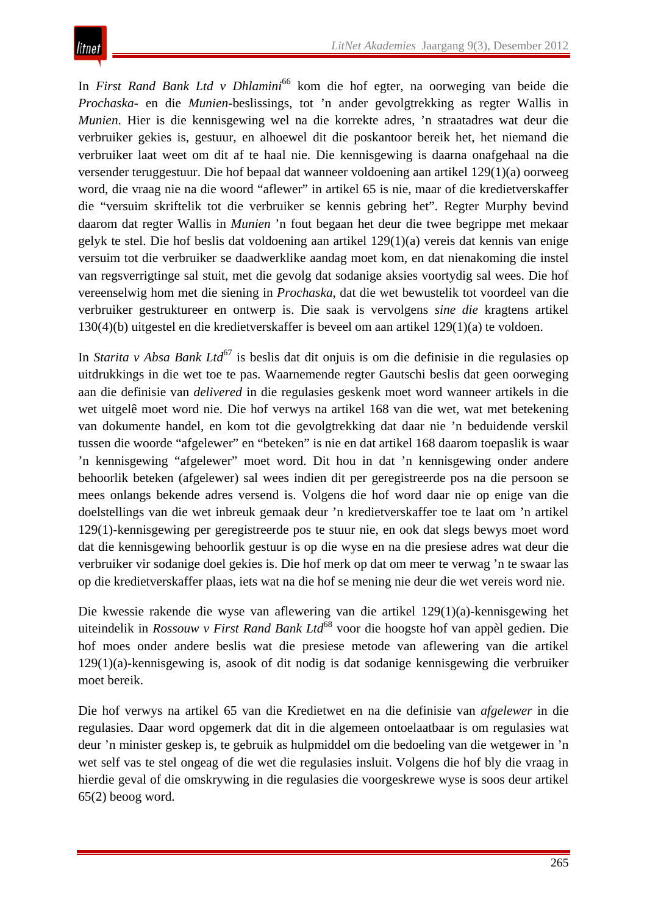In *First Rand Bank Ltd v Dhlamini*[66] kom die hof egter, na oorweging van beide die *Prochaska*- en die *Munien*-beslissings, tot ’n ander gevolgtrekking as regter Wallis in *Munien*. Hier is die kennisgewing wel na die korrekte adres, ’n straatadres wat deur die verbruiker gekies is, gestuur, en alhoewel dit die poskantoor bereik het, het niemand die verbruiker laat weet om dit af te haal nie. Die kennisgewing is daarna onafgehaal na die versender teruggestuur. Die hof bepaal dat wanneer voldoening aan artikel 129(1)(a) oorweeg word, die vraag nie na die woord “aflewer” in artikel 65 is nie, maar of die kredietverskaffer die “versuim skriftelik tot die verbruiker se kennis gebring het”. Regter Murphy bevind daarom dat regter Wallis in *Munien* ’n fout begaan het deur die twee begrippe met mekaar gelyk te stel. Die hof beslis dat voldoening aan artikel 129(1)(a) vereis dat kennis van enige versuim tot die verbruiker se daadwerklike aandag moet kom, en dat nienakoming die instel van regsverrigtinge sal stuit, met die gevolg dat sodanige aksies voortydig sal wees. Die hof vereenselwig hom met die siening in *Prochaska*, dat die wet bewustelik tot voordeel van die verbruiker gestruktureer en ontwerp is. Die saak is vervolgens *sine die* kragtens artikel 130(4)(b) uitgestel en die kredietverskaffer is beveel om aan artikel 129(1)(a) te voldoen.

In *Starita v Absa Bank Ltd*[67] is beslis dat dit onjuis is om die definisie in die regulasies op uitdrukkings in die wet toe te pas. Waarnemende regter Gautschi beslis dat geen oorweging aan die definisie van *delivered* in die regulasies geskenk moet word wanneer artikels in die wet uitgelê moet word nie. Die hof verwys na artikel 168 van die wet, wat met betekening van dokumente handel, en kom tot die gevolgtrekking dat daar nie ’n beduidende verskil tussen die woorde “afgelewer” en “beteken” is nie en dat artikel 168 daarom toepaslik is waar ’n kennisgewing “afgelewer” moet word. Dit hou in dat ’n kennisgewing onder andere behoorlik beteken (afgelewer) sal wees indien dit per geregistreerde pos na die persoon se mees onlangs bekende adres versend is. Volgens die hof word daar nie op enige van die doelstellings van die wet inbreuk gemaak deur ’n kredietverskaffer toe te laat om ’n artikel 129(1)-kennisgewing per geregistreerde pos te stuur nie, en ook dat slegs bewys moet word dat die kennisgewing behoorlik gestuur is op die wyse en na die presiese adres wat deur die verbruiker vir sodanige doel gekies is. Die hof merk op dat om meer te verwag ’n te swaar las op die kredietverskaffer plaas, iets wat na die hof se mening nie deur die wet vereis word nie.

Die kwessie rakende die wyse van aflewering van die artikel 129(1)(a)-kennisgewing het uiteindelik in *Rossouw v First Rand Bank Ltd*[68] voor die hoogste hof van appèl gedien. Die hof moes onder andere beslis wat die presiese metode van aflewering van die artikel 129(1)(a)-kennisgewing is, asook of dit nodig is dat sodanige kennisgewing die verbruiker moet bereik.

Die hof verwys na artikel 65 van die Kredietwet en na die definisie van *afgelewer* in die regulasies. Daar word opgemerk dat dit in die algemeen ontoelaatbaar is om regulasies wat deur ’n minister geskep is, te gebruik as hulpmiddel om die bedoeling van die wetgewer in ’n wet self vas te stel ongeag of die wet die regulasies insluit. Volgens die hof bly die vraag in hierdie geval of die omskrywing in die regulasies die voorgeskrewe wyse is soos deur artikel 65(2) beoog word.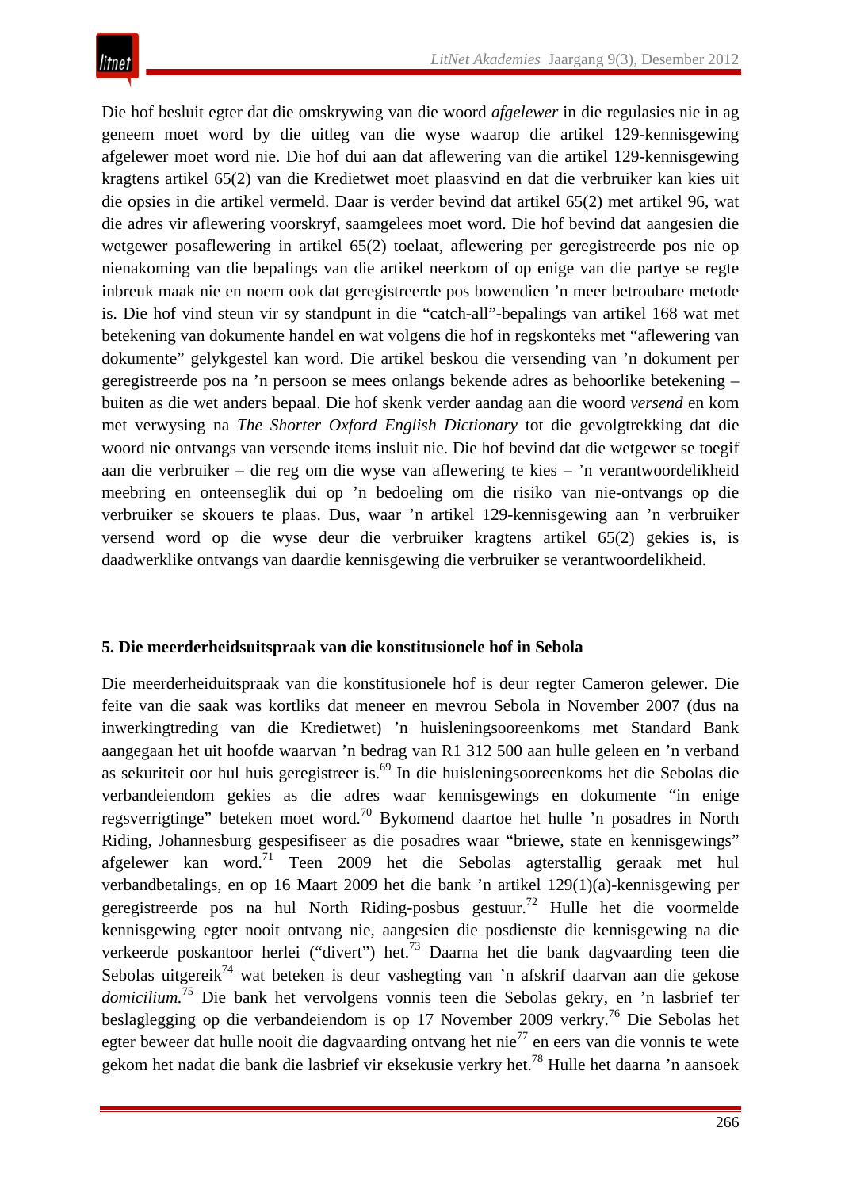Die hof besluit egter dat die omskrywing van die woord *afgelewer* in die regulasies nie in ag geneem moet word by die uitleg van die wyse waarop die artikel 129-kennisgewing afgelewer moet word nie. Die hof dui aan dat aflewering van die artikel 129-kennisgewing kragtens artikel 65(2) van die Kredietwet moet plaasvind en dat die verbruiker kan kies uit die opsies in die artikel vermeld. Daar is verder bevind dat artikel 65(2) met artikel 96, wat die adres vir aflewering voorskryf, saamgelees moet word. Die hof bevind dat aangesien die wetgewer posaflewering in artikel 65(2) toelaat, aflewering per geregistreerde pos nie op nienakoming van die bepalings van die artikel neerkom of op enige van die partye se regte inbreuk maak nie en noem ook dat geregistreerde pos bowendien ’n meer betroubare metode is. Die hof vind steun vir sy standpunt in die "catch-all"-bepalings van artikel 168 wat met betekening van dokumente handel en wat volgens die hof in regskonteks met "aflewering van dokumente" gelykgestel kan word. Die artikel beskou die versending van ’n dokument per geregistreerde pos na ’n persoon se mees onlangs bekende adres as behoorlike betekening – buiten as die wet anders bepaal. Die hof skenk verder aandag aan die woord *versend* en kom met verwysing na *The Shorter Oxford English Dictionary* tot die gevolgtrekking dat die woord nie ontvangs van versende items insluit nie. Die hof bevind dat die wetgewer se toegif aan die verbruiker – die reg om die wyse van aflewering te kies – ’n verantwoordelikheid meebring en onteenseglik dui op ’n bedoeling om die risiko van nie-ontvangs op die verbruiker se skouers te plaas. Dus, waar ’n artikel 129-kennisgewing aan ’n verbruiker versend word op die wyse deur die verbruiker kragtens artikel 65(2) gekies is, is daadwerklike ontvangs van daardie kennisgewing die verbruiker se verantwoordelikheid.

## 5. Die meerderheidsuitspraak van die konstitusionele hof in Sebola

Die meerderheiduitspraak van die konstitusionele hof is deur regter Cameron gelewer. Die feite van die saak was kortliks dat meneer en mevrou Sebola in November 2007 (dus na inwerkingtreding van die Kredietwet) ’n huisleningsooreenkoms met Standard Bank aangegaan het uit hoofde waarvan ’n bedrag van R1 312 500 aan hulle geleen en ’n verband as sekuriteit oor hul huis geregistreer is.[69] In die huisleningsooreenkoms het die Sebolas die verbandeiendom gekies as die adres waar kennisgewings en dokumente "in enige regsverrigtinge" beteken moet word.[70] Bykomend daartoe het hulle ’n posadres in North Riding, Johannesburg gespesifiseer as die posadres waar "briewe, state en kennisgewings" afgelewer kan word.[71] Teen 2009 het die Sebolas agterstallig geraak met hul verbandbetalings, en op 16 Maart 2009 het die bank ’n artikel 129(1)(a)-kennisgewing per geregistreerde pos na hul North Riding-posbus gestuur.[72] Hulle het die voormelde kennisgewing egter nooit ontvang nie, aangesien die posdienste die kennisgewing na die verkeerde poskantoor herlei ("divert") het.[73] Daarna het die bank dagvaarding teen die Sebolas uitgereik[74] wat beteken is deur vashegting van ’n afskrif daarvan aan die gekose *domicilium.*[75] Die bank het vervolgens vonnis teen die Sebolas gekry, en ’n lasbrief ter beslaglegging op die verbandeiendom is op 17 November 2009 verkry.[76] Die Sebolas het egter beweer dat hulle nooit die dagvaarding ontvang het nie[77] en eers van die vonnis te wete gekom het nadat die bank die lasbrief vir eksekusie verkry het.[78] Hulle het daarna ’n aansoek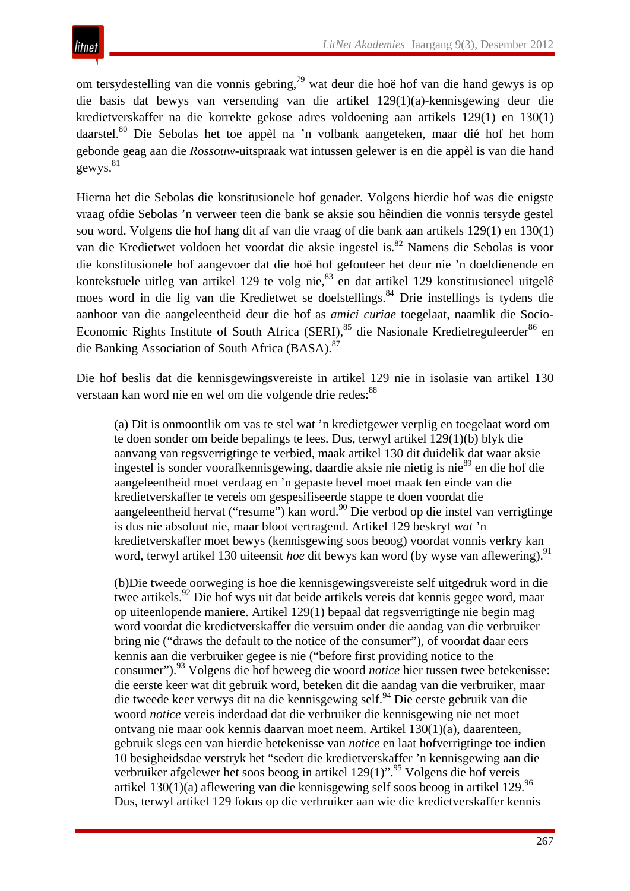om tersydestelling van die vonnis gebring,[79] wat deur die hoë hof van die hand gewys is op die basis dat bewys van versending van die artikel 129(1)(a)-kennisgewing deur die kredietverskaffer na die korrekte gekose adres voldoening aan artikels 129(1) en 130(1) daarstel.[80] Die Sebolas het toe appèl na ’n volbank aangeteken, maar dié hof het hom gebonde geag aan die *Rossouw*-uitspraak wat intussen gelewer is en die appèl is van die hand gewys.[81]

Hierna het die Sebolas die konstitusionele hof genader. Volgens hierdie hof was die enigste vraag ofdie Sebolas ’n verweer teen die bank se aksie sou hêindien die vonnis tersyde gestel sou word. Volgens die hof hang dit af van die vraag of die bank aan artikels 129(1) en 130(1) van die Kredietwet voldoen het voordat die aksie ingestel is.[82] Namens die Sebolas is voor die konstitusionele hof aangevoer dat die hoë hof gefouteer het deur nie ’n doeldienende en kontekstuele uitleg van artikel 129 te volg nie,[83] en dat artikel 129 konstitusioneel uitgelê moes word in die lig van die Kredietwet se doelstellings.[84] Drie instellings is tydens die aanhoor van die aangeleentheid deur die hof as *amici curiae* toegelaat, naamlik die Socio-Economic Rights Institute of South Africa (SERI),[85] die Nasionale Kredietreguleerder[86] en die Banking Association of South Africa (BASA).[87]

Die hof beslis dat die kennisgewingsvereiste in artikel 129 nie in isolasie van artikel 130 verstaan kan word nie en wel om die volgende drie redes:[88]

> (a) Dit is onmoontlik om vas te stel wat ’n kredietgewer verplig en toegelaat word om te doen sonder om beide bepalings te lees. Dus, terwyl artikel 129(1)(b) blyk die aanvang van regsverrigtinge te verbied, maak artikel 130 dit duidelik dat waar aksie ingestel is sonder voorafkennisgewing, daardie aksie nie nietig is nie[89] en die hof die aangeleentheid moet verdaag en ’n gepaste bevel moet maak ten einde van die kredietverskaffer te vereis om gespesifiseerde stappe te doen voordat die aangeleentheid hervat (“resume”) kan word.[90] Die verbod op die instel van verrigtinge is dus nie absoluut nie, maar bloot vertragend. Artikel 129 beskryf *wat* ’n kredietverskaffer moet bewys (kennisgewing soos beoog) voordat vonnis verkry kan word, terwyl artikel 130 uiteensit *hoe* dit bewys kan word (by wyse van aflewering).[91]
>
> (b)Die tweede oorweging is hoe die kennisgewingsvereiste self uitgedruk word in die twee artikels.[92] Die hof wys uit dat beide artikels vereis dat kennis gegee word, maar op uiteenlopende maniere. Artikel 129(1) bepaal dat regsverrigtinge nie begin mag word voordat die kredietverskaffer die versuim onder die aandag van die verbruiker bring nie (“draws the default to the notice of the consumer”), of voordat daar eers kennis aan die verbruiker gegee is nie (“before first providing notice to the consumer”).[93] Volgens die hof beweeg die woord *notice* hier tussen twee betekenisse: die eerste keer wat dit gebruik word, beteken dit die aandag van die verbruiker, maar die tweede keer verwys dit na die kennisgewing self.[94] Die eerste gebruik van die woord *notice* vereis inderdaad dat die verbruiker die kennisgewing nie net moet ontvang nie maar ook kennis daarvan moet neem. Artikel 130(1)(a), daarenteen, gebruik slegs een van hierdie betekenisse van *notice* en laat hofverrigtinge toe indien 10 besigheidsdae verstryk het “sedert die kredietverskaffer ’n kennisgewing aan die verbruiker afgelewer het soos beoog in artikel 129(1)”.[95] Volgens die hof vereis artikel 130(1)(a) aflewering van die kennisgewing self soos beoog in artikel 129.[96] Dus, terwyl artikel 129 fokus op die verbruiker aan wie die kredietverskaffer kennis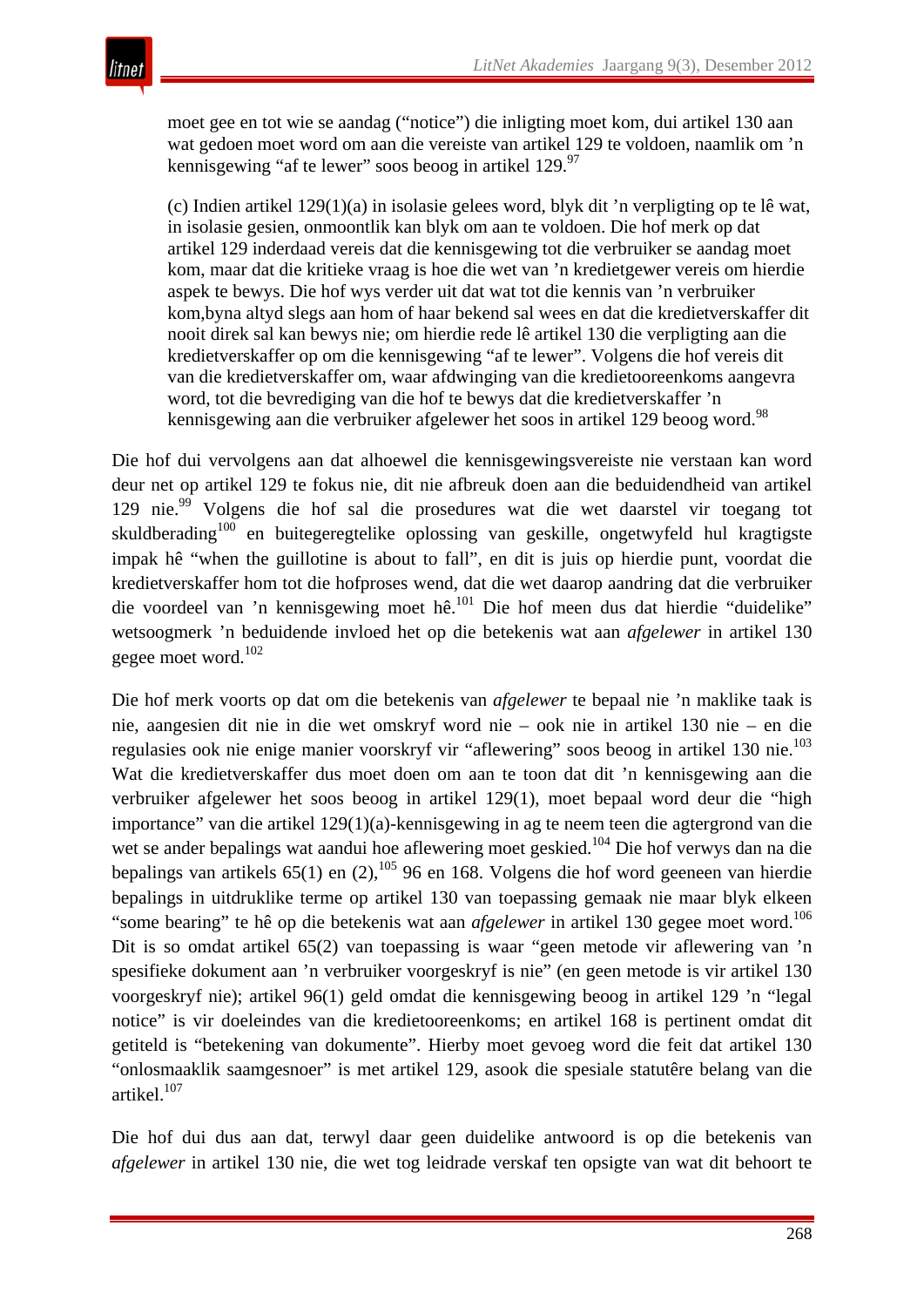moet gee en tot wie se aandag ("notice") die inligting moet kom, dui artikel 130 aan wat gedoen moet word om aan die vereiste van artikel 129 te voldoen, naamlik om 'n kennisgewing "af te lewer" soos beoog in artikel 129.[97]

(c) Indien artikel 129(1)(a) in isolasie gelees word, blyk dit 'n verpligting op te lê wat, in isolasie gesien, onmoontlik kan blyk om aan te voldoen. Die hof merk op dat artikel 129 inderdaad vereis dat die kennisgewing tot die verbruiker se aandag moet kom, maar dat die kritieke vraag is hoe die wet van 'n kredietgewer vereis om hierdie aspek te bewys. Die hof wys verder uit dat wat tot die kennis van 'n verbruiker kom,byna altyd slegs aan hom of haar bekend sal wees en dat die kredietverskaffer dit nooit direk sal kan bewys nie; om hierdie rede lê artikel 130 die verpligting aan die kredietverskaffer op om die kennisgewing "af te lewer". Volgens die hof vereis dit van die kredietverskaffer om, waar afdwinging van die kredietooreenkoms aangevra word, tot die bevrediging van die hof te bewys dat die kredietverskaffer 'n kennisgewing aan die verbruiker afgelewer het soos in artikel 129 beoog word.[98]

Die hof dui vervolgens aan dat alhoewel die kennisgewingsvereiste nie verstaan kan word deur net op artikel 129 te fokus nie, dit nie afbreuk doen aan die beduidendheid van artikel 129 nie.[99] Volgens die hof sal die prosedures wat die wet daarstel vir toegang tot skuldberading[100] en buitegeregtelike oplossing van geskille, ongetwyfeld hul kragtigste impak hê "when the guillotine is about to fall", en dit is juis op hierdie punt, voordat die kredietverskaffer hom tot die hofproses wend, dat die wet daarop aandring dat die verbruiker die voordeel van 'n kennisgewing moet hê.[101] Die hof meen dus dat hierdie "duidelike" wetsoogmerk 'n beduidende invloed het op die betekenis wat aan *afgelewer* in artikel 130 gegee moet word.[102]

Die hof merk voorts op dat om die betekenis van *afgelewer* te bepaal nie 'n maklike taak is nie, aangesien dit nie in die wet omskryf word nie – ook nie in artikel 130 nie – en die regulasies ook nie enige manier voorskryf vir "aflewering" soos beoog in artikel 130 nie.[103] Wat die kredietverskaffer dus moet doen om aan te toon dat dit 'n kennisgewing aan die verbruiker afgelewer het soos beoog in artikel 129(1), moet bepaal word deur die "high importance" van die artikel 129(1)(a)-kennisgewing in ag te neem teen die agtergrond van die wet se ander bepalings wat aandui hoe aflewering moet geskied.[104] Die hof verwys dan na die bepalings van artikels 65(1) en (2),[105] 96 en 168. Volgens die hof word geeneen van hierdie bepalings in uitdruklike terme op artikel 130 van toepassing gemaak nie maar blyk elkeen "some bearing" te hê op die betekenis wat aan *afgelewer* in artikel 130 gegee moet word.[106] Dit is so omdat artikel 65(2) van toepassing is waar "geen metode vir aflewering van 'n spesifieke dokument aan 'n verbruiker voorgeskryf is nie" (en geen metode is vir artikel 130 voorgeskryf nie); artikel 96(1) geld omdat die kennisgewing beoog in artikel 129 'n "legal notice" is vir doeleindes van die kredietooreenkoms; en artikel 168 is pertinent omdat dit getiteld is "betekening van dokumente". Hierby moet gevoeg word die feit dat artikel 130 "onlosmaaklik saamgesnoer" is met artikel 129, asook die spesiale statutêre belang van die artikel.[107]

Die hof dui dus aan dat, terwyl daar geen duidelike antwoord is op die betekenis van *afgelewer* in artikel 130 nie, die wet tog leidrade verskaf ten opsigte van wat dit behoort te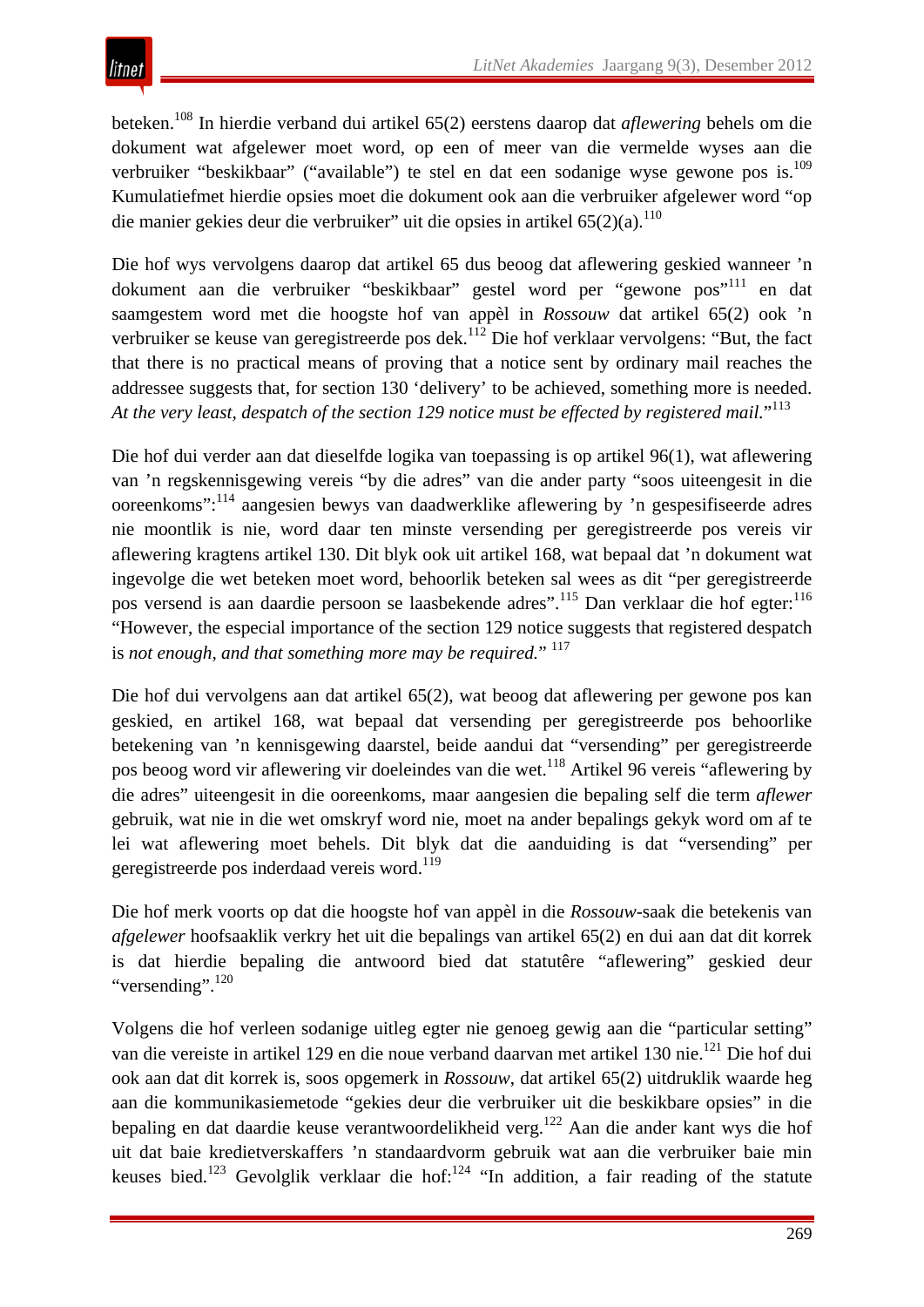beteken.[108] In hierdie verband dui artikel 65(2) eerstens daarop dat *aflewering* behels om die dokument wat afgelewer moet word, op een of meer van die vermelde wyses aan die verbruiker "beskikbaar" ("available") te stel en dat een sodanige wyse gewone pos is.[109] Kumulatiefmet hierdie opsies moet die dokument ook aan die verbruiker afgelewer word "op die manier gekies deur die verbruiker" uit die opsies in artikel 65(2)(a).[110]

Die hof wys vervolgens daarop dat artikel 65 dus beoog dat aflewering geskied wanneer 'n dokument aan die verbruiker "beskikbaar" gestel word per "gewone pos"[111] en dat saamgestem word met die hoogste hof van appèl in *Rossouw* dat artikel 65(2) ook 'n verbruiker se keuse van geregistreerde pos dek.[112] Die hof verklaar vervolgens: "But, the fact that there is no practical means of proving that a notice sent by ordinary mail reaches the addressee suggests that, for section 130 'delivery' to be achieved, something more is needed. *At the very least, despatch of the section 129 notice must be effected by registered mail.*"[113]

Die hof dui verder aan dat dieselfde logika van toepassing is op artikel 96(1), wat aflewering van 'n regskennisgewing vereis "by die adres" van die ander party "soos uiteengesit in die ooreenkoms":[114] aangesien bewys van daadwerklike aflewering by 'n gespesifiseerde adres nie moontlik is nie, word daar ten minste versending per geregistreerde pos vereis vir aflewering kragtens artikel 130. Dit blyk ook uit artikel 168, wat bepaal dat 'n dokument wat ingevolge die wet beteken moet word, behoorlik beteken sal wees as dit "per geregistreerde pos versend is aan daardie persoon se laasbekende adres".[115] Dan verklaar die hof egter:[116] "However, the especial importance of the section 129 notice suggests that registered despatch is *not enough, and that something more may be required.*" [117]

Die hof dui vervolgens aan dat artikel 65(2), wat beoog dat aflewering per gewone pos kan geskied, en artikel 168, wat bepaal dat versending per geregistreerde pos behoorlike betekening van 'n kennisgewing daarstel, beide aandui dat "versending" per geregistreerde pos beoog word vir aflewering vir doeleindes van die wet.[118] Artikel 96 vereis "aflewering by die adres" uiteengesit in die ooreenkoms, maar aangesien die bepaling self die term *aflewer* gebruik, wat nie in die wet omskryf word nie, moet na ander bepalings gekyk word om af te lei wat aflewering moet behels. Dit blyk dat die aanduiding is dat "versending" per geregistreerde pos inderdaad vereis word.[119]

Die hof merk voorts op dat die hoogste hof van appèl in die *Rossouw*-saak die betekenis van *afgelewer* hoofsaaklik verkry het uit die bepalings van artikel 65(2) en dui aan dat dit korrek is dat hierdie bepaling die antwoord bied dat statutêre "aflewering" geskied deur "versending".[120]

Volgens die hof verleen sodanige uitleg egter nie genoeg gewig aan die "particular setting" van die vereiste in artikel 129 en die noue verband daarvan met artikel 130 nie.[121] Die hof dui ook aan dat dit korrek is, soos opgemerk in *Rossouw*, dat artikel 65(2) uitdruklik waarde heg aan die kommunikasiemetode "gekies deur die verbruiker uit die beskikbare opsies" in die bepaling en dat daardie keuse verantwoordelikheid verg.[122] Aan die ander kant wys die hof uit dat baie kredietverskaffers 'n standaardvorm gebruik wat aan die verbruiker baie min keuses bied.[123] Gevolglik verklaar die hof:[124] "In addition, a fair reading of the statute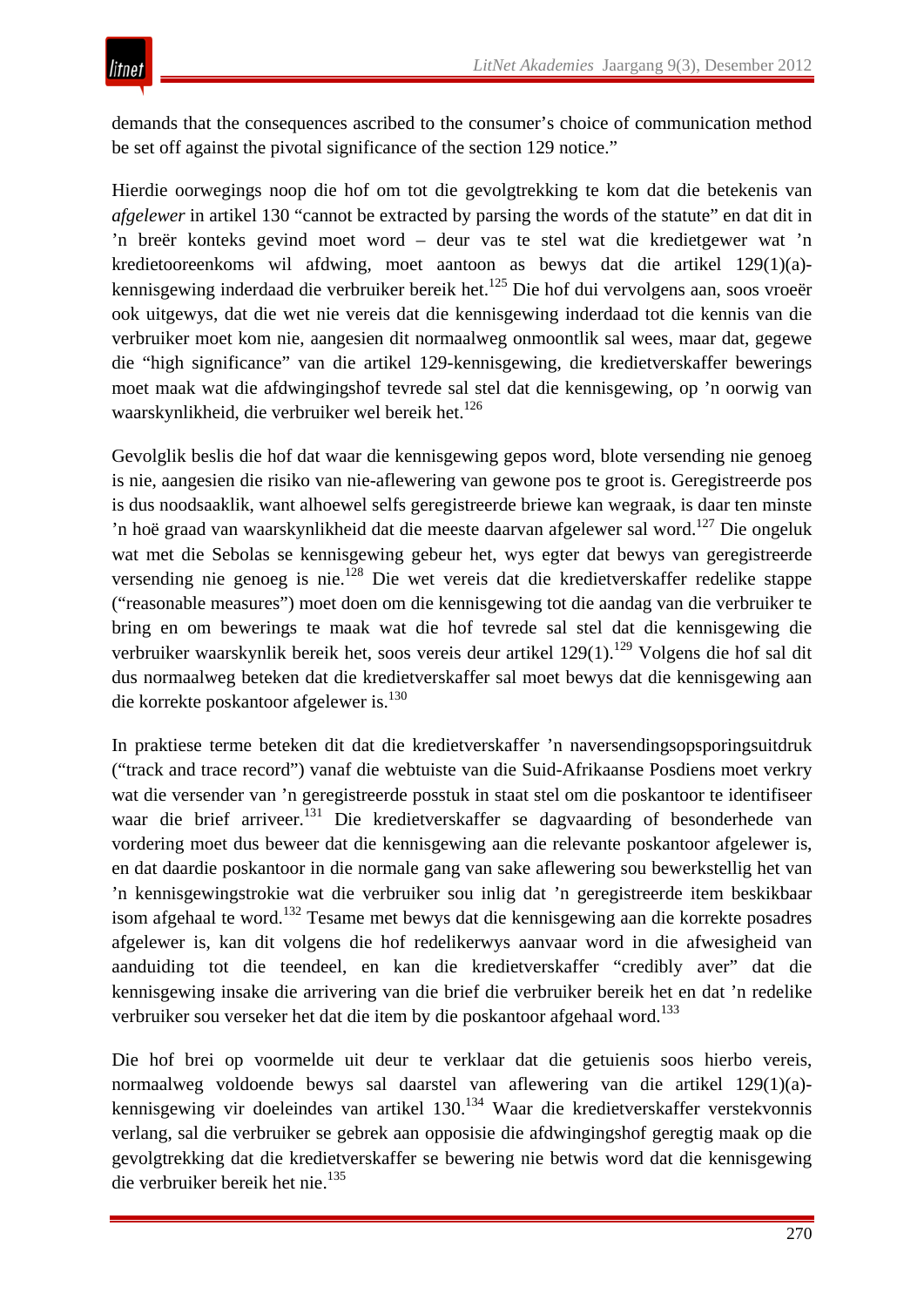demands that the consequences ascribed to the consumer's choice of communication method be set off against the pivotal significance of the section 129 notice."

Hierdie oorwegings noop die hof om tot die gevolgtrekking te kom dat die betekenis van *afgelewer* in artikel 130 "cannot be extracted by parsing the words of the statute" en dat dit in 'n breër konteks gevind moet word – deur vas te stel wat die kredietgewer wat 'n kredietooreenkoms wil afdwing, moet aantoon as bewys dat die artikel 129(1)(a)-kennisgewing inderdaad die verbruiker bereik het.[125] Die hof dui vervolgens aan, soos vroeër ook uitgewys, dat die wet nie vereis dat die kennisgewing inderdaad tot die kennis van die verbruiker moet kom nie, aangesien dit normaalweg onmoontlik sal wees, maar dat, gegewe die "high significance" van die artikel 129-kennisgewing, die kredietverskaffer bewerings moet maak wat die afdwingingshof tevrede sal stel dat die kennisgewing, op 'n oorwig van waarskynlikheid, die verbruiker wel bereik het.[126]

Gevolglik beslis die hof dat waar die kennisgewing gepos word, blote versending nie genoeg is nie, aangesien die risiko van nie-aflewering van gewone pos te groot is. Geregistreerde pos is dus noodsaaklik, want alhoewel selfs geregistreerde briewe kan wegraak, is daar ten minste 'n hoë graad van waarskynlikheid dat die meeste daarvan afgelewer sal word.[127] Die ongeluk wat met die Sebolas se kennisgewing gebeur het, wys egter dat bewys van geregistreerde versending nie genoeg is nie.[128] Die wet vereis dat die kredietverskaffer redelike stappe ("reasonable measures") moet doen om die kennisgewing tot die aandag van die verbruiker te bring en om bewerings te maak wat die hof tevrede sal stel dat die kennisgewing die verbruiker waarskynlik bereik het, soos vereis deur artikel 129(1).[129] Volgens die hof sal dit dus normaalweg beteken dat die kredietverskaffer sal moet bewys dat die kennisgewing aan die korrekte poskantoor afgelewer is.[130]

In praktiese terme beteken dit dat die kredietverskaffer 'n naversendingsopsporingsuitdruk ("track and trace record") vanaf die webtuiste van die Suid-Afrikaanse Posdiens moet verkry wat die versender van 'n geregistreerde posstuk in staat stel om die poskantoor te identifiseer waar die brief arriveer.[131] Die kredietverskaffer se dagvaarding of besonderhede van vordering moet dus beweer dat die kennisgewing aan die relevante poskantoor afgelewer is, en dat daardie poskantoor in die normale gang van sake aflewering sou bewerkstellig het van 'n kennisgewingstrokie wat die verbruiker sou inlig dat 'n geregistreerde item beskikbaar isom afgehaal te word.[132] Tesame met bewys dat die kennisgewing aan die korrekte posadres afgelewer is, kan dit volgens die hof redelikerwys aanvaar word in die afwesigheid van aanduiding tot die teendeel, en kan die kredietverskaffer "credibly aver" dat die kennisgewing insake die arrivering van die brief die verbruiker bereik het en dat 'n redelike verbruiker sou verseker het dat die item by die poskantoor afgehaal word.[133]

Die hof brei op voormelde uit deur te verklaar dat die getuienis soos hierbo vereis, normaalweg voldoende bewys sal daarstel van aflewering van die artikel 129(1)(a)-kennisgewing vir doeleindes van artikel 130.[134] Waar die kredietverskaffer verstekvonnis verlang, sal die verbruiker se gebrek aan opposisie die afdwingingshof geregtig maak op die gevolgtrekking dat die kredietverskaffer se bewering nie betwis word dat die kennisgewing die verbruiker bereik het nie.[135]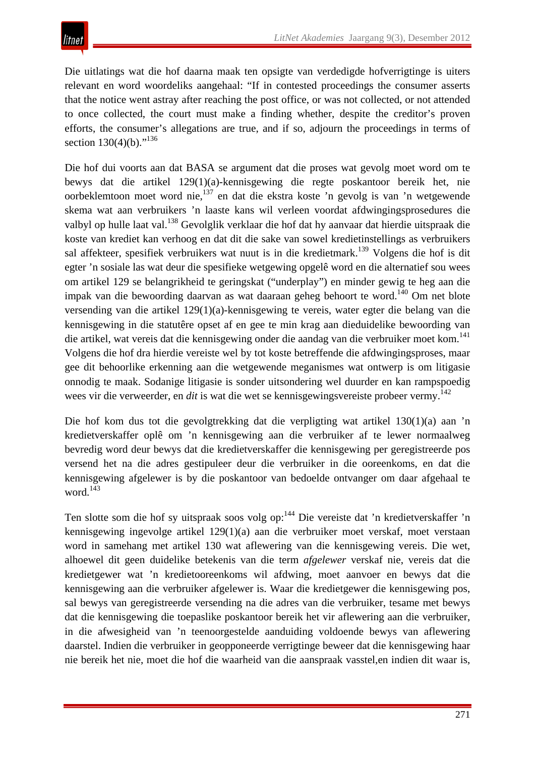Die uitlatings wat die hof daarna maak ten opsigte van verdedigde hofverrigtinge is uiters relevant en word woordeliks aangehaal: "If in contested proceedings the consumer asserts that the notice went astray after reaching the post office, or was not collected, or not attended to once collected, the court must make a finding whether, despite the creditor's proven efforts, the consumer's allegations are true, and if so, adjourn the proceedings in terms of section 130(4)(b)."[136]

Die hof dui voorts aan dat BASA se argument dat die proses wat gevolg moet word om te bewys dat die artikel 129(1)(a)-kennisgewing die regte poskantoor bereik het, nie oorbeklemtoon moet word nie,[137] en dat die ekstra koste 'n gevolg is van 'n wetgewende skema wat aan verbruikers 'n laaste kans wil verleen voordat afdwingingsprosedures die valbyl op hulle laat val.[138] Gevolglik verklaar die hof dat hy aanvaar dat hierdie uitspraak die koste van krediet kan verhoog en dat dit die sake van sowel kredietinstellings as verbruikers sal affekteer, spesifiek verbruikers wat nuut is in die kredietmark.[139] Volgens die hof is dit egter 'n sosiale las wat deur die spesifieke wetgewing opgelê word en die alternatief sou wees om artikel 129 se belangrikheid te geringskat ("underplay") en minder gewig te heg aan die impak van die bewoording daarvan as wat daaraan geheg behoort te word.[140] Om net blote versending van die artikel 129(1)(a)-kennisgewing te vereis, water egter die belang van die kennisgewing in die statutêre opset af en gee te min krag aan dieduidelike bewoording van die artikel, wat vereis dat die kennisgewing onder die aandag van die verbruiker moet kom.[141] Volgens die hof dra hierdie vereiste wel by tot koste betreffende die afdwingingsproses, maar gee dit behoorlike erkenning aan die wetgewende meganismes wat ontwerp is om litigasie onnodig te maak. Sodanige litigasie is sonder uitsondering wel duurder en kan rampspoedig wees vir die verweerder, en *dit* is wat die wet se kennisgewingsvereiste probeer vermy.[142]

Die hof kom dus tot die gevolgtrekking dat die verpligting wat artikel 130(1)(a) aan 'n kredietverskaffer oplê om 'n kennisgewing aan die verbruiker af te lewer normaalweg bevredig word deur bewys dat die kredietverskaffer die kennisgewing per geregistreerde pos versend het na die adres gestipuleer deur die verbruiker in die ooreenkoms, en dat die kennisgewing afgelewer is by die poskantoor van bedoelde ontvanger om daar afgehaal te word.[143]

Ten slotte som die hof sy uitspraak soos volg op:[144] Die vereiste dat 'n kredietverskaffer 'n kennisgewing ingevolge artikel 129(1)(a) aan die verbruiker moet verskaf, moet verstaan word in samehang met artikel 130 wat aflewering van die kennisgewing vereis. Die wet, alhoewel dit geen duidelike betekenis van die term *afgelewer* verskaf nie, vereis dat die kredietgewer wat 'n kredietooreenkoms wil afdwing, moet aanvoer en bewys dat die kennisgewing aan die verbruiker afgelewer is. Waar die kredietgewer die kennisgewing pos, sal bewys van geregistreerde versending na die adres van die verbruiker, tesame met bewys dat die kennisgewing die toepaslike poskantoor bereik het vir aflewering aan die verbruiker, in die afwesigheid van 'n teenoorgestelde aanduiding voldoende bewys van aflewering daarstel. Indien die verbruiker in geopponeerde verrigtinge beweer dat die kennisgewing haar nie bereik het nie, moet die hof die waarheid van die aanspraak vasstel,en indien dit waar is,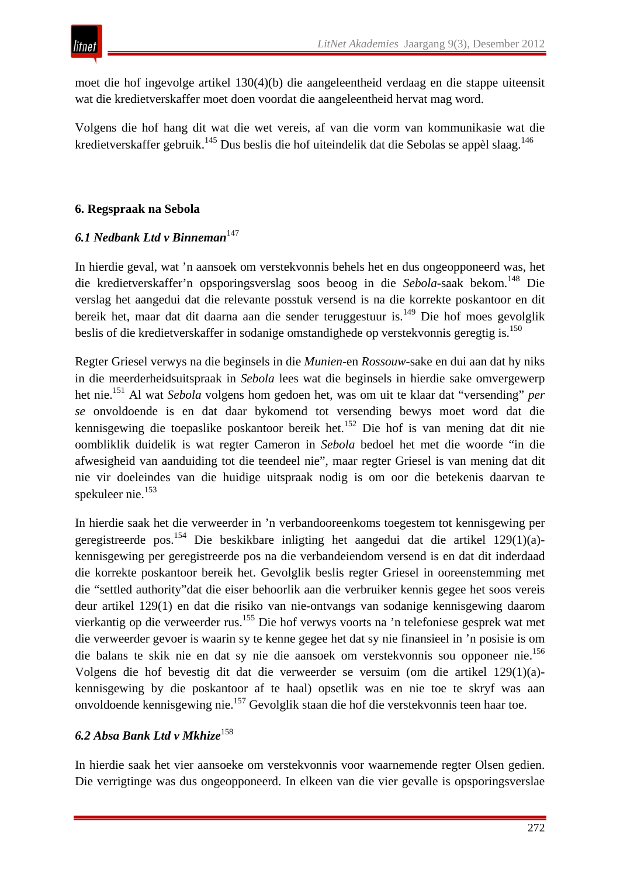moet die hof ingevolge artikel 130(4)(b) die aangeleentheid verdaag en die stappe uiteensit wat die kredietverskaffer moet doen voordat die aangeleentheid hervat mag word.

Volgens die hof hang dit wat die wet vereis, af van die vorm van kommunikasie wat die kredietverskaffer gebruik.[145] Dus beslis die hof uiteindelik dat die Sebolas se appèl slaag.[146]

## 6. Regspraak na Sebola

### *6.1 Nedbank Ltd v Binneman*[147]

In hierdie geval, wat 'n aansoek om verstekvonnis behels het en dus ongeopponeerd was, het die kredietverskaffer'n opsporingsverslag soos beoog in die *Sebola*-saak bekom.[148] Die verslag het aangedui dat die relevante posstuk versend is na die korrekte poskantoor en dit bereik het, maar dat dit daarna aan die sender teruggestuur is.[149] Die hof moes gevolglik beslis of die kredietverskaffer in sodanige omstandighede op verstekvonnis geregtig is.[150]

Regter Griesel verwys na die beginsels in die *Munien*-en *Rossouw*-sake en dui aan dat hy niks in die meerderheidsuitspraak in *Sebola* lees wat die beginsels in hierdie sake omvergewerp het nie.[151] Al wat *Sebola* volgens hom gedoen het, was om uit te klaar dat "versending" *per se* onvoldoende is en dat daar bykomend tot versending bewys moet word dat die kennisgewing die toepaslike poskantoor bereik het.[152] Die hof is van mening dat dit nie oombliklik duidelik is wat regter Cameron in *Sebola* bedoel het met die woorde "in die afwesigheid van aanduiding tot die teendeel nie", maar regter Griesel is van mening dat dit nie vir doeleindes van die huidige uitspraak nodig is om oor die betekenis daarvan te spekuleer nie.[153]

In hierdie saak het die verweerder in 'n verbandooreenkoms toegestem tot kennisgewing per geregistreerde pos.[154] Die beskikbare inligting het aangedui dat die artikel 129(1)(a)-kennisgewing per geregistreerde pos na die verbandeiendom versend is en dat dit inderdaad die korrekte poskantoor bereik het. Gevolglik beslis regter Griesel in ooreenstemming met die "settled authority"dat die eiser behoorlik aan die verbruiker kennis gegee het soos vereis deur artikel 129(1) en dat die risiko van nie-ontvangs van sodanige kennisgewing daarom vierkantig op die verweerder rus.[155] Die hof verwys voorts na 'n telefoniese gesprek wat met die verweerder gevoer is waarin sy te kenne gegee het dat sy nie finansieel in 'n posisie is om die balans te skik nie en dat sy nie die aansoek om verstekvonnis sou opponeer nie.[156] Volgens die hof bevestig dit dat die verweerder se versuim (om die artikel 129(1)(a)-kennisgewing by die poskantoor af te haal) opsetlik was en nie toe te skryf was aan onvoldoende kennisgewing nie.[157] Gevolglik staan die hof die verstekvonnis teen haar toe.

### *6.2 Absa Bank Ltd v Mkhize*[158]

In hierdie saak het vier aansoeke om verstekvonnis voor waarnemende regter Olsen gedien. Die verrigtinge was dus ongeopponeerd. In elkeen van die vier gevalle is opsporingsverslae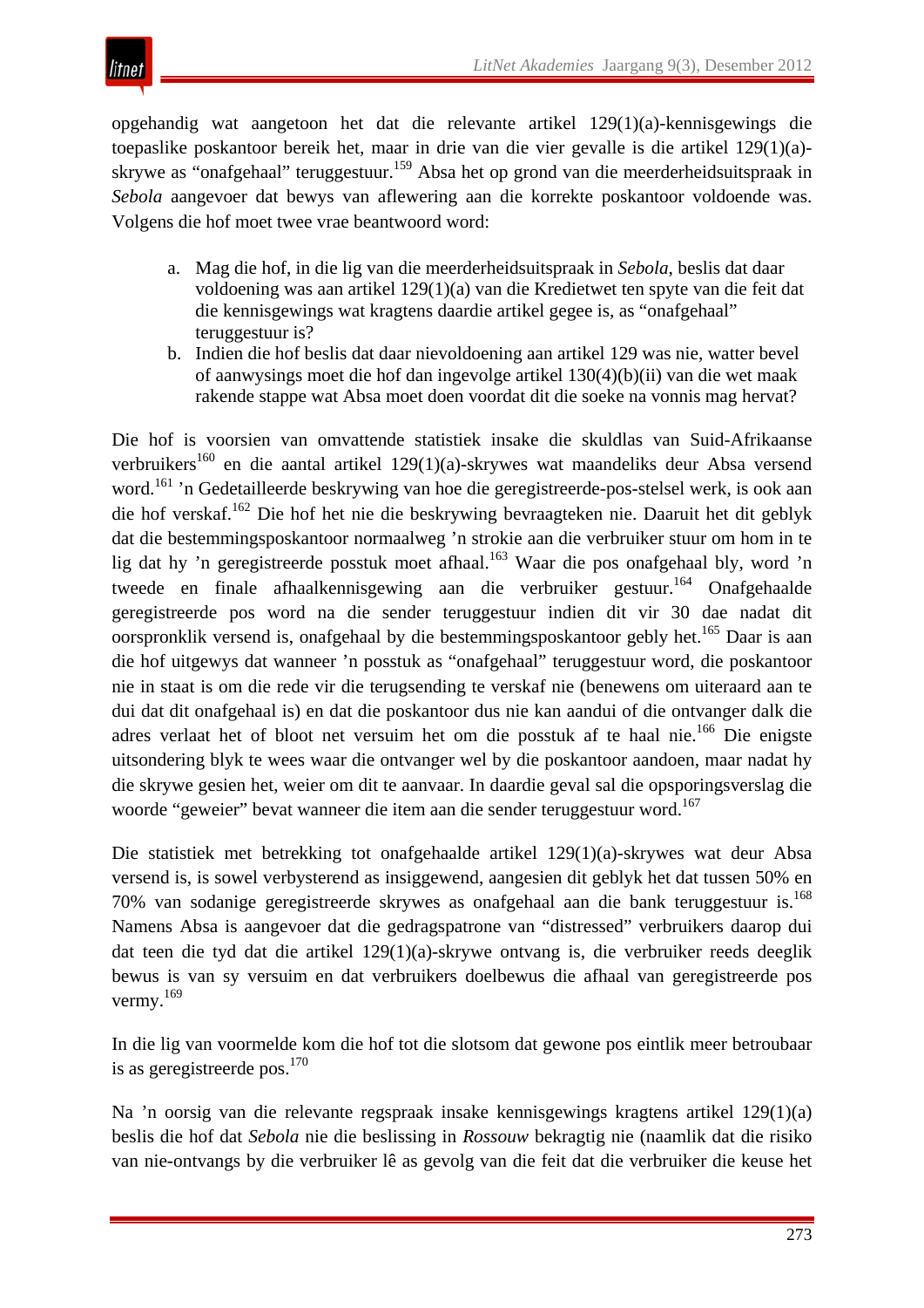opgehandig wat aangetoon het dat die relevante artikel 129(1)(a)-kennisgewings die toepaslike poskantoor bereik het, maar in drie van die vier gevalle is die artikel 129(1)(a)-skrywe as "onafgehaal" teruggestuur.[159] Absa het op grond van die meerderheidsuitspraak in *Sebola* aangevoer dat bewys van aflewering aan die korrekte poskantoor voldoende was. Volgens die hof moet twee vrae beantwoord word:

a. Mag die hof, in die lig van die meerderheidsuitspraak in *Sebola*, beslis dat daar voldoening was aan artikel 129(1)(a) van die Kredietwet ten spyte van die feit dat die kennisgewings wat kragtens daardie artikel gegee is, as "onafgehaal" teruggestuur is?
b. Indien die hof beslis dat daar nievoldoening aan artikel 129 was nie, watter bevel of aanwysings moet die hof dan ingevolge artikel 130(4)(b)(ii) van die wet maak rakende stappe wat Absa moet doen voordat dit die soeke na vonnis mag hervat?

Die hof is voorsien van omvattende statistiek insake die skuldlas van Suid-Afrikaanse verbruikers[160] en die aantal artikel 129(1)(a)-skrywes wat maandeliks deur Absa versend word.[161] 'n Gedetailleerde beskrywing van hoe die geregistreerde-pos-stelsel werk, is ook aan die hof verskaf.[162] Die hof het nie die beskrywing bevraagteken nie. Daaruit het dit geblyk dat die bestemmingsposkantoor normaalweg 'n strokie aan die verbruiker stuur om hom in te lig dat hy 'n geregistreerde posstuk moet afhaal.[163] Waar die pos onafgehaal bly, word 'n tweede en finale afhaalkennisgewing aan die verbruiker gestuur.[164] Onafgehaalde geregistreerde pos word na die sender teruggestuur indien dit vir 30 dae nadat dit oorspronklik versend is, onafgehaal by die bestemmingsposkantoor gebly het.[165] Daar is aan die hof uitgewys dat wanneer 'n posstuk as "onafgehaal" teruggestuur word, die poskantoor nie in staat is om die rede vir die terugsending te verskaf nie (benewens om uiteraard aan te dui dat dit onafgehaal is) en dat die poskantoor dus nie kan aandui of die ontvanger dalk die adres verlaat het of bloot net versuim het om die posstuk af te haal nie.[166] Die enigste uitsondering blyk te wees waar die ontvanger wel by die poskantoor aandoen, maar nadat hy die skrywe gesien het, weier om dit te aanvaar. In daardie geval sal die opsporingsverslag die woorde "geweier" bevat wanneer die item aan die sender teruggestuur word.[167]

Die statistiek met betrekking tot onafgehaalde artikel 129(1)(a)-skrywes wat deur Absa versend is, is sowel verbysterend as insiggewend, aangesien dit geblyk het dat tussen 50% en 70% van sodanige geregistreerde skrywes as onafgehaal aan die bank teruggestuur is.[168] Namens Absa is aangevoer dat die gedragspatrone van "distressed" verbruikers daarop dui dat teen die tyd dat die artikel 129(1)(a)-skrywe ontvang is, die verbruiker reeds deeglik bewus is van sy versuim en dat verbruikers doelbewus die afhaal van geregistreerde pos vermy.[169]

In die lig van voormelde kom die hof tot die slotsom dat gewone pos eintlik meer betroubaar is as geregistreerde pos.[170]

Na 'n oorsig van die relevante regspraak insake kennisgewings kragtens artikel 129(1)(a) beslis die hof dat *Sebola* nie die beslissing in *Rossouw* bekragtig nie (naamlik dat die risiko van nie-ontvangs by die verbruiker lê as gevolg van die feit dat die verbruiker die keuse het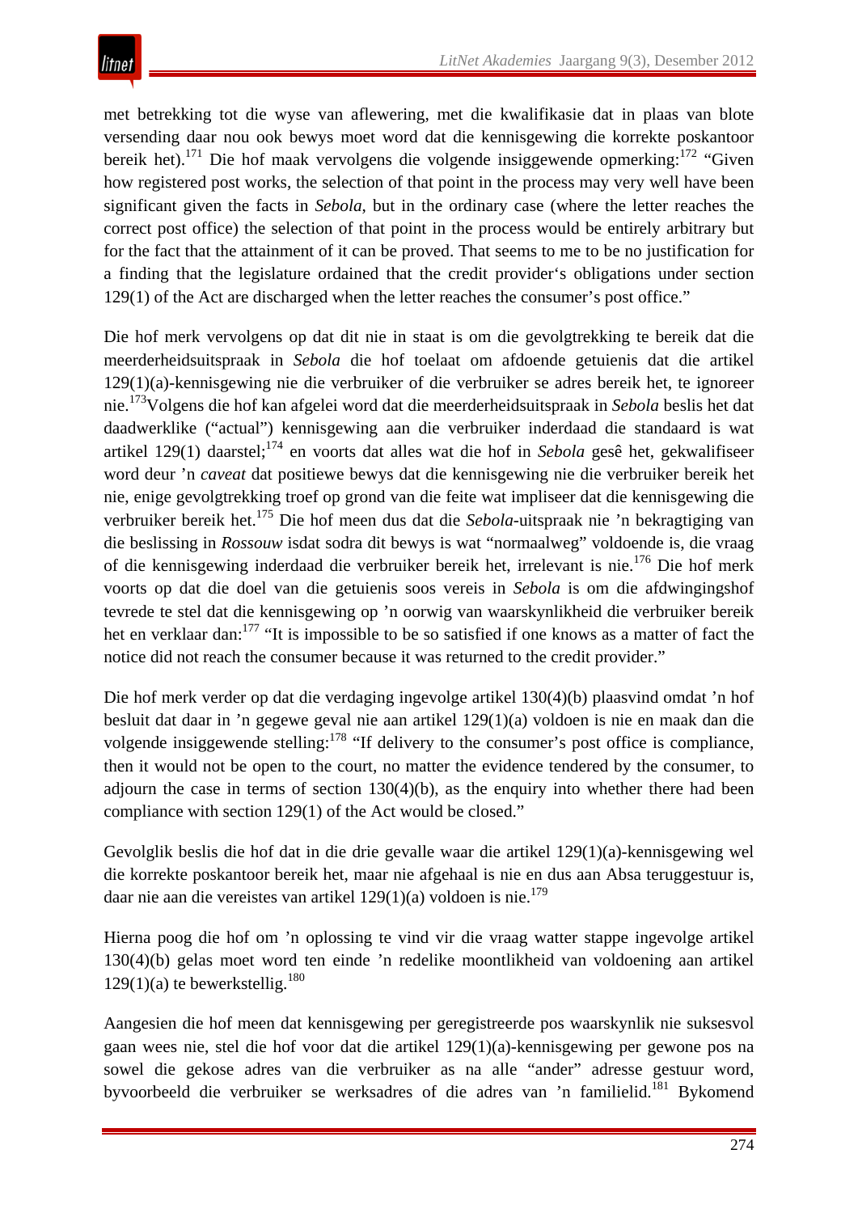met betrekking tot die wyse van aflewering, met die kwalifikasie dat in plaas van blote versending daar nou ook bewys moet word dat die kennisgewing die korrekte poskantoor bereik het).[171] Die hof maak vervolgens die volgende insiggewende opmerking:[172] "Given how registered post works, the selection of that point in the process may very well have been significant given the facts in *Sebola*, but in the ordinary case (where the letter reaches the correct post office) the selection of that point in the process would be entirely arbitrary but for the fact that the attainment of it can be proved. That seems to me to be no justification for a finding that the legislature ordained that the credit provider's obligations under section 129(1) of the Act are discharged when the letter reaches the consumer's post office."

Die hof merk vervolgens op dat dit nie in staat is om die gevolgtrekking te bereik dat die meerderheidsuitspraak in *Sebola* die hof toelaat om afdoende getuienis dat die artikel 129(1)(a)-kennisgewing nie die verbruiker of die verbruiker se adres bereik het, te ignoreer nie.[173]Volgens die hof kan afgelei word dat die meerderheidsuitspraak in *Sebola* beslis het dat daadwerklike ("actual") kennisgewing aan die verbruiker inderdaad die standaard is wat artikel 129(1) daarstel;[174] en voorts dat alles wat die hof in *Sebola* gesê het, gekwalifiseer word deur 'n *caveat* dat positiewe bewys dat die kennisgewing nie die verbruiker bereik het nie, enige gevolgtrekking troef op grond van die feite wat impliseer dat die kennisgewing die verbruiker bereik het.[175] Die hof meen dus dat die *Sebola*-uitspraak nie 'n bekragtiging van die beslissing in *Rossouw* isdat sodra dit bewys is wat "normaalweg" voldoende is, die vraag of die kennisgewing inderdaad die verbruiker bereik het, irrelevant is nie.[176] Die hof merk voorts op dat die doel van die getuienis soos vereis in *Sebola* is om die afdwingingshof tevrede te stel dat die kennisgewing op 'n oorwig van waarskynlikheid die verbruiker bereik het en verklaar dan:[177] "It is impossible to be so satisfied if one knows as a matter of fact the notice did not reach the consumer because it was returned to the credit provider."

Die hof merk verder op dat die verdaging ingevolge artikel 130(4)(b) plaasvind omdat 'n hof besluit dat daar in 'n gegewe geval nie aan artikel 129(1)(a) voldoen is nie en maak dan die volgende insiggewende stelling:[178] "If delivery to the consumer's post office is compliance, then it would not be open to the court, no matter the evidence tendered by the consumer, to adjourn the case in terms of section 130(4)(b), as the enquiry into whether there had been compliance with section 129(1) of the Act would be closed."

Gevolglik beslis die hof dat in die drie gevalle waar die artikel 129(1)(a)-kennisgewing wel die korrekte poskantoor bereik het, maar nie afgehaal is nie en dus aan Absa teruggestuur is, daar nie aan die vereistes van artikel 129(1)(a) voldoen is nie.[179]

Hierna poog die hof om 'n oplossing te vind vir die vraag watter stappe ingevolge artikel 130(4)(b) gelas moet word ten einde 'n redelike moontlikheid van voldoening aan artikel 129(1)(a) te bewerkstellig.[180]

Aangesien die hof meen dat kennisgewing per geregistreerde pos waarskynlik nie suksesvol gaan wees nie, stel die hof voor dat die artikel 129(1)(a)-kennisgewing per gewone pos na sowel die gekose adres van die verbruiker as na alle "ander" adresse gestuur word, byvoorbeeld die verbruiker se werksadres of die adres van 'n familielid.[181] Bykomend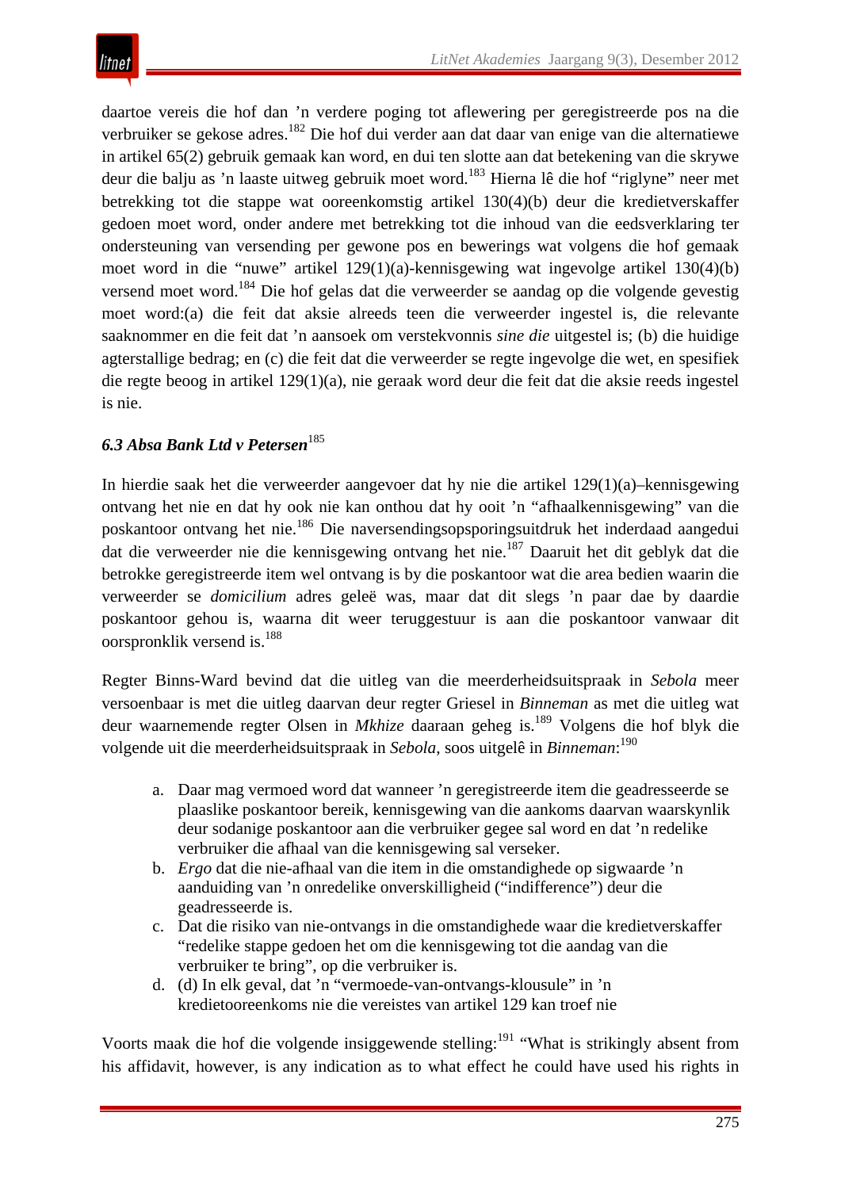daartoe vereis die hof dan 'n verdere poging tot aflewering per geregistreerde pos na die verbruiker se gekose adres.[182] Die hof dui verder aan dat daar van enige van die alternatiewe in artikel 65(2) gebruik gemaak kan word, en dui ten slotte aan dat betekening van die skrywe deur die balju as 'n laaste uitweg gebruik moet word.[183] Hierna lê die hof "riglyne" neer met betrekking tot die stappe wat ooreenkomstig artikel 130(4)(b) deur die kredietverskaffer gedoen moet word, onder andere met betrekking tot die inhoud van die eedsverklaring ter ondersteuning van versending per gewone pos en bewerings wat volgens die hof gemaak moet word in die "nuwe" artikel 129(1)(a)-kennisgewing wat ingevolge artikel 130(4)(b) versend moet word.[184] Die hof gelas dat die verweerder se aandag op die volgende gevestig moet word:(a) die feit dat aksie alreeds teen die verweerder ingestel is, die relevante saaknommer en die feit dat 'n aansoek om verstekvonnis *sine die* uitgestel is; (b) die huidige agterstallige bedrag; en (c) die feit dat die verweerder se regte ingevolge die wet, en spesifiek die regte beoog in artikel 129(1)(a), nie geraak word deur die feit dat die aksie reeds ingestel is nie.

### *6.3 Absa Bank Ltd v Petersen*[185]

In hierdie saak het die verweerder aangevoer dat hy nie die artikel 129(1)(a)–kennisgewing ontvang het nie en dat hy ook nie kan onthou dat hy ooit 'n "afhaalkennisgewing" van die poskantoor ontvang het nie.[186] Die naversendingsopsporingsuitdruk het inderdaad aangedui dat die verweerder nie die kennisgewing ontvang het nie.[187] Daaruit het dit geblyk dat die betrokke geregistreerde item wel ontvang is by die poskantoor wat die area bedien waarin die verweerder se *domicilium* adres geleë was, maar dat dit slegs 'n paar dae by daardie poskantoor gehou is, waarna dit weer teruggestuur is aan die poskantoor vanwaar dit oorspronklik versend is.[188]

Regter Binns-Ward bevind dat die uitleg van die meerderheidsuitspraak in *Sebola* meer versoenbaar is met die uitleg daarvan deur regter Griesel in *Binneman* as met die uitleg wat deur waarnemende regter Olsen in *Mkhize* daaraan geheg is.[189] Volgens die hof blyk die volgende uit die meerderheidsuitspraak in *Sebola*, soos uitgelê in *Binneman*:[190]

a. Daar mag vermoed word dat wanneer 'n geregistreerde item die geadresseerde se plaaslike poskantoor bereik, kennisgewing van die aankoms daarvan waarskynlik deur sodanige poskantoor aan die verbruiker gegee sal word en dat 'n redelike verbruiker die afhaal van die kennisgewing sal verseker.
b. *Ergo* dat die nie-afhaal van die item in die omstandighede op sigwaarde 'n aanduiding van 'n onredelike onverskilligheid ("indifference") deur die geadresseerde is.
c. Dat die risiko van nie-ontvangs in die omstandighede waar die kredietverskaffer "redelike stappe gedoen het om die kennisgewing tot die aandag van die verbruiker te bring", op die verbruiker is.
d. (d) In elk geval, dat 'n "vermoede-van-ontvangs-klousule" in 'n kredietooreenkoms nie die vereistes van artikel 129 kan troef nie

Voorts maak die hof die volgende insiggewende stelling:[191] "What is strikingly absent from his affidavit, however, is any indication as to what effect he could have used his rights in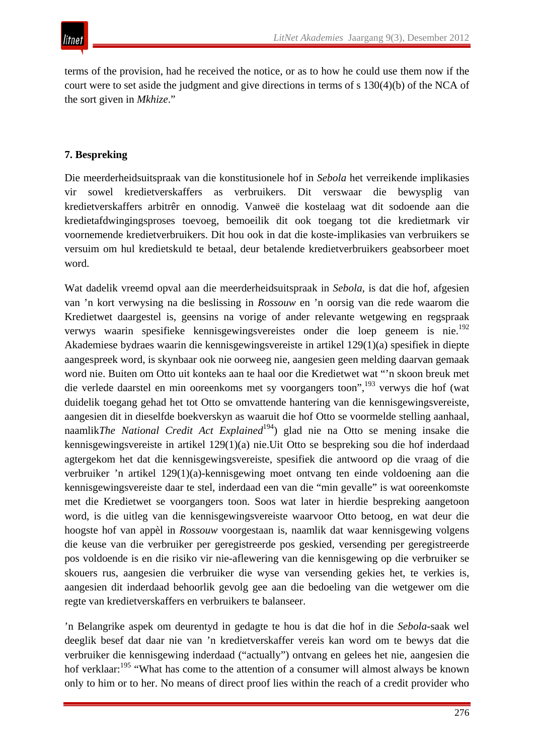terms of the provision, had he received the notice, or as to how he could use them now if the court were to set aside the judgment and give directions in terms of s 130(4)(b) of the NCA of the sort given in *Mkhize*."

**7. Bespreking**

Die meerderheidsuitspraak van die konstitusionele hof in *Sebola* het verreikende implikasies vir sowel kredietverskaffers as verbruikers. Dit verswaar die bewyslig van kredietverskaffers arbitrêr en onnodig. Vanweë die kostelaag wat dit sodoende aan die kredietafdwingingsproses toevoeg, bemoeilik dit ook toegang tot die kredietmark vir voornemende kredietverbruikers. Dit hou ook in dat die koste-implikasies van verbruikers se versuim om hul kredietskuld te betaal, deur betalende kredietverbruikers geabsorbeer moet word.

Wat dadelik vreemd opval aan die meerderheidsuitspraak in *Sebola*, is dat die hof, afgesien van 'n kort verwysing na die beslissing in *Rossouw* en 'n oorsig van die rede waarom die Kredietwet daargestel is, geensins na vorige of ander relevante wetgewing en regspraak verwys waarin spesifieke kennisgewingsvereistes onder die loep geneem is nie.[192] Akademiese bydraes waarin die kennisgewingsvereiste in artikel 129(1)(a) spesifiek in diepte aangespreek word, is skynbaar ook nie oorweeg nie, aangesien geen melding daarvan gemaak word nie. Buiten om Otto uit konteks aan te haal oor die Kredietwet wat "'n skoon breuk met die verlede daarstel en min ooreenkoms met sy voorgangers toon",[193] verwys die hof (wat duidelik toegang gehad het tot Otto se omvattende hantering van die kennisgewingsvereiste, aangesien dit in dieselfde boekverskyn as waaruit die hof Otto se voormelde stelling aanhaal, naamlik*The National Credit Act Explained*[194]) glad nie na Otto se mening insake die kennisgewingsvereiste in artikel 129(1)(a) nie.Uit Otto se bespreking sou die hof inderdaad agtergekom het dat die kennisgewingsvereiste, spesifiek die antwoord op die vraag of die verbruiker 'n artikel 129(1)(a)-kennisgewing moet ontvang ten einde voldoening aan die kennisgewingsvereiste daar te stel, inderdaad een van die "min gevalle" is wat ooreenkomste met die Kredietwet se voorgangers toon. Soos wat later in hierdie bespreking aangetoon word, is die uitleg van die kennisgewingsvereiste waarvoor Otto betoog, en wat deur die hoogste hof van appèl in *Rossouw* voorgestaan is, naamlik dat waar kennisgewing volgens die keuse van die verbruiker per geregistreerde pos geskied, versending per geregistreerde pos voldoende is en die risiko vir nie-aflewering van die kennisgewing op die verbruiker se skouers rus, aangesien die verbruiker die wyse van versending gekies het, te verkies is, aangesien dit inderdaad behoorlik gevolg gee aan die bedoeling van die wetgewer om die regte van kredietverskaffers en verbruikers te balanseer.

'n Belangrike aspek om deurentyd in gedagte te hou is dat die hof in die *Sebola*-saak wel deeglik besef dat daar nie van 'n kredietverskaffer vereis kan word om te bewys dat die verbruiker die kennisgewing inderdaad ("actually") ontvang en gelees het nie, aangesien die hof verklaar:[195] "What has come to the attention of a consumer will almost always be known only to him or to her. No means of direct proof lies within the reach of a credit provider who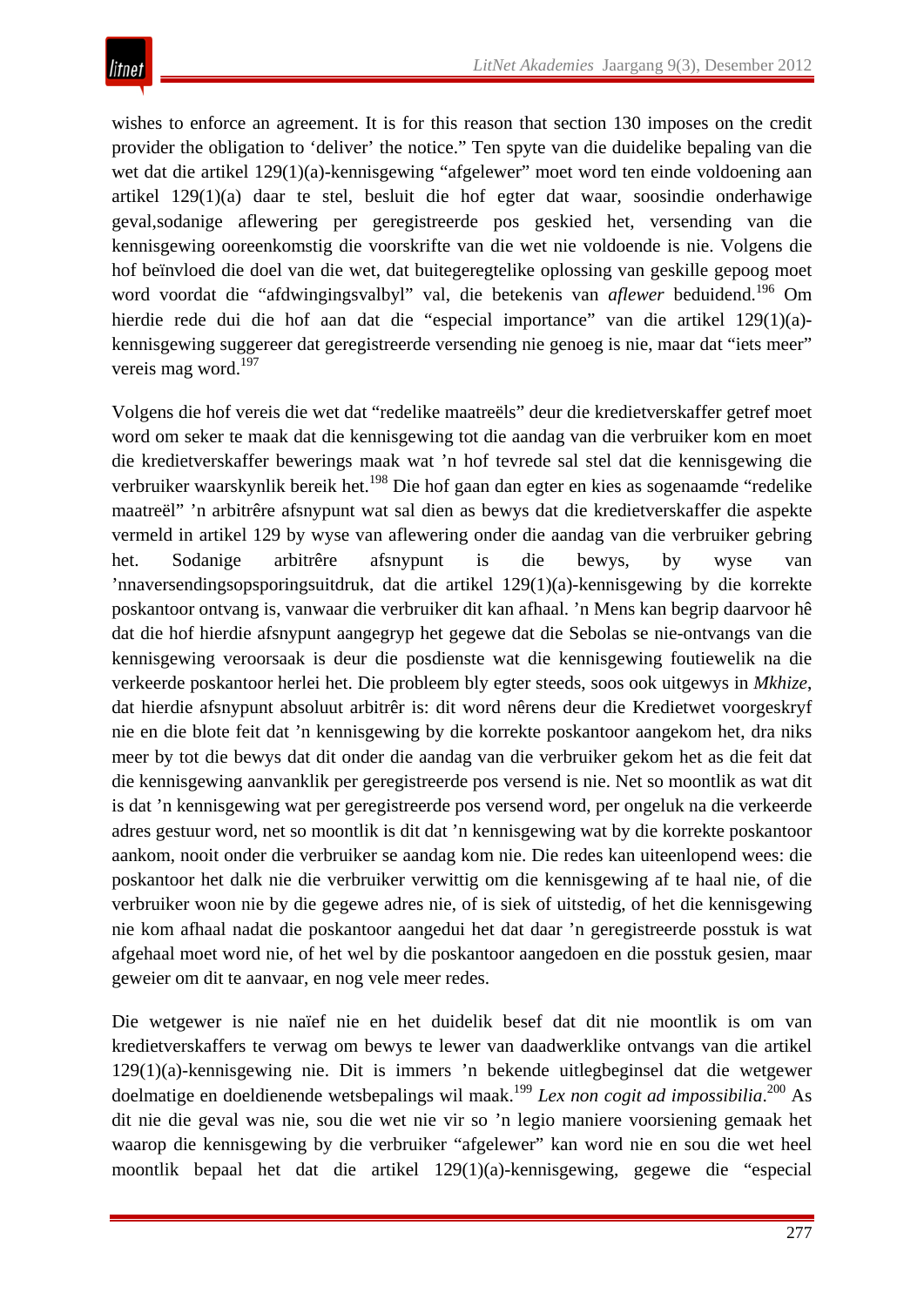wishes to enforce an agreement. It is for this reason that section 130 imposes on the credit provider the obligation to 'deliver' the notice." Ten spyte van die duidelike bepaling van die wet dat die artikel 129(1)(a)-kennisgewing "afgelewer" moet word ten einde voldoening aan artikel 129(1)(a) daar te stel, besluit die hof egter dat waar, soosindie onderhawige geval,sodanige aflewering per geregistreerde pos geskied het, versending van die kennisgewing ooreenkomstig die voorskrifte van die wet nie voldoende is nie. Volgens die hof beïnvloed die doel van die wet, dat buitegeregtelike oplossing van geskille gepoog moet word voordat die "afdwingingsvalbyl" val, die betekenis van *aflewer* beduidend.[196] Om hierdie rede dui die hof aan dat die "especial importance" van die artikel 129(1)(a)-kennisgewing suggereer dat geregistreerde versending nie genoeg is nie, maar dat "iets meer" vereis mag word.[197]

Volgens die hof vereis die wet dat "redelike maatreëls" deur die kredietverskaffer getref moet word om seker te maak dat die kennisgewing tot die aandag van die verbruiker kom en moet die kredietverskaffer bewerings maak wat 'n hof tevrede sal stel dat die kennisgewing die verbruiker waarskynlik bereik het.[198] Die hof gaan dan egter en kies as sogenaamde "redelike maatreël" 'n arbitrêre afsnypunt wat sal dien as bewys dat die kredietverskaffer die aspekte vermeld in artikel 129 by wyse van aflewering onder die aandag van die verbruiker gebring het. Sodanige arbitrêre afsnypunt is die bewys, by wyse van 'nnaversendingsopsporingsuitdruk, dat die artikel 129(1)(a)-kennisgewing by die korrekte poskantoor ontvang is, vanwaar die verbruiker dit kan afhaal. 'n Mens kan begrip daarvoor hê dat die hof hierdie afsnypunt aangegryp het gegewe dat die Sebolas se nie-ontvangs van die kennisgewing veroorsaak is deur die posdienste wat die kennisgewing foutiewelik na die verkeerde poskantoor herlei het. Die probleem bly egter steeds, soos ook uitgewys in *Mkhize*, dat hierdie afsnypunt absoluut arbitrêr is: dit word nêrens deur die Kredietwet voorgeskryf nie en die blote feit dat 'n kennisgewing by die korrekte poskantoor aangekom het, dra niks meer by tot die bewys dat dit onder die aandag van die verbruiker gekom het as die feit dat die kennisgewing aanvanklik per geregistreerde pos versend is nie. Net so moontlik as wat dit is dat 'n kennisgewing wat per geregistreerde pos versend word, per ongeluk na die verkeerde adres gestuur word, net so moontlik is dit dat 'n kennisgewing wat by die korrekte poskantoor aankom, nooit onder die verbruiker se aandag kom nie. Die redes kan uiteenlopend wees: die poskantoor het dalk nie die verbruiker verwittig om die kennisgewing af te haal nie, of die verbruiker woon nie by die gegewe adres nie, of is siek of uitstedig, of het die kennisgewing nie kom afhaal nadat die poskantoor aangedui het dat daar 'n geregistreerde posstuk is wat afgehaal moet word nie, of het wel by die poskantoor aangedoen en die posstuk gesien, maar geweier om dit te aanvaar, en nog vele meer redes.

Die wetgewer is nie naïef nie en het duidelik besef dat dit nie moontlik is om van kredietverskaffers te verwag om bewys te lewer van daadwerklike ontvangs van die artikel 129(1)(a)-kennisgewing nie. Dit is immers 'n bekende uitlegbeginsel dat die wetgewer doelmatige en doeldienende wetsbepalings wil maak.[199] *Lex non cogit ad impossibilia*.[200] As dit nie die geval was nie, sou die wet nie vir so 'n legio maniere voorsiening gemaak het waarop die kennisgewing by die verbruiker "afgelewer" kan word nie en sou die wet heel moontlik bepaal het dat die artikel 129(1)(a)-kennisgewing, gegewe die "especial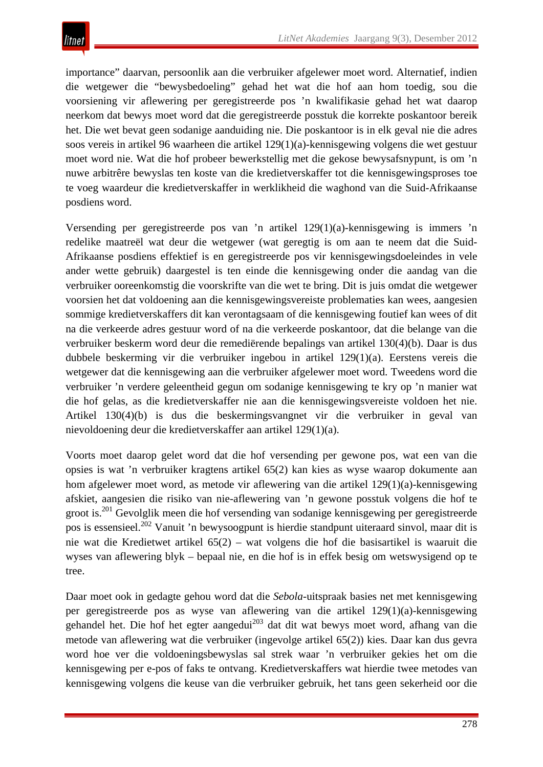importance" daarvan, persoonlik aan die verbruiker afgelewer moet word. Alternatief, indien die wetgewer die "bewysbedoeling" gehad het wat die hof aan hom toedig, sou die voorsiening vir aflewering per geregistreerde pos 'n kwalifikasie gehad het wat daarop neerkom dat bewys moet word dat die geregistreerde posstuk die korrekte poskantoor bereik het. Die wet bevat geen sodanige aanduiding nie. Die poskantoor is in elk geval nie die adres soos vereis in artikel 96 waarheen die artikel 129(1)(a)-kennisgewing volgens die wet gestuur moet word nie. Wat die hof probeer bewerkstellig met die gekose bewysafsnypunt, is om 'n nuwe arbitrêre bewyslas ten koste van die kredietverskaffer tot die kennisgewingsproses toe te voeg waardeur die kredietverskaffer in werklikheid die waghond van die Suid-Afrikaanse posdiens word.

Versending per geregistreerde pos van 'n artikel 129(1)(a)-kennisgewing is immers 'n redelike maatreël wat deur die wetgewer (wat geregtig is om aan te neem dat die Suid-Afrikaanse posdiens effektief is en geregistreerde pos vir kennisgewingsdoeleindes in vele ander wette gebruik) daargestel is ten einde die kennisgewing onder die aandag van die verbruiker ooreenkomstig die voorskrifte van die wet te bring. Dit is juis omdat die wetgewer voorsien het dat voldoening aan die kennisgewingsvereiste problematies kan wees, aangesien sommige kredietverskaffers dit kan verontagsaam of die kennisgewing foutief kan wees of dit na die verkeerde adres gestuur word of na die verkeerde poskantoor, dat die belange van die verbruiker beskerm word deur die remediërende bepalings van artikel 130(4)(b). Daar is dus dubbele beskerming vir die verbruiker ingebou in artikel 129(1)(a). Eerstens vereis die wetgewer dat die kennisgewing aan die verbruiker afgelewer moet word. Tweedens word die verbruiker 'n verdere geleentheid gegun om sodanige kennisgewing te kry op 'n manier wat die hof gelas, as die kredietverskaffer nie aan die kennisgewingsvereiste voldoen het nie. Artikel 130(4)(b) is dus die beskermingsvangnet vir die verbruiker in geval van nievoldoening deur die kredietverskaffer aan artikel 129(1)(a).

Voorts moet daarop gelet word dat die hof versending per gewone pos, wat een van die opsies is wat 'n verbruiker kragtens artikel 65(2) kan kies as wyse waarop dokumente aan hom afgelewer moet word, as metode vir aflewering van die artikel 129(1)(a)-kennisgewing afskiet, aangesien die risiko van nie-aflewering van 'n gewone posstuk volgens die hof te groot is.[201] Gevolglik meen die hof versending van sodanige kennisgewing per geregistreerde pos is essensieel.[202] Vanuit 'n bewysoogpunt is hierdie standpunt uiteraard sinvol, maar dit is nie wat die Kredietwet artikel 65(2) – wat volgens die hof die basisartikel is waaruit die wyses van aflewering blyk – bepaal nie, en die hof is in effek besig om wetswysigend op te tree.

Daar moet ook in gedagte gehou word dat die *Sebola*-uitspraak basies net met kennisgewing per geregistreerde pos as wyse van aflewering van die artikel 129(1)(a)-kennisgewing gehandel het. Die hof het egter aangedui[203] dat dit wat bewys moet word, afhang van die metode van aflewering wat die verbruiker (ingevolge artikel 65(2)) kies. Daar kan dus gevra word hoe ver die voldoeningsbewyslas sal strek waar 'n verbruiker gekies het om die kennisgewing per e-pos of faks te ontvang. Kredietverskaffers wat hierdie twee metodes van kennisgewing volgens die keuse van die verbruiker gebruik, het tans geen sekerheid oor die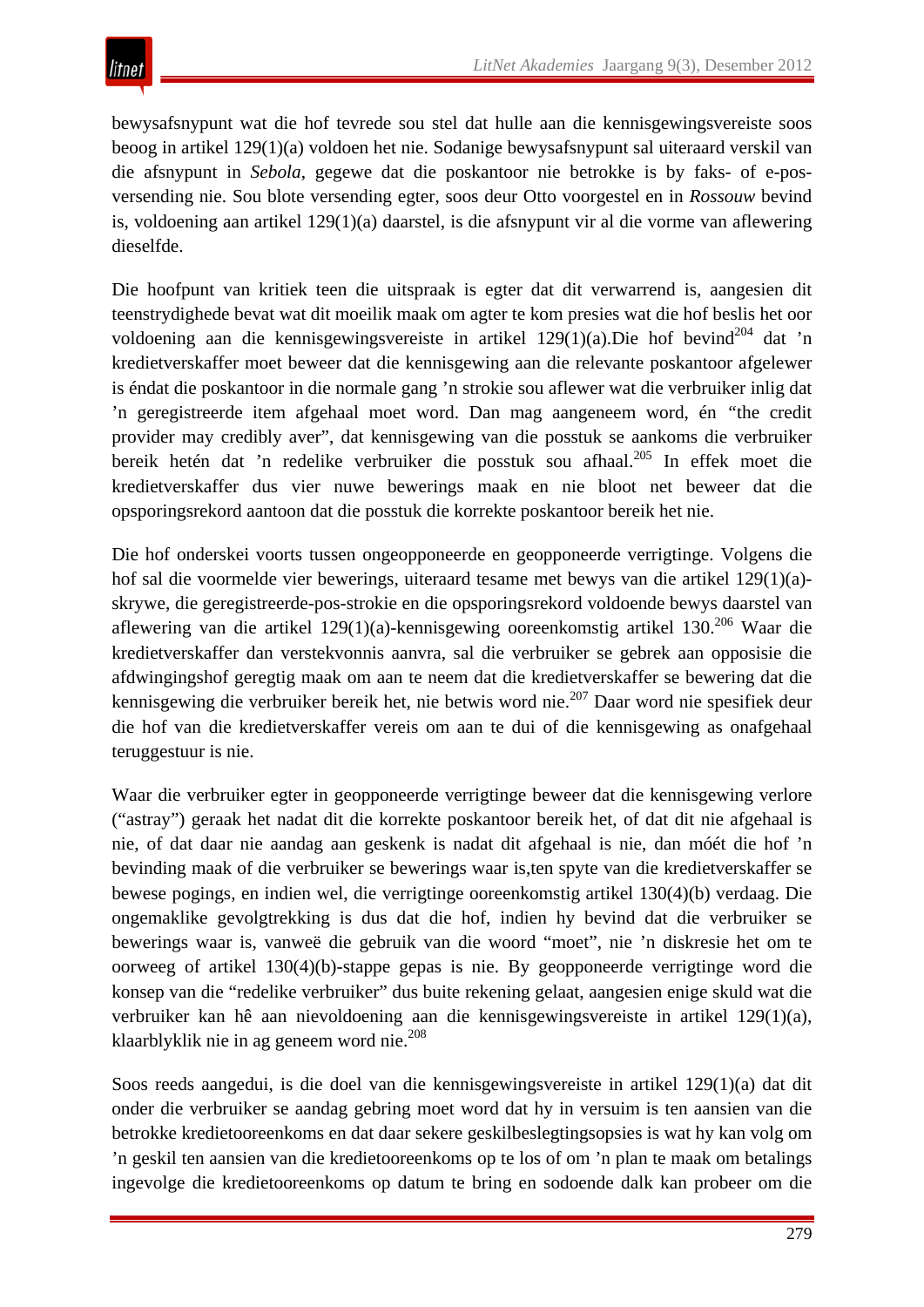bewysafsnypunt wat die hof tevrede sou stel dat hulle aan die kennisgewingsvereiste soos beoog in artikel 129(1)(a) voldoen het nie. Sodanige bewysafsnypunt sal uiteraard verskil van die afsnypunt in *Sebola*, gegewe dat die poskantoor nie betrokke is by faks- of e-pos-versending nie. Sou blote versending egter, soos deur Otto voorgestel en in *Rossouw* bevind is, voldoening aan artikel 129(1)(a) daarstel, is die afsnypunt vir al die vorme van aflewering dieselfde.

Die hoofpunt van kritiek teen die uitspraak is egter dat dit verwarrend is, aangesien dit teenstrydighede bevat wat dit moeilik maak om agter te kom presies wat die hof beslis het oor voldoening aan die kennisgewingsvereiste in artikel 129(1)(a).Die hof bevind[204] dat ’n kredietverskaffer moet beweer dat die kennisgewing aan die relevante poskantoor afgelewer is éndat die poskantoor in die normale gang ’n strokie sou aflewer wat die verbruiker inlig dat ’n geregistreerde item afgehaal moet word. Dan mag aangeneem word, én “the credit provider may credibly aver”, dat kennisgewing van die posstuk se aankoms die verbruiker bereik hetén dat ’n redelike verbruiker die posstuk sou afhaal.[205] In effek moet die kredietverskaffer dus vier nuwe bewerings maak en nie bloot net beweer dat die opsporingsrekord aantoon dat die posstuk die korrekte poskantoor bereik het nie.

Die hof onderskei voorts tussen ongeopponeerde en geopponeerde verrigtinge. Volgens die hof sal die voormelde vier bewerings, uiteraard tesame met bewys van die artikel 129(1)(a)-skrywe, die geregistreerde-pos-strokie en die opsporingsrekord voldoende bewys daarstel van aflewering van die artikel 129(1)(a)-kennisgewing ooreenkomstig artikel 130.[206] Waar die kredietverskaffer dan verstekvonnis aanvra, sal die verbruiker se gebrek aan opposisie die afdwingingshof geregtig maak om aan te neem dat die kredietverskaffer se bewering dat die kennisgewing die verbruiker bereik het, nie betwis word nie.[207] Daar word nie spesifiek deur die hof van die kredietverskaffer vereis om aan te dui of die kennisgewing as onafgehaal teruggestuur is nie.

Waar die verbruiker egter in geopponeerde verrigtinge beweer dat die kennisgewing verlore (“astray”) geraak het nadat dit die korrekte poskantoor bereik het, of dat dit nie afgehaal is nie, of dat daar nie aandag aan geskenk is nadat dit afgehaal is nie, dan móét die hof ’n bevinding maak of die verbruiker se bewerings waar is,ten spyte van die kredietverskaffer se bewese pogings, en indien wel, die verrigtinge ooreenkomstig artikel 130(4)(b) verdaag. Die ongemaklike gevolgtrekking is dus dat die hof, indien hy bevind dat die verbruiker se bewerings waar is, vanweë die gebruik van die woord “moet”, nie ’n diskresie het om te oorweeg of artikel 130(4)(b)-stappe gepas is nie. By geopponeerde verrigtinge word die konsep van die “redelike verbruiker” dus buite rekening gelaat, aangesien enige skuld wat die verbruiker kan hê aan nievoldoening aan die kennisgewingsvereiste in artikel 129(1)(a), klaarblyklik nie in ag geneem word nie.[208]

Soos reeds aangedui, is die doel van die kennisgewingsvereiste in artikel 129(1)(a) dat dit onder die verbruiker se aandag gebring moet word dat hy in versuim is ten aansien van die betrokke kredietooreenkoms en dat daar sekere geskilbeslegtingsopsies is wat hy kan volg om ’n geskil ten aansien van die kredietooreenkoms op te los of om ’n plan te maak om betalings ingevolge die kredietooreenkoms op datum te bring en sodoende dalk kan probeer om die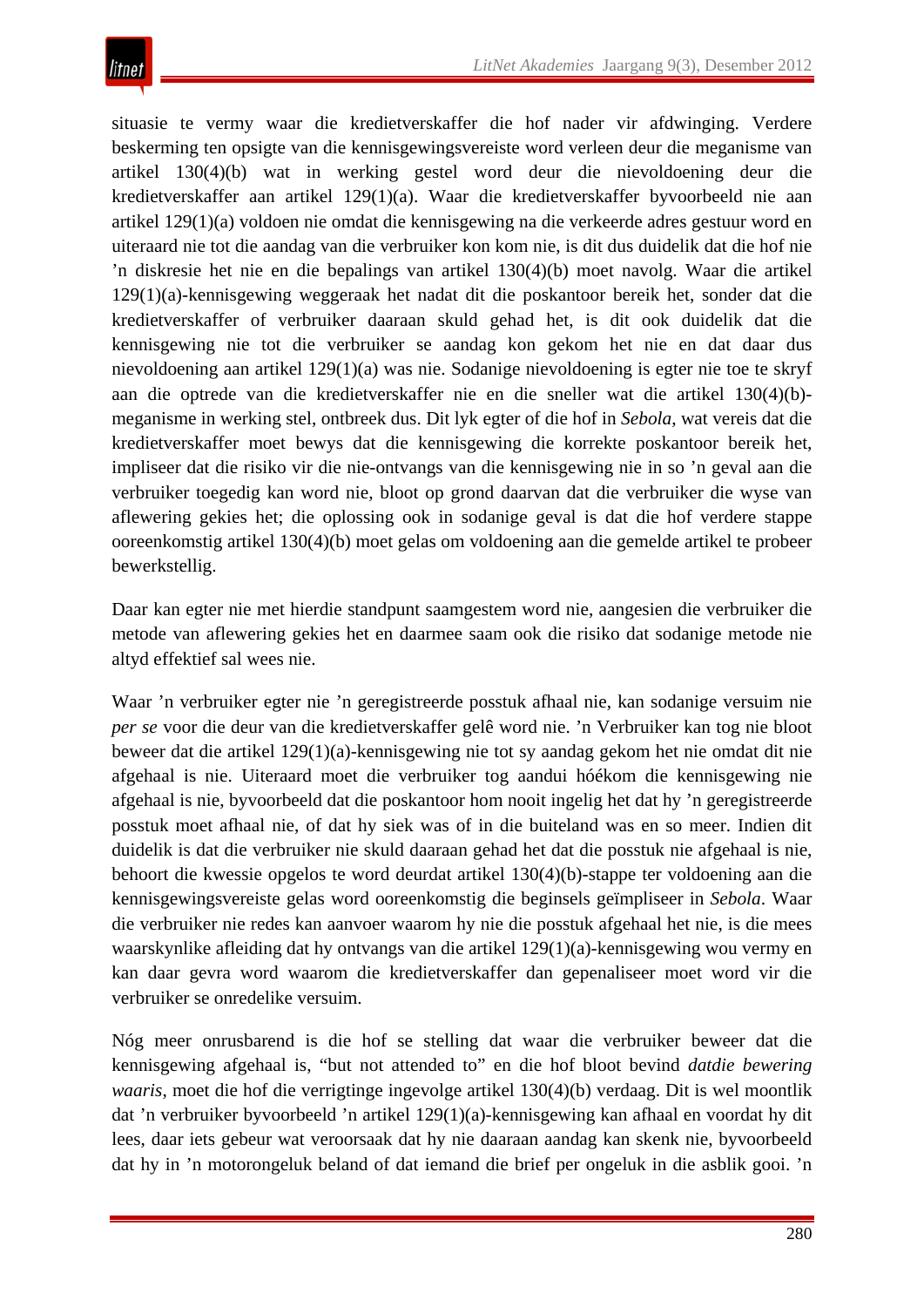situasie te vermy waar die kredietverskaffer die hof nader vir afdwinging. Verdere beskerming ten opsigte van die kennisgewingsvereiste word verleen deur die meganisme van artikel 130(4)(b) wat in werking gestel word deur die nievoldoening deur die kredietverskaffer aan artikel 129(1)(a). Waar die kredietverskaffer byvoorbeeld nie aan artikel 129(1)(a) voldoen nie omdat die kennisgewing na die verkeerde adres gestuur word en uiteraard nie tot die aandag van die verbruiker kon kom nie, is dit dus duidelik dat die hof nie ’n diskresie het nie en die bepalings van artikel 130(4)(b) moet navolg. Waar die artikel 129(1)(a)-kennisgewing weggeraak het nadat dit die poskantoor bereik het, sonder dat die kredietverskaffer of verbruiker daaraan skuld gehad het, is dit ook duidelik dat die kennisgewing nie tot die verbruiker se aandag kon gekom het nie en dat daar dus nievoldoening aan artikel 129(1)(a) was nie. Sodanige nievoldoening is egter nie toe te skryf aan die optrede van die kredietverskaffer nie en die sneller wat die artikel 130(4)(b)-meganisme in werking stel, ontbreek dus. Dit lyk egter of die hof in *Sebola*, wat vereis dat die kredietverskaffer moet bewys dat die kennisgewing die korrekte poskantoor bereik het, impliseer dat die risiko vir die nie-ontvangs van die kennisgewing nie in so ’n geval aan die verbruiker toegedig kan word nie, bloot op grond daarvan dat die verbruiker die wyse van aflewering gekies het; die oplossing ook in sodanige geval is dat die hof verdere stappe ooreenkomstig artikel 130(4)(b) moet gelas om voldoening aan die gemelde artikel te probeer bewerkstellig.

Daar kan egter nie met hierdie standpunt saamgestem word nie, aangesien die verbruiker die metode van aflewering gekies het en daarmee saam ook die risiko dat sodanige metode nie altyd effektief sal wees nie.

Waar ’n verbruiker egter nie ’n geregistreerde posstuk afhaal nie, kan sodanige versuim nie *per se* voor die deur van die kredietverskaffer gelê word nie. ’n Verbruiker kan tog nie bloot beweer dat die artikel 129(1)(a)-kennisgewing nie tot sy aandag gekom het nie omdat dit nie afgehaal is nie. Uiteraard moet die verbruiker tog aandui hóékom die kennisgewing nie afgehaal is nie, byvoorbeeld dat die poskantoor hom nooit ingelig het dat hy ’n geregistreerde posstuk moet afhaal nie, of dat hy siek was of in die buiteland was en so meer. Indien dit duidelik is dat die verbruiker nie skuld daaraan gehad het dat die posstuk nie afgehaal is nie, behoort die kwessie opgelos te word deurdat artikel 130(4)(b)-stappe ter voldoening aan die kennisgewingsvereiste gelas word ooreenkomstig die beginsels geïmpliseer in *Sebola*. Waar die verbruiker nie redes kan aanvoer waarom hy nie die posstuk afgehaal het nie, is die mees waarskynlike afleiding dat hy ontvangs van die artikel 129(1)(a)-kennisgewing wou vermy en kan daar gevra word waarom die kredietverskaffer dan gepenaliseer moet word vir die verbruiker se onredelike versuim.

Nóg meer onrusbarend is die hof se stelling dat waar die verbruiker beweer dat die kennisgewing afgehaal is, “but not attended to” en die hof bloot bevind *datdie bewering waaris*, moet die hof die verrigtinge ingevolge artikel 130(4)(b) verdaag. Dit is wel moontlik dat ’n verbruiker byvoorbeeld ’n artikel 129(1)(a)-kennisgewing kan afhaal en voordat hy dit lees, daar iets gebeur wat veroorsaak dat hy nie daaraan aandag kan skenk nie, byvoorbeeld dat hy in ’n motorongeluk beland of dat iemand die brief per ongeluk in die asblik gooi. ’n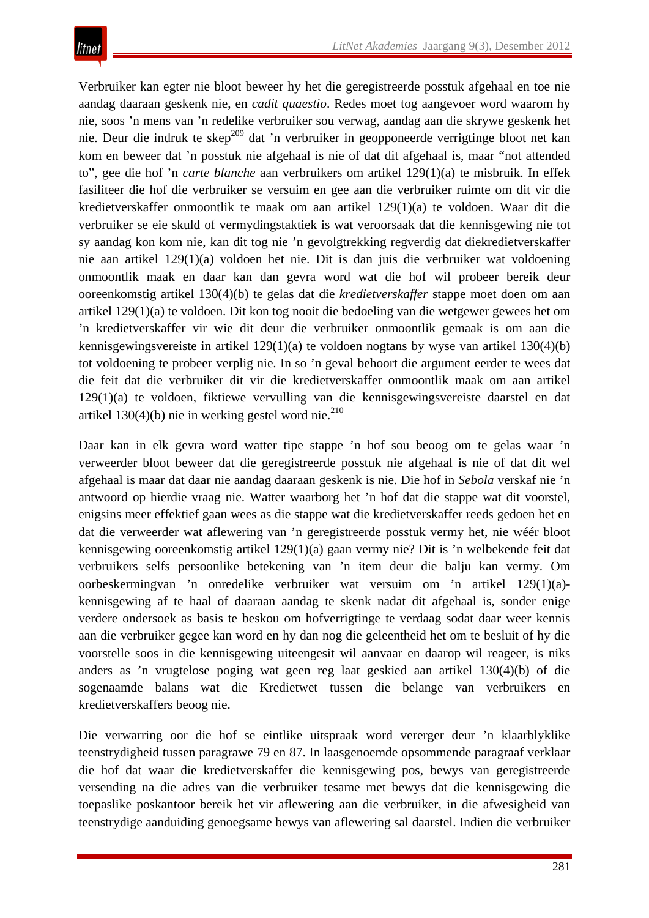Verbruiker kan egter nie bloot beweer hy het die geregistreerde posstuk afgehaal en toe nie aandag daaraan geskenk nie, en *cadit quaestio*. Redes moet tog aangevoer word waarom hy nie, soos ’n mens van ’n redelike verbruiker sou verwag, aandag aan die skrywe geskenk het nie. Deur die indruk te skep[209] dat ’n verbruiker in geopponeerde verrigtinge bloot net kan kom en beweer dat ’n posstuk nie afgehaal is nie of dat dit afgehaal is, maar “not attended to”, gee die hof ’n *carte blanche* aan verbruikers om artikel 129(1)(a) te misbruik. In effek fasiliteer die hof die verbruiker se versuim en gee aan die verbruiker ruimte om dit vir die kredietverskaffer onmoontlik te maak om aan artikel 129(1)(a) te voldoen. Waar dit die verbruiker se eie skuld of vermydingstaktiek is wat veroorsaak dat die kennisgewing nie tot sy aandag kon kom nie, kan dit tog nie ’n gevolgtrekking regverdig dat diekredietverskaffer nie aan artikel 129(1)(a) voldoen het nie. Dit is dan juis die verbruiker wat voldoening onmoontlik maak en daar kan dan gevra word wat die hof wil probeer bereik deur ooreenkomstig artikel 130(4)(b) te gelas dat die *kredietverskaffer* stappe moet doen om aan artikel 129(1)(a) te voldoen. Dit kon tog nooit die bedoeling van die wetgewer gewees het om ’n kredietverskaffer vir wie dit deur die verbruiker onmoontlik gemaak is om aan die kennisgewingsvereiste in artikel 129(1)(a) te voldoen nogtans by wyse van artikel 130(4)(b) tot voldoening te probeer verplig nie. In so ’n geval behoort die argument eerder te wees dat die feit dat die verbruiker dit vir die kredietverskaffer onmoontlik maak om aan artikel 129(1)(a) te voldoen, fiktiewe vervulling van die kennisgewingsvereiste daarstel en dat artikel 130(4)(b) nie in werking gestel word nie.[210]

Daar kan in elk gevra word watter tipe stappe ’n hof sou beoog om te gelas waar ’n verweerder bloot beweer dat die geregistreerde posstuk nie afgehaal is nie of dat dit wel afgehaal is maar dat daar nie aandag daaraan geskenk is nie. Die hof in *Sebola* verskaf nie ’n antwoord op hierdie vraag nie. Watter waarborg het ’n hof dat die stappe wat dit voorstel, enigsins meer effektief gaan wees as die stappe wat die kredietverskaffer reeds gedoen het en dat die verweerder wat aflewering van ’n geregistreerde posstuk vermy het, nie wéér bloot kennisgewing ooreenkomstig artikel 129(1)(a) gaan vermy nie? Dit is ’n welbekende feit dat verbruikers selfs persoonlike betekening van ’n item deur die balju kan vermy. Om oorbeskermingvan ’n onredelike verbruiker wat versuim om ’n artikel 129(1)(a)-kennisgewing af te haal of daaraan aandag te skenk nadat dit afgehaal is, sonder enige verdere ondersoek as basis te beskou om hofverrigtinge te verdaag sodat daar weer kennis aan die verbruiker gegee kan word en hy dan nog die geleentheid het om te besluit of hy die voorstelle soos in die kennisgewing uiteengesit wil aanvaar en daarop wil reageer, is niks anders as ’n vrugtelose poging wat geen reg laat geskied aan artikel 130(4)(b) of die sogenaamde balans wat die Kredietwet tussen die belange van verbruikers en kredietverskaffers beoog nie.

Die verwarring oor die hof se eintlike uitspraak word vererger deur ’n klaarblyklike teenstrydigheid tussen paragrawe 79 en 87. In laasgenoemde opsommende paragraaf verklaar die hof dat waar die kredietverskaffer die kennisgewing pos, bewys van geregistreerde versending na die adres van die verbruiker tesame met bewys dat die kennisgewing die toepaslike poskantoor bereik het vir aflewering aan die verbruiker, in die afwesigheid van teenstrydige aanduiding genoegsame bewys van aflewering sal daarstel. Indien die verbruiker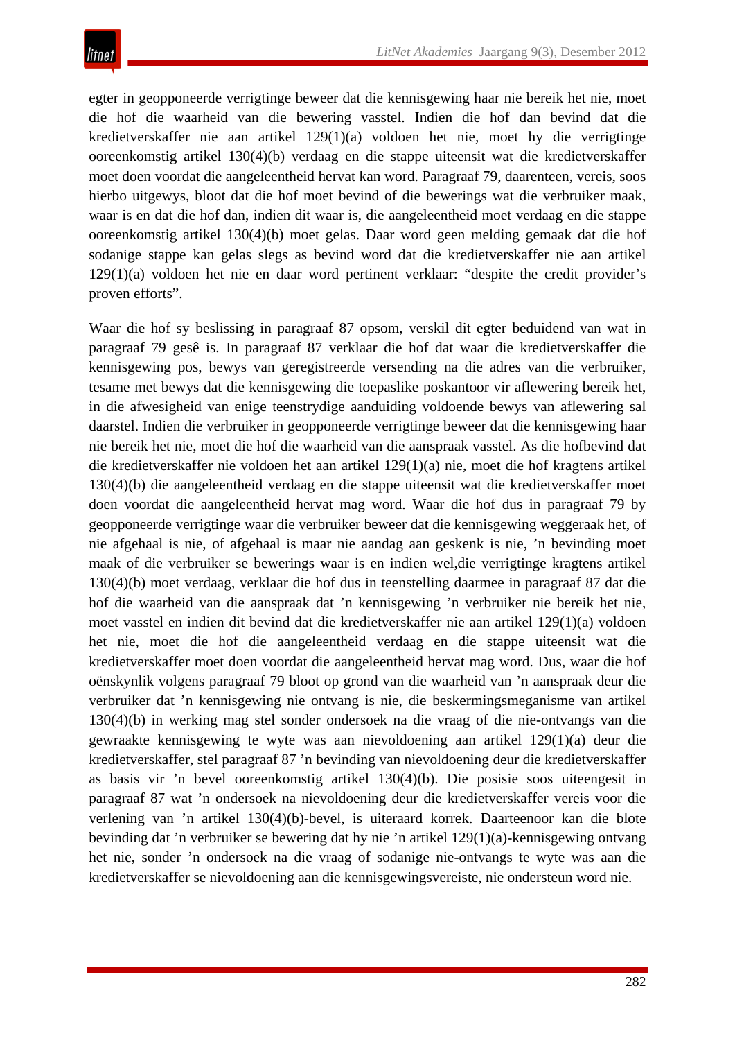egter in geopponeerde verrigtinge beweer dat die kennisgewing haar nie bereik het nie, moet die hof die waarheid van die bewering vasstel. Indien die hof dan bevind dat die kredietverskaffer nie aan artikel 129(1)(a) voldoen het nie, moet hy die verrigtinge ooreenkomstig artikel 130(4)(b) verdaag en die stappe uiteensit wat die kredietverskaffer moet doen voordat die aangeleentheid hervat kan word. Paragraaf 79, daarenteen, vereis, soos hierbo uitgewys, bloot dat die hof moet bevind of die bewerings wat die verbruiker maak, waar is en dat die hof dan, indien dit waar is, die aangeleentheid moet verdaag en die stappe ooreenkomstig artikel 130(4)(b) moet gelas. Daar word geen melding gemaak dat die hof sodanige stappe kan gelas slegs as bevind word dat die kredietverskaffer nie aan artikel 129(1)(a) voldoen het nie en daar word pertinent verklaar: "despite the credit provider's proven efforts".

Waar die hof sy beslissing in paragraaf 87 opsom, verskil dit egter beduidend van wat in paragraaf 79 gesê is. In paragraaf 87 verklaar die hof dat waar die kredietverskaffer die kennisgewing pos, bewys van geregistreerde versending na die adres van die verbruiker, tesame met bewys dat die kennisgewing die toepaslike poskantoor vir aflewering bereik het, in die afwesigheid van enige teenstrydige aanduiding voldoende bewys van aflewering sal daarstel. Indien die verbruiker in geopponeerde verrigtinge beweer dat die kennisgewing haar nie bereik het nie, moet die hof die waarheid van die aanspraak vasstel. As die hofbevind dat die kredietverskaffer nie voldoen het aan artikel 129(1)(a) nie, moet die hof kragtens artikel 130(4)(b) die aangeleentheid verdaag en die stappe uiteensit wat die kredietverskaffer moet doen voordat die aangeleentheid hervat mag word. Waar die hof dus in paragraaf 79 by geopponeerde verrigtinge waar die verbruiker beweer dat die kennisgewing weggeraak het, of nie afgehaal is nie, of afgehaal is maar nie aandag aan geskenk is nie, 'n bevinding moet maak of die verbruiker se bewerings waar is en indien wel,die verrigtinge kragtens artikel 130(4)(b) moet verdaag, verklaar die hof dus in teenstelling daarmee in paragraaf 87 dat die hof die waarheid van die aanspraak dat 'n kennisgewing 'n verbruiker nie bereik het nie, moet vasstel en indien dit bevind dat die kredietverskaffer nie aan artikel 129(1)(a) voldoen het nie, moet die hof die aangeleentheid verdaag en die stappe uiteensit wat die kredietverskaffer moet doen voordat die aangeleentheid hervat mag word. Dus, waar die hof oënskynlik volgens paragraaf 79 bloot op grond van die waarheid van 'n aanspraak deur die verbruiker dat 'n kennisgewing nie ontvang is nie, die beskermingsmeganisme van artikel 130(4)(b) in werking mag stel sonder ondersoek na die vraag of die nie-ontvangs van die gewraakte kennisgewing te wyte was aan nievoldoening aan artikel 129(1)(a) deur die kredietverskaffer, stel paragraaf 87 'n bevinding van nievoldoening deur die kredietverskaffer as basis vir 'n bevel ooreenkomstig artikel 130(4)(b). Die posisie soos uiteengesit in paragraaf 87 wat 'n ondersoek na nievoldoening deur die kredietverskaffer vereis voor die verlening van 'n artikel 130(4)(b)-bevel, is uiteraard korrek. Daarteenoor kan die blote bevinding dat 'n verbruiker se bewering dat hy nie 'n artikel 129(1)(a)-kennisgewing ontvang het nie, sonder 'n ondersoek na die vraag of sodanige nie-ontvangs te wyte was aan die kredietverskaffer se nievoldoening aan die kennisgewingsvereiste, nie ondersteun word nie.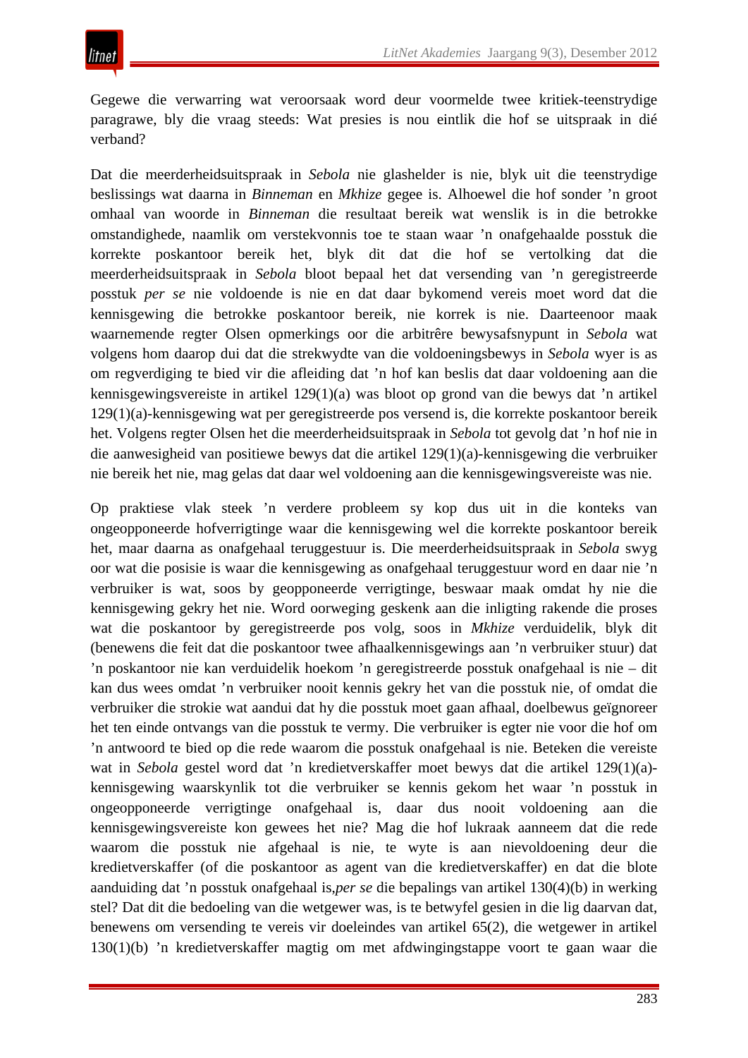Gegewe die verwarring wat veroorsaak word deur voormelde twee kritiek-teenstrydige paragrawe, bly die vraag steeds: Wat presies is nou eintlik die hof se uitspraak in dié verband?

Dat die meerderheidsuitspraak in *Sebola* nie glashelder is nie, blyk uit die teenstrydige beslissings wat daarna in *Binneman* en *Mkhize* gegee is. Alhoewel die hof sonder ’n groot omhaal van woorde in *Binneman* die resultaat bereik wat wenslik is in die betrokke omstandighede, naamlik om verstekvonnis toe te staan waar ’n onafgehaalde posstuk die korrekte poskantoor bereik het, blyk dit dat die hof se vertolking dat die meerderheidsuitspraak in *Sebola* bloot bepaal het dat versending van ’n geregistreerde posstuk *per se* nie voldoende is nie en dat daar bykomend vereis moet word dat die kennisgewing die betrokke poskantoor bereik, nie korrek is nie. Daarteenoor maak waarnemende regter Olsen opmerkings oor die arbitrêre bewysafsnypunt in *Sebola* wat volgens hom daarop dui dat die strekwydte van die voldoeningsbewys in *Sebola* wyer is as om regverdiging te bied vir die afleiding dat ’n hof kan beslis dat daar voldoening aan die kennisgewingsvereiste in artikel 129(1)(a) was bloot op grond van die bewys dat ’n artikel 129(1)(a)-kennisgewing wat per geregistreerde pos versend is, die korrekte poskantoor bereik het. Volgens regter Olsen het die meerderheidsuitspraak in *Sebola* tot gevolg dat ’n hof nie in die aanwesigheid van positiewe bewys dat die artikel 129(1)(a)-kennisgewing die verbruiker nie bereik het nie, mag gelas dat daar wel voldoening aan die kennisgewingsvereiste was nie.

Op praktiese vlak steek ’n verdere probleem sy kop dus uit in die konteks van ongeopponeerde hofverrigtinge waar die kennisgewing wel die korrekte poskantoor bereik het, maar daarna as onafgehaal teruggestuur is. Die meerderheidsuitspraak in *Sebola* swyg oor wat die posisie is waar die kennisgewing as onafgehaal teruggestuur word en daar nie ’n verbruiker is wat, soos by geopponeerde verrigtinge, beswaar maak omdat hy nie die kennisgewing gekry het nie. Word oorweging geskenk aan die inligting rakende die proses wat die poskantoor by geregistreerde pos volg, soos in *Mkhize* verduidelik, blyk dit (benewens die feit dat die poskantoor twee afhaalkennisgewings aan ’n verbruiker stuur) dat ’n poskantoor nie kan verduidelik hoekom ’n geregistreerde posstuk onafgehaal is nie – dit kan dus wees omdat ’n verbruiker nooit kennis gekry het van die posstuk nie, of omdat die verbruiker die strokie wat aandui dat hy die posstuk moet gaan afhaal, doelbewus geïgnoreer het ten einde ontvangs van die posstuk te vermy. Die verbruiker is egter nie voor die hof om ’n antwoord te bied op die rede waarom die posstuk onafgehaal is nie. Beteken die vereiste wat in *Sebola* gestel word dat ’n kredietverskaffer moet bewys dat die artikel 129(1)(a)-kennisgewing waarskynlik tot die verbruiker se kennis gekom het waar ’n posstuk in ongeopponeerde verrigtinge onafgehaal is, daar dus nooit voldoening aan die kennisgewingsvereiste kon gewees het nie? Mag die hof lukraak aanneem dat die rede waarom die posstuk nie afgehaal is nie, te wyte is aan nievoldoening deur die kredietverskaffer (of die poskantoor as agent van die kredietverskaffer) en dat die blote aanduiding dat ’n posstuk onafgehaal is,*per se* die bepalings van artikel 130(4)(b) in werking stel? Dat dit die bedoeling van die wetgewer was, is te betwyfel gesien in die lig daarvan dat, benewens om versending te vereis vir doeleindes van artikel 65(2), die wetgewer in artikel 130(1)(b) ’n kredietverskaffer magtig om met afdwingingstappe voort te gaan waar die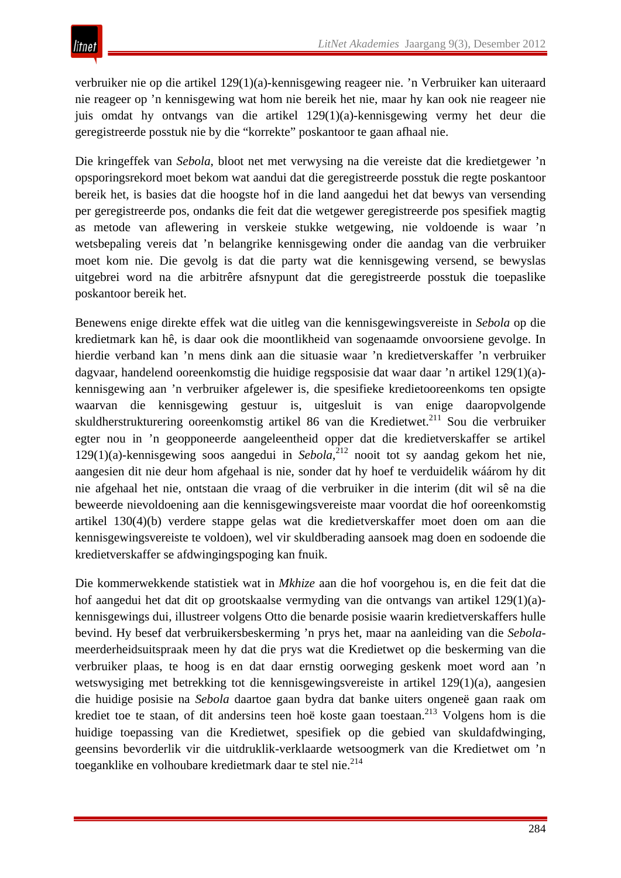verbruiker nie op die artikel 129(1)(a)-kennisgewing reageer nie. ’n Verbruiker kan uiteraard nie reageer op ’n kennisgewing wat hom nie bereik het nie, maar hy kan ook nie reageer nie juis omdat hy ontvangs van die artikel 129(1)(a)-kennisgewing vermy het deur die geregistreerde posstuk nie by die “korrekte” poskantoor te gaan afhaal nie.

Die kringeffek van *Sebola*, bloot net met verwysing na die vereiste dat die kredietgewer ’n opsporingsrekord moet bekom wat aandui dat die geregistreerde posstuk die regte poskantoor bereik het, is basies dat die hoogste hof in die land aangedui het dat bewys van versending per geregistreerde pos, ondanks die feit dat die wetgewer geregistreerde pos spesifiek magtig as metode van aflewering in verskeie stukke wetgewing, nie voldoende is waar ’n wetsbepaling vereis dat ’n belangrike kennisgewing onder die aandag van die verbruiker moet kom nie. Die gevolg is dat die party wat die kennisgewing versend, se bewyslas uitgebrei word na die arbitrêre afsnypunt dat die geregistreerde posstuk die toepaslike poskantoor bereik het.

Benewens enige direkte effek wat die uitleg van die kennisgewingsvereiste in *Sebola* op die kredietmark kan hê, is daar ook die moontlikheid van sogenaamde onvoorsiene gevolge. In hierdie verband kan ’n mens dink aan die situasie waar ’n kredietverskaffer ’n verbruiker dagvaar, handelend ooreenkomstig die huidige regsposisie dat waar daar ’n artikel 129(1)(a)-kennisgewing aan ’n verbruiker afgelewer is, die spesifieke kredietooreenkoms ten opsigte waarvan die kennisgewing gestuur is, uitgesluit is van enige daaropvolgende skuldherstrukturering ooreenkomstig artikel 86 van die Kredietwet.[211] Sou die verbruiker egter nou in ’n geopponeerde aangeleentheid opper dat die kredietverskaffer se artikel 129(1)(a)-kennisgewing soos aangedui in *Sebola*,[212] nooit tot sy aandag gekom het nie, aangesien dit nie deur hom afgehaal is nie, sonder dat hy hoef te verduidelik wáárom hy dit nie afgehaal het nie, ontstaan die vraag of die verbruiker in die interim (dit wil sê na die beweerde nievoldoening aan die kennisgewingsvereiste maar voordat die hof ooreenkomstig artikel 130(4)(b) verdere stappe gelas wat die kredietverskaffer moet doen om aan die kennisgewingsvereiste te voldoen), wel vir skuldberading aansoek mag doen en sodoende die kredietverskaffer se afdwingingspoging kan fnuik.

Die kommerwekkende statistiek wat in *Mkhize* aan die hof voorgehou is, en die feit dat die hof aangedui het dat dit op grootskaalse vermyding van die ontvangs van artikel 129(1)(a)-kennisgewings dui, illustreer volgens Otto die benarde posisie waarin kredietverskaffers hulle bevind. Hy besef dat verbruikersbeskerming ’n prys het, maar na aanleiding van die *Sebola*-meerderheidsuitspraak meen hy dat die prys wat die Kredietwet op die beskerming van die verbruiker plaas, te hoog is en dat daar ernstig oorweging geskenk moet word aan ’n wetswysiging met betrekking tot die kennisgewingsvereiste in artikel 129(1)(a), aangesien die huidige posisie na *Sebola* daartoe gaan bydra dat banke uiters ongeneë gaan raak om krediet toe te staan, of dit andersins teen hoë koste gaan toestaan.[213] Volgens hom is die huidige toepassing van die Kredietwet, spesifiek op die gebied van skuldafdwinging, geensins bevorderlik vir die uitdruklik-verklaarde wetsoogmerk van die Kredietwet om ’n toeganklike en volhoubare kredietmark daar te stel nie.[214]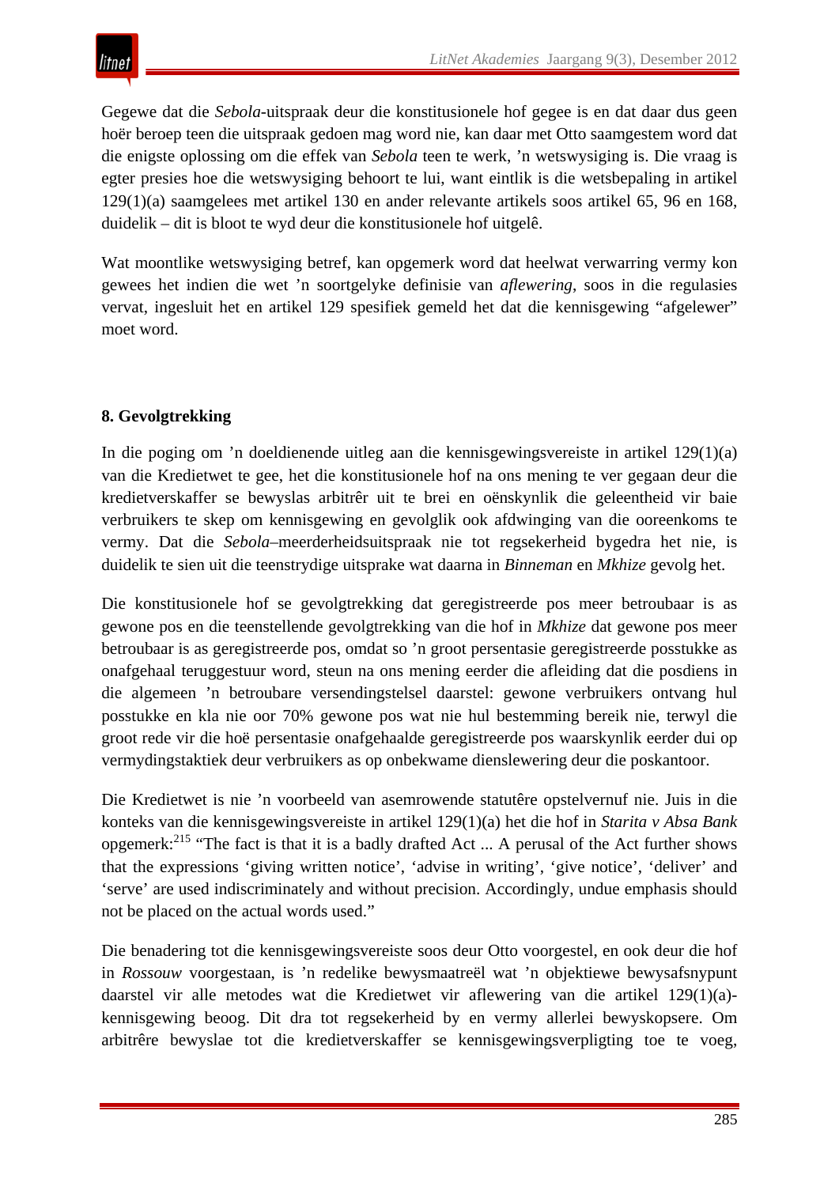Gegewe dat die *Sebola*-uitspraak deur die konstitusionele hof gegee is en dat daar dus geen hoër beroep teen die uitspraak gedoen mag word nie, kan daar met Otto saamgestem word dat die enigste oplossing om die effek van *Sebola* teen te werk, 'n wetswysiging is. Die vraag is egter presies hoe die wetswysiging behoort te lui, want eintlik is die wetsbepaling in artikel 129(1)(a) saamgelees met artikel 130 en ander relevante artikels soos artikel 65, 96 en 168, duidelik – dit is bloot te wyd deur die konstitusionele hof uitgelê.

Wat moontlike wetswysiging betref, kan opgemerk word dat heelwat verwarring vermy kon gewees het indien die wet 'n soortgelyke definisie van *aflewering*, soos in die regulasies vervat, ingesluit het en artikel 129 spesifiek gemeld het dat die kennisgewing "afgelewer" moet word.

## 8. Gevolgtrekking

In die poging om 'n doeldienende uitleg aan die kennisgewingsvereiste in artikel 129(1)(a) van die Kredietwet te gee, het die konstitusionele hof na ons mening te ver gegaan deur die kredietverskaffer se bewyslas arbitrêr uit te brei en oënskynlik die geleentheid vir baie verbruikers te skep om kennisgewing en gevolglik ook afdwinging van die ooreenkoms te vermy. Dat die *Sebola*–meerderheidsuitspraak nie tot regsekerheid bygedra het nie, is duidelik te sien uit die teenstrydige uitsprake wat daarna in *Binneman* en *Mkhize* gevolg het.

Die konstitusionele hof se gevolgtrekking dat geregistreerde pos meer betroubaar is as gewone pos en die teenstellende gevolgtrekking van die hof in *Mkhize* dat gewone pos meer betroubaar is as geregistreerde pos, omdat so 'n groot persentasie geregistreerde posstukke as onafgehaal teruggestuur word, steun na ons mening eerder die afleiding dat die posdiens in die algemeen 'n betroubare versendingstelsel daarstel: gewone verbruikers ontvang hul posstukke en kla nie oor 70% gewone pos wat nie hul bestemming bereik nie, terwyl die groot rede vir die hoë persentasie onafgehaalde geregistreerde pos waarskynlik eerder dui op vermydingstaktiek deur verbruikers as op onbekwame dienslewering deur die poskantoor.

Die Kredietwet is nie 'n voorbeeld van asemrowende statutêre opstelvernuf nie. Juis in die konteks van die kennisgewingsvereiste in artikel 129(1)(a) het die hof in *Starita v Absa Bank* opgemerk:[215] "The fact is that it is a badly drafted Act ... A perusal of the Act further shows that the expressions 'giving written notice', 'advise in writing', 'give notice', 'deliver' and 'serve' are used indiscriminately and without precision. Accordingly, undue emphasis should not be placed on the actual words used."

Die benadering tot die kennisgewingsvereiste soos deur Otto voorgestel, en ook deur die hof in *Rossouw* voorgestaan, is 'n redelike bewysmaatreël wat 'n objektiewe bewysafsnypunt daarstel vir alle metodes wat die Kredietwet vir aflewering van die artikel 129(1)(a)-kennisgewing beoog. Dit dra tot regsekerheid by en vermy allerlei bewyskopsere. Om arbitrêre bewyslae tot die kredietverskaffer se kennisgewingsverpligting toe te voeg,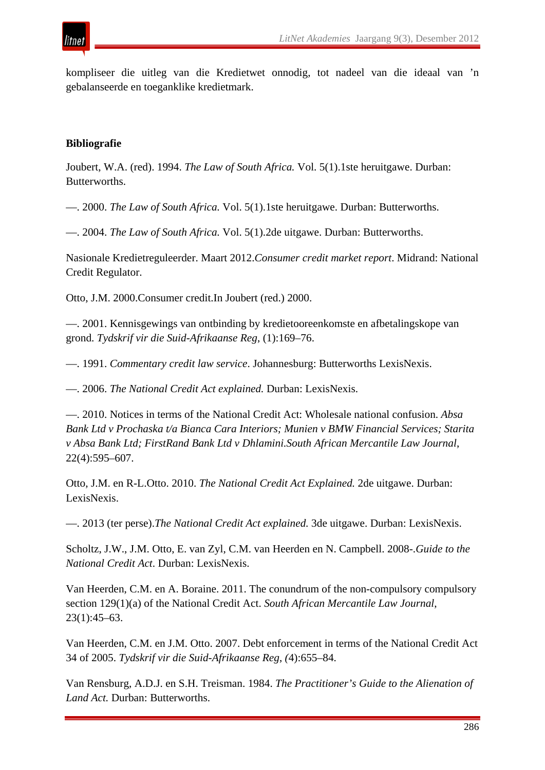kompliseer die uitleg van die Kredietwet onnodig, tot nadeel van die ideaal van ’n gebalanseerde en toeganklike kredietmark.

**Bibliografie**

Joubert, W.A. (red). 1994. *The Law of South Africa.* Vol. 5(1).1ste heruitgawe. Durban: Butterworths.

—. 2000. *The Law of South Africa.* Vol. 5(1).1ste heruitgawe. Durban: Butterworths.

—. 2004. *The Law of South Africa.* Vol. 5(1).2de uitgawe. Durban: Butterworths.

Nasionale Kredietreguleerder. Maart 2012.*Consumer credit market report*. Midrand: National Credit Regulator.

Otto, J.M. 2000.Consumer credit.In Joubert (red.) 2000.

—. 2001. Kennisgewings van ontbinding by kredietooreenkomste en afbetalingskope van grond. *Tydskrif vir die Suid-Afrikaanse Reg*, (1):169–76.

—. 1991. *Commentary credit law service*. Johannesburg: Butterworths LexisNexis.

—. 2006. *The National Credit Act explained.* Durban: LexisNexis.

—. 2010. Notices in terms of the National Credit Act: Wholesale national confusion. *Absa Bank Ltd v Prochaska t/a Bianca Cara Interiors; Munien v BMW Financial Services; Starita v Absa Bank Ltd; FirstRand Bank Ltd v Dhlamini.South African Mercantile Law Journal*, 22(4):595–607.

Otto, J.M. en R-L.Otto. 2010. *The National Credit Act Explained.* 2de uitgawe. Durban: LexisNexis.

—. 2013 (ter perse).*The National Credit Act explained.* 3de uitgawe. Durban: LexisNexis.

Scholtz, J.W., J.M. Otto, E. van Zyl, C.M. van Heerden en N. Campbell. 2008-.*Guide to the National Credit Act*. Durban: LexisNexis.

Van Heerden, C.M. en A. Boraine. 2011. The conundrum of the non-compulsory compulsory section 129(1)(a) of the National Credit Act. *South African Mercantile Law Journal*, 23(1):45–63.

Van Heerden, C.M. en J.M. Otto. 2007. Debt enforcement in terms of the National Credit Act 34 of 2005. *Tydskrif vir die Suid-Afrikaanse Reg*, (4):655–84.

Van Rensburg, A.D.J. en S.H. Treisman. 1984. *The Practitioner’s Guide to the Alienation of Land Act.* Durban: Butterworths.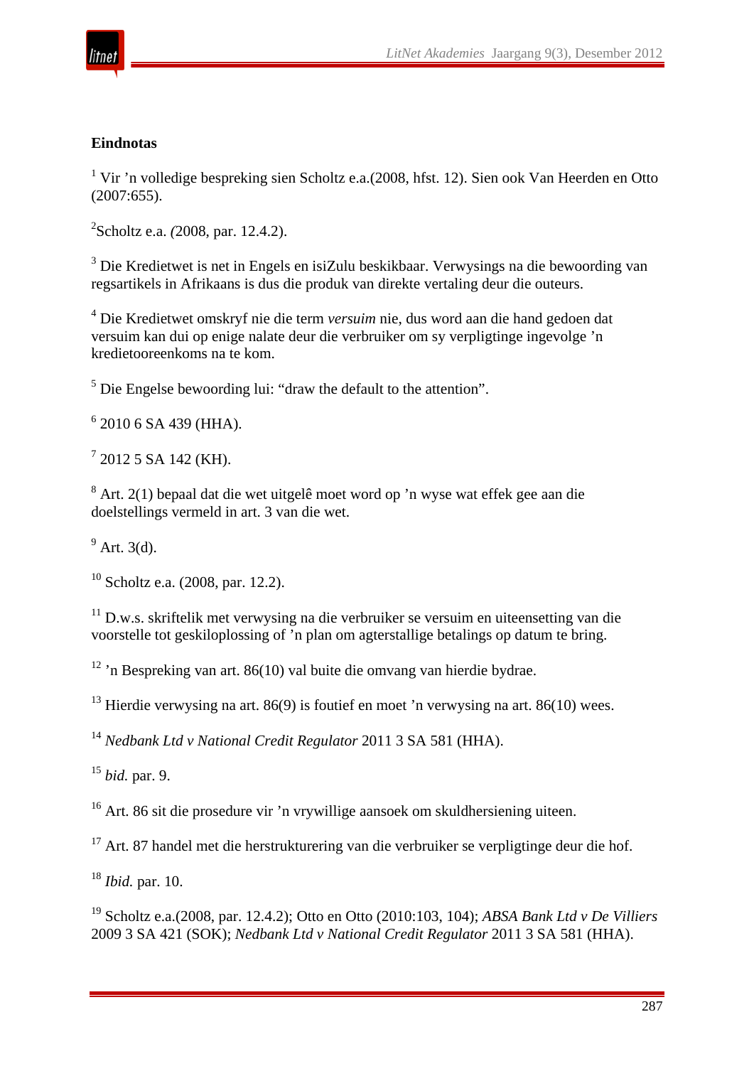**Eindnotas**

[1] Vir ’n volledige bespreking sien Scholtz e.a.(2008, hfst. 12). Sien ook Van Heerden en Otto (2007:655).

[2]Scholtz e.a. *(*2008, par. 12.4.2).

[3] Die Kredietwet is net in Engels en isiZulu beskikbaar. Verwysings na die bewoording van regsartikels in Afrikaans is dus die produk van direkte vertaling deur die outeurs.

[4] Die Kredietwet omskryf nie die term *versuim* nie, dus word aan die hand gedoen dat versuim kan dui op enige nalate deur die verbruiker om sy verpligtinge ingevolge ’n kredietooreenkoms na te kom.

[5] Die Engelse bewoording lui: “draw the default to the attention”.

[6] 2010 6 SA 439 (HHA).

[7] 2012 5 SA 142 (KH).

[8] Art. 2(1) bepaal dat die wet uitgelê moet word op ’n wyse wat effek gee aan die doelstellings vermeld in art. 3 van die wet.

[9] Art. 3(d).

[10] Scholtz e.a. (2008, par. 12.2).

[11] D.w.s. skriftelik met verwysing na die verbruiker se versuim en uiteensetting van die voorstelle tot geskiloplossing of ’n plan om agterstallige betalings op datum te bring.

[12] ’n Bespreking van art. 86(10) val buite die omvang van hierdie bydrae.

[13] Hierdie verwysing na art. 86(9) is foutief en moet ’n verwysing na art. 86(10) wees.

[14] *Nedbank Ltd v National Credit Regulator* 2011 3 SA 581 (HHA).

[15] *bid.* par. 9.

[16] Art. 86 sit die prosedure vir ’n vrywillige aansoek om skuldhersiening uiteen.

[17] Art. 87 handel met die herstrukturering van die verbruiker se verpligtinge deur die hof.

[18] *Ibid.* par. 10.

[19] Scholtz e.a.(2008, par. 12.4.2); Otto en Otto (2010:103, 104); *ABSA Bank Ltd v De Villiers* 2009 3 SA 421 (SOK); *Nedbank Ltd v National Credit Regulator* 2011 3 SA 581 (HHA).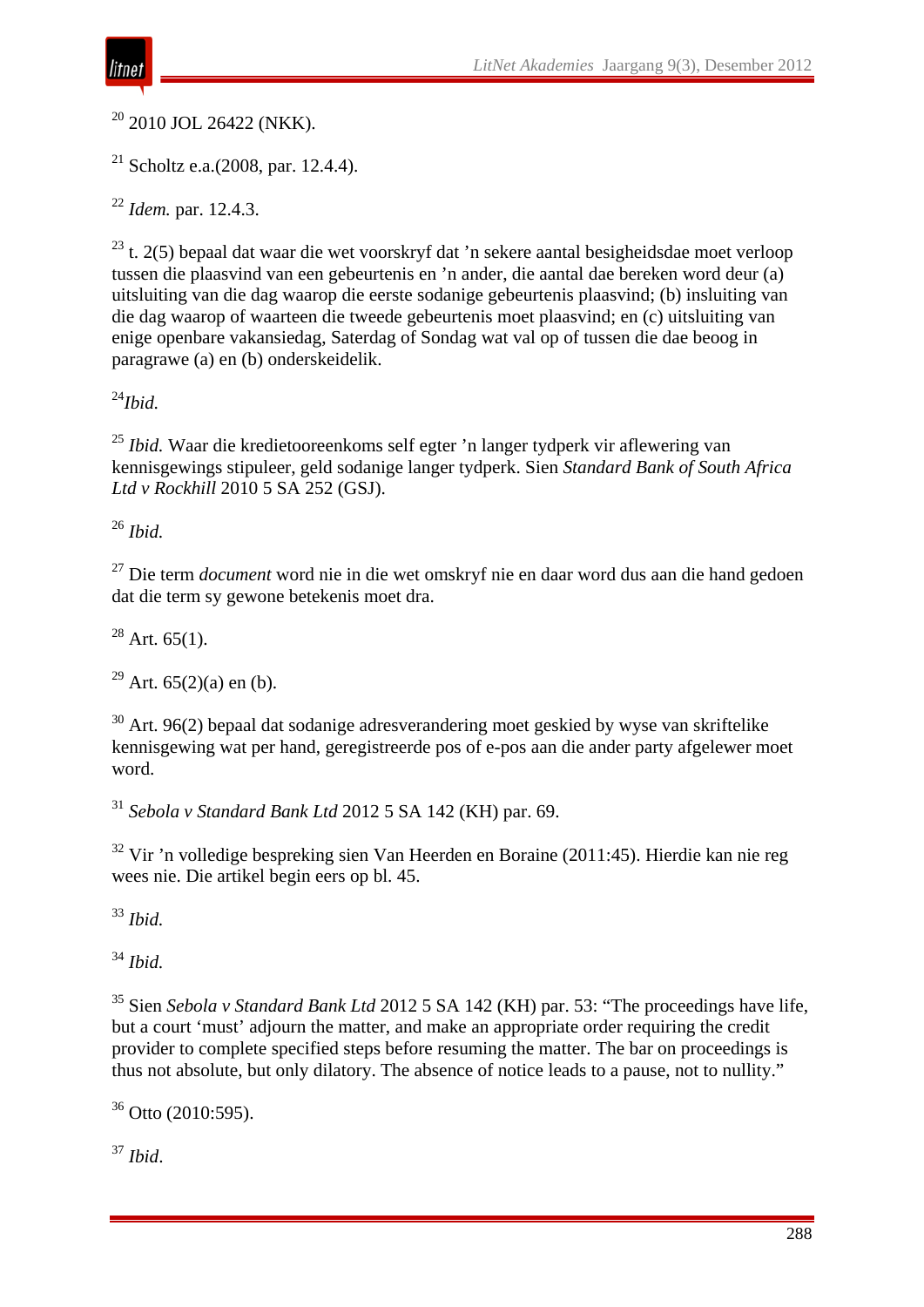[20] 2010 JOL 26422 (NKK).

[21] Scholtz e.a.(2008, par. 12.4.4).

[22] *Idem.* par. 12.4.3.

[23] t. 2(5) bepaal dat waar die wet voorskryf dat ’n sekere aantal besigheidsdae moet verloop tussen die plaasvind van een gebeurtenis en ’n ander, die aantal dae bereken word deur (a) uitsluiting van die dag waarop die eerste sodanige gebeurtenis plaasvind; (b) insluiting van die dag waarop of waarteen die tweede gebeurtenis moet plaasvind; en (c) uitsluiting van enige openbare vakansiedag, Saterdag of Sondag wat val op of tussen die dae beoog in paragrawe (a) en (b) onderskeidelik.

[24] *Ibid.*

[25] *Ibid.* Waar die kredietooreenkoms self egter ’n langer tydperk vir aflewering van kennisgewings stipuleer, geld sodanige langer tydperk. Sien *Standard Bank of South Africa Ltd v Rockhill* 2010 5 SA 252 (GSJ).

[26] *Ibid.*

[27] Die term *document* word nie in die wet omskryf nie en daar word dus aan die hand gedoen dat die term sy gewone betekenis moet dra.

[28] Art. 65(1).

[29] Art. 65(2)(a) en (b).

[30] Art. 96(2) bepaal dat sodanige adresverandering moet geskied by wyse van skriftelike kennisgewing wat per hand, geregistreerde pos of e-pos aan die ander party afgelewer moet word.

[31] *Sebola v Standard Bank Ltd* 2012 5 SA 142 (KH) par. 69.

[32] Vir ’n volledige bespreking sien Van Heerden en Boraine (2011:45). Hierdie kan nie reg wees nie. Die artikel begin eers op bl. 45.

[33] *Ibid.*

[34] *Ibid.*

[35] Sien *Sebola v Standard Bank Ltd* 2012 5 SA 142 (KH) par. 53: “The proceedings have life, but a court ‘must’ adjourn the matter, and make an appropriate order requiring the credit provider to complete specified steps before resuming the matter. The bar on proceedings is thus not absolute, but only dilatory. The absence of notice leads to a pause, not to nullity.”

[36] Otto (2010:595).

[37] *Ibid*.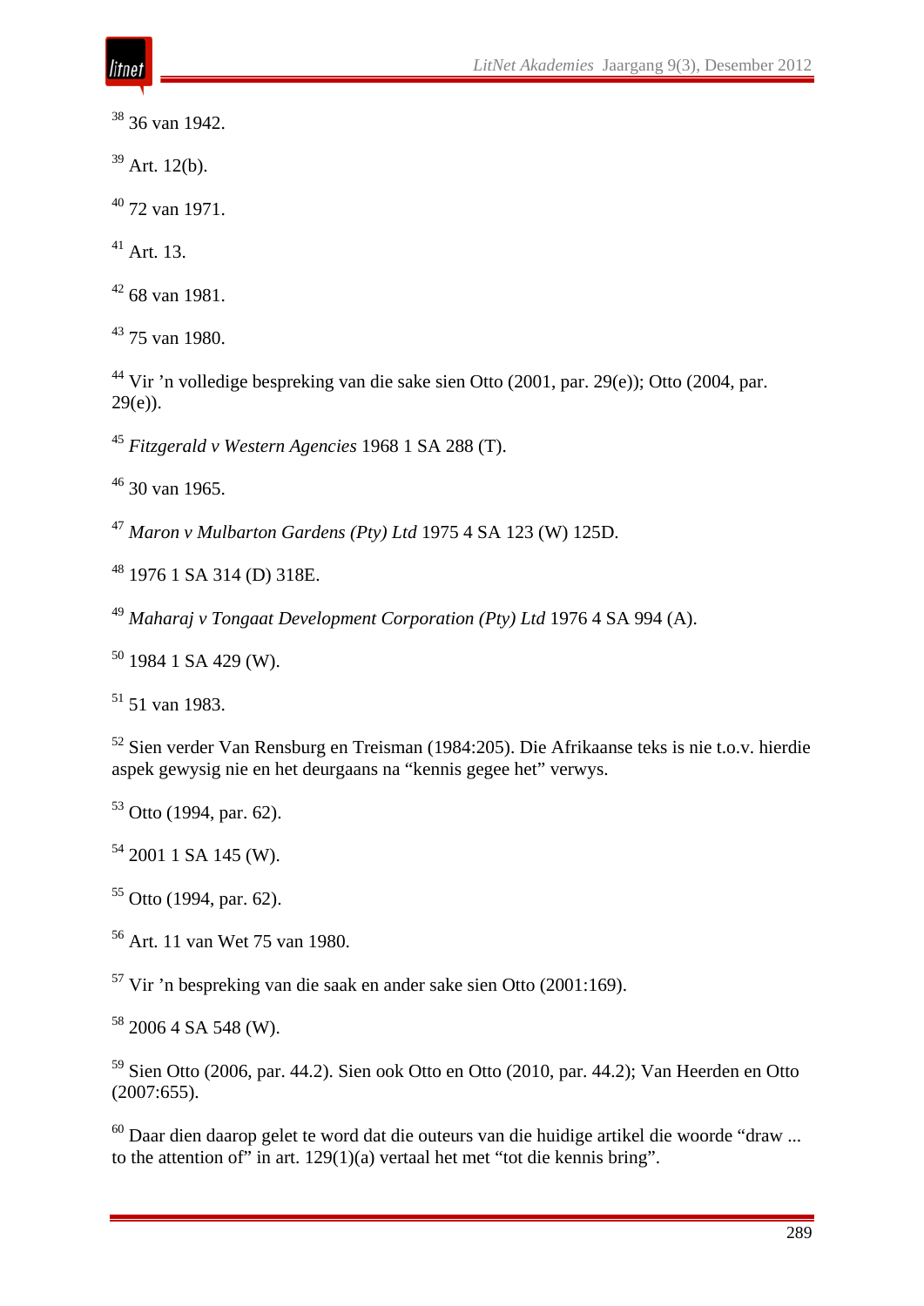[38] 36 van 1942.

[39] Art. 12(b).

[40] 72 van 1971.

[41] Art. 13.

[42] 68 van 1981.

[43] 75 van 1980.

[44] Vir ’n volledige bespreking van die sake sien Otto (2001, par. 29(e)); Otto (2004, par. 29(e)).

[45] *Fitzgerald v Western Agencies* 1968 1 SA 288 (T).

[46] 30 van 1965.

[47] *Maron v Mulbarton Gardens (Pty) Ltd* 1975 4 SA 123 (W) 125D.

[48] 1976 1 SA 314 (D) 318E.

[49] *Maharaj v Tongaat Development Corporation (Pty) Ltd* 1976 4 SA 994 (A).

[50] 1984 1 SA 429 (W).

[51] 51 van 1983.

[52] Sien verder Van Rensburg en Treisman (1984:205). Die Afrikaanse teks is nie t.o.v. hierdie aspek gewysig nie en het deurgaans na “kennis gegee het” verwys.

[53] Otto (1994, par. 62).

[54] 2001 1 SA 145 (W).

[55] Otto (1994, par. 62).

[56] Art. 11 van Wet 75 van 1980.

[57] Vir ’n bespreking van die saak en ander sake sien Otto (2001:169).

[58] 2006 4 SA 548 (W).

[59] Sien Otto (2006, par. 44.2). Sien ook Otto en Otto (2010, par. 44.2); Van Heerden en Otto (2007:655).

[60] Daar dien daarop gelet te word dat die outeurs van die huidige artikel die woorde “draw ... to the attention of” in art. 129(1)(a) vertaal het met “tot die kennis bring”.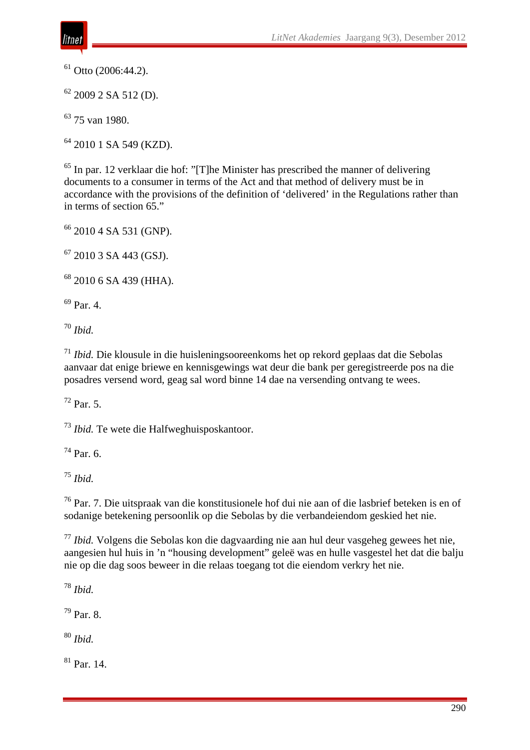[61] Otto (2006:44.2).

[62] 2009 2 SA 512 (D).

[63] 75 van 1980.

[64] 2010 1 SA 549 (KZD).

[65] In par. 12 verklaar die hof: "[T]he Minister has prescribed the manner of delivering documents to a consumer in terms of the Act and that method of delivery must be in accordance with the provisions of the definition of 'delivered' in the Regulations rather than in terms of section 65."

[66] 2010 4 SA 531 (GNP).

[67] 2010 3 SA 443 (GSJ).

[68] 2010 6 SA 439 (HHA).

[69] Par. 4.

[70] *Ibid.*

[71] *Ibid.* Die klousule in die huisleningsooreenkoms het op rekord geplaas dat die Sebolas aanvaar dat enige briewe en kennisgewings wat deur die bank per geregistreerde pos na die posadres versend word, geag sal word binne 14 dae na versending ontvang te wees.

[72] Par. 5.

[73] *Ibid.* Te wete die Halfweghuisposkantoor.

[74] Par. 6.

[75] *Ibid.*

[76] Par. 7. Die uitspraak van die konstitusionele hof dui nie aan of die lasbrief beteken is en of sodanige betekening persoonlik op die Sebolas by die verbandeiendom geskied het nie.

[77] *Ibid.* Volgens die Sebolas kon die dagvaarding nie aan hul deur vasgeheg gewees het nie, aangesien hul huis in 'n "housing development" geleë was en hulle vasgestel het dat die balju nie op die dag soos beweer in die relaas toegang tot die eiendom verkry het nie.

[78] *Ibid.*

[79] Par. 8.

[80] *Ibid.*

[81] Par. 14.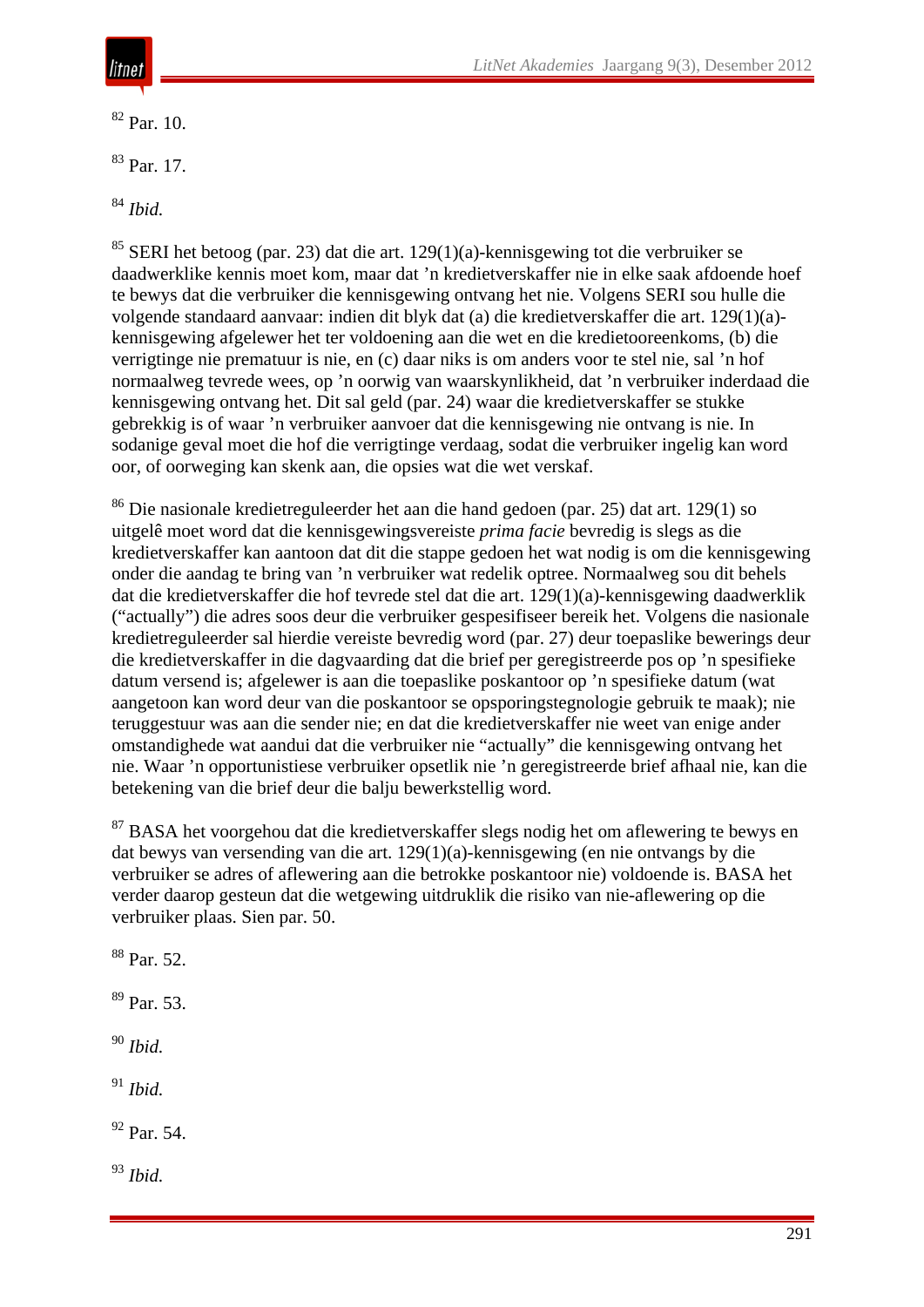[82] Par. 10.

[83] Par. 17.

[84] *Ibid.*

[85] SERI het betoog (par. 23) dat die art. 129(1)(a)-kennisgewing tot die verbruiker se daadwerklike kennis moet kom, maar dat ’n kredietverskaffer nie in elke saak afdoende hoef te bewys dat die verbruiker die kennisgewing ontvang het nie. Volgens SERI sou hulle die volgende standaard aanvaar: indien dit blyk dat (a) die kredietverskaffer die art. 129(1)(a)-kennisgewing afgelewer het ter voldoening aan die wet en die kredietooreenkoms, (b) die verrigtinge nie prematuur is nie, en (c) daar niks is om anders voor te stel nie, sal ’n hof normaalweg tevrede wees, op ’n oorwig van waarskynlikheid, dat ’n verbruiker inderdaad die kennisgewing ontvang het. Dit sal geld (par. 24) waar die kredietverskaffer se stukke gebrekkig is of waar ’n verbruiker aanvoer dat die kennisgewing nie ontvang is nie. In sodanige geval moet die hof die verrigtinge verdaag, sodat die verbruiker ingelig kan word oor, of oorweging kan skenk aan, die opsies wat die wet verskaf.

[86] Die nasionale kredietreguleerder het aan die hand gedoen (par. 25) dat art. 129(1) so uitgelê moet word dat die kennisgewingsvereiste *prima facie* bevredig is slegs as die kredietverskaffer kan aantoon dat dit die stappe gedoen het wat nodig is om die kennisgewing onder die aandag te bring van ’n verbruiker wat redelik optree. Normaalweg sou dit behels dat die kredietverskaffer die hof tevrede stel dat die art. 129(1)(a)-kennisgewing daadwerklik (“actually”) die adres soos deur die verbruiker gespesifiseer bereik het. Volgens die nasionale kredietreguleerder sal hierdie vereiste bevredig word (par. 27) deur toepaslike bewerings deur die kredietverskaffer in die dagvaarding dat die brief per geregistreerde pos op ’n spesifieke datum versend is; afgelewer is aan die toepaslike poskantoor op ’n spesifieke datum (wat aangetoon kan word deur van die poskantoor se opsporingstegnologie gebruik te maak); nie teruggestuur was aan die sender nie; en dat die kredietverskaffer nie weet van enige ander omstandighede wat aandui dat die verbruiker nie “actually” die kennisgewing ontvang het nie. Waar ’n opportunistiese verbruiker opsetlik nie ’n geregistreerde brief afhaal nie, kan die betekening van die brief deur die balju bewerkstellig word.

[87] BASA het voorgehou dat die kredietverskaffer slegs nodig het om aflewering te bewys en dat bewys van versending van die art. 129(1)(a)-kennisgewing (en nie ontvangs by die verbruiker se adres of aflewering aan die betrokke poskantoor nie) voldoende is. BASA het verder daarop gesteun dat die wetgewing uitdruklik die risiko van nie-aflewering op die verbruiker plaas. Sien par. 50.

[88] Par. 52.

[89] Par. 53.

[90] *Ibid.*

[91] *Ibid.*

[92] Par. 54.

[93] *Ibid.*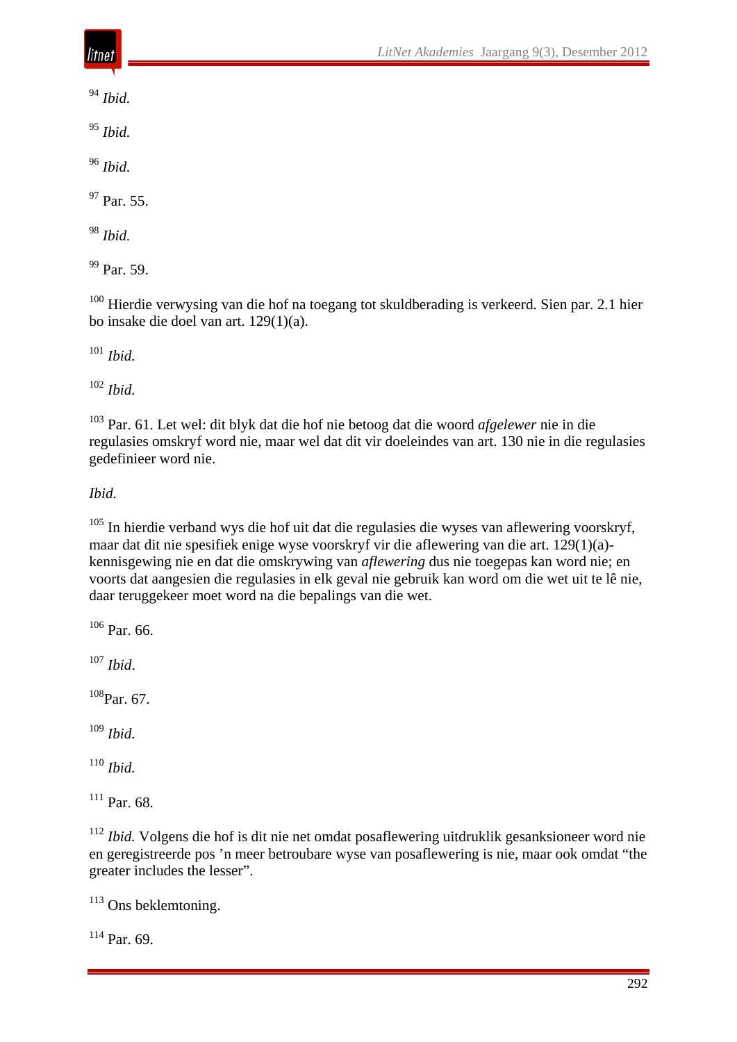[94] *Ibid.*

[95] *Ibid.*

[96] *Ibid.*

[97] Par. 55.

[98] *Ibid.*

[99] Par. 59.

[100] Hierdie verwysing van die hof na toegang tot skuldberading is verkeerd. Sien par. 2.1 hier bo insake die doel van art. 129(1)(a).

[101] *Ibid.*

[102] *Ibid.*

[103] Par. 61. Let wel: dit blyk dat die hof nie betoog dat die woord *afgelewer* nie in die regulasies omskryf word nie, maar wel dat dit vir doeleindes van art. 130 nie in die regulasies gedefinieer word nie.

*Ibid.*

[105] In hierdie verband wys die hof uit dat die regulasies die wyses van aflewering voorskryf, maar dat dit nie spesifiek enige wyse voorskryf vir die aflewering van die art. 129(1)(a)-kennisgewing nie en dat die omskrywing van *aflewering* dus nie toegepas kan word nie; en voorts dat aangesien die regulasies in elk geval nie gebruik kan word om die wet uit te lê nie, daar teruggekeer moet word na die bepalings van die wet.

[106] Par. 66.

[107] *Ibid*.

[108]Par. 67.

[109] *Ibid.*

[110] *Ibid.*

[111] Par. 68.

[112] *Ibid.* Volgens die hof is dit nie net omdat posaflewering uitdruklik gesanksioneer word nie en geregistreerde pos ’n meer betroubare wyse van posaflewering is nie, maar ook omdat “the greater includes the lesser”.

[113] Ons beklemtoning.

[114] Par. 69.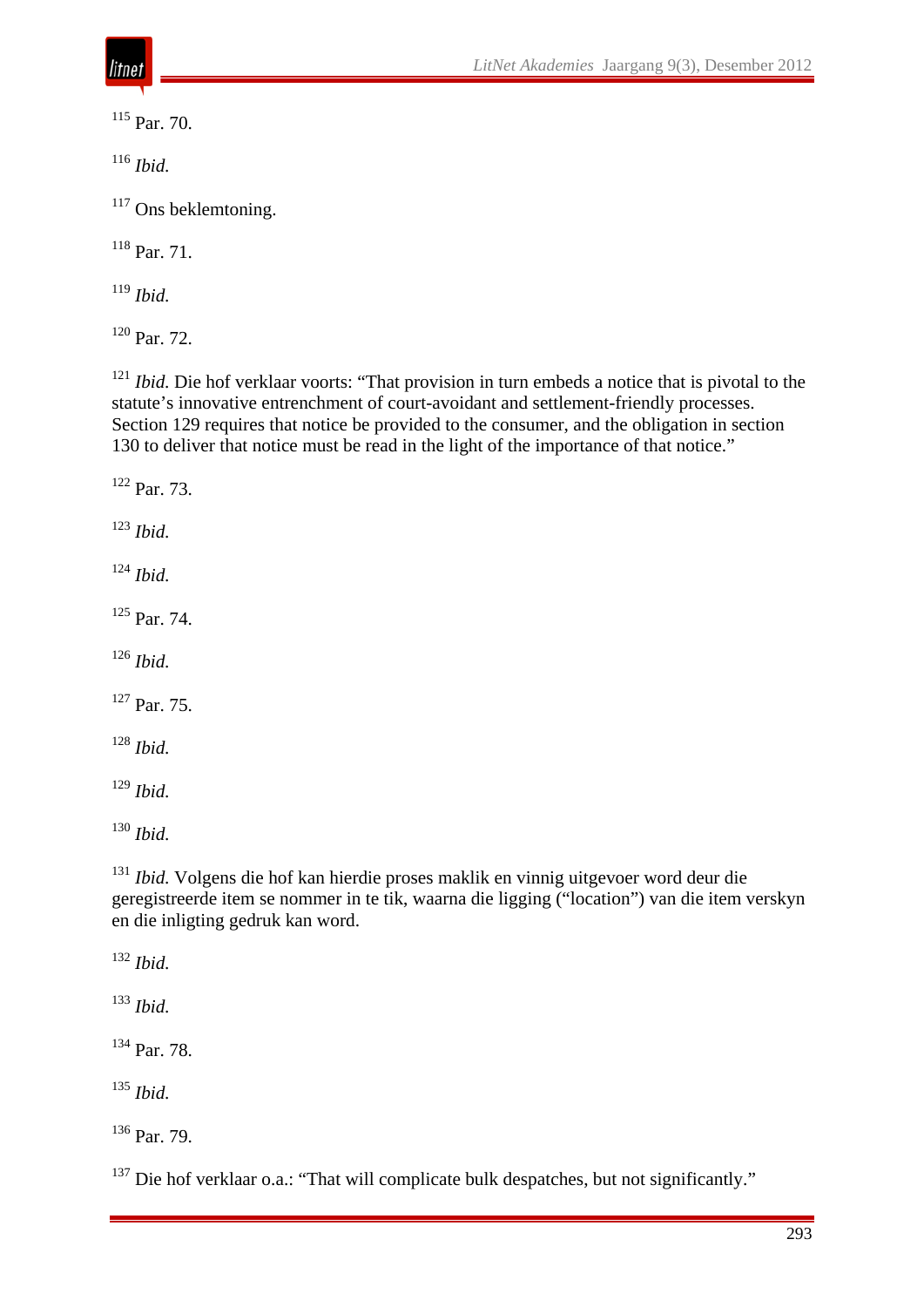[115] Par. 70.

[116] *Ibid.*

[117] Ons beklemtoning.

[118] Par. 71.

[119] *Ibid.*

[120] Par. 72.

[121] *Ibid.* Die hof verklaar voorts: "That provision in turn embeds a notice that is pivotal to the statute's innovative entrenchment of court-avoidant and settlement-friendly processes. Section 129 requires that notice be provided to the consumer, and the obligation in section 130 to deliver that notice must be read in the light of the importance of that notice."

[122] Par. 73.

[123] *Ibid.*

[124] *Ibid.*

[125] Par. 74.

[126] *Ibid.*

[127] Par. 75.

[128] *Ibid.*

[129] *Ibid.*

[130] *Ibid.*

[131] *Ibid.* Volgens die hof kan hierdie proses maklik en vinnig uitgevoer word deur die geregistreerde item se nommer in te tik, waarna die ligging ("location") van die item verskyn en die inligting gedruk kan word.

[132] *Ibid.*

[133] *Ibid.*

[134] Par. 78.

[135] *Ibid.*

[136] Par. 79.

[137] Die hof verklaar o.a.: "That will complicate bulk despatches, but not significantly."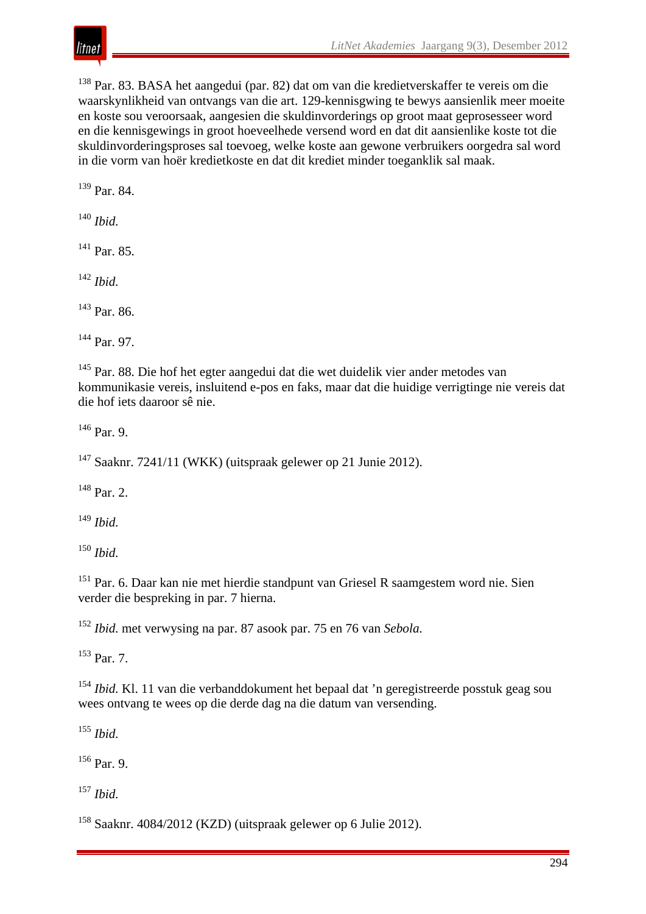[138] Par. 83. BASA het aangedui (par. 82) dat om van die kredietverskaffer te vereis om die waarskynlikheid van ontvangs van die art. 129-kennisgwing te bewys aansienlik meer moeite en koste sou veroorsaak, aangesien die skuldinvorderings op groot maat geprosesseer word en die kennisgewings in groot hoeveelhede versend word en dat dit aansienlike koste tot die skuldinvorderingsproses sal toevoeg, welke koste aan gewone verbruikers oorgedra sal word in die vorm van hoër kredietkoste en dat dit krediet minder toeganklik sal maak.

[139] Par. 84.

[140] *Ibid.*

[141] Par. 85.

[142] *Ibid.*

[143] Par. 86.

[144] Par. 97.

[145] Par. 88. Die hof het egter aangedui dat die wet duidelik vier ander metodes van kommunikasie vereis, insluitend e-pos en faks, maar dat die huidige verrigtinge nie vereis dat die hof iets daaroor sê nie.

[146] Par. 9.

[147] Saaknr. 7241/11 (WKK) (uitspraak gelewer op 21 Junie 2012).

[148] Par. 2.

[149] *Ibid.*

[150] *Ibid.*

[151] Par. 6. Daar kan nie met hierdie standpunt van Griesel R saamgestem word nie. Sien verder die bespreking in par. 7 hierna.

[152] *Ibid.* met verwysing na par. 87 asook par. 75 en 76 van *Sebola.*

[153] Par. 7.

[154] *Ibid.* Kl. 11 van die verbanddokument het bepaal dat ’n geregistreerde posstuk geag sou wees ontvang te wees op die derde dag na die datum van versending.

[155] *Ibid.*

[156] Par. 9.

[157] *Ibid.*

[158] Saaknr. 4084/2012 (KZD) (uitspraak gelewer op 6 Julie 2012).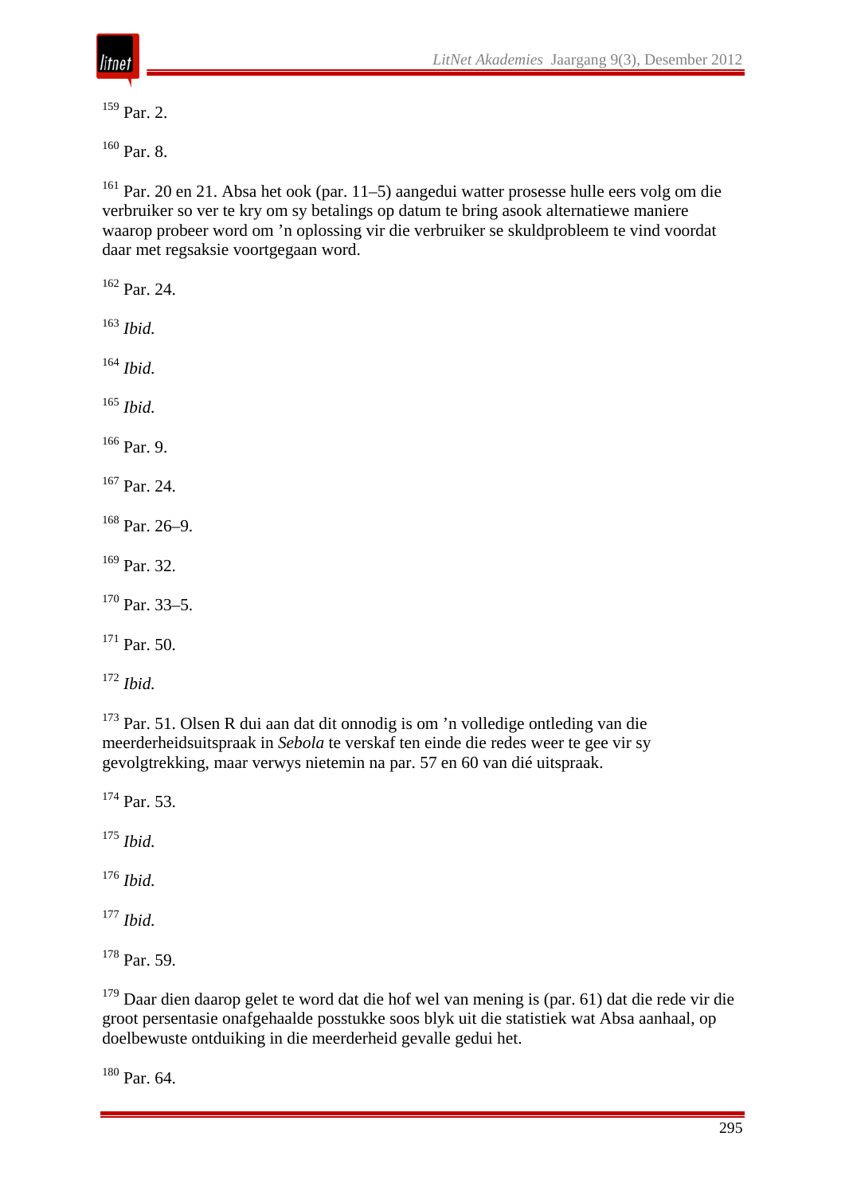[159] Par. 2.

[160] Par. 8.

[161] Par. 20 en 21. Absa het ook (par. 11–5) aangedui watter prosesse hulle eers volg om die verbruiker so ver te kry om sy betalings op datum te bring asook alternatiewe maniere waarop probeer word om 'n oplossing vir die verbruiker se skuldprobleem te vind voordat daar met regsaksie voortgegaan word.

[162] Par. 24.

[163] *Ibid.*

[164] *Ibid.*

[165] *Ibid.*

[166] Par. 9.

[167] Par. 24.

[168] Par. 26–9.

[169] Par. 32.

[170] Par. 33–5.

[171] Par. 50.

[172] *Ibid.*

[173] Par. 51. Olsen R dui aan dat dit onnodig is om 'n volledige ontleding van die meerderheidsuitspraak in *Sebola* te verskaf ten einde die redes weer te gee vir sy gevolgtrekking, maar verwys nietemin na par. 57 en 60 van dié uitspraak.

[174] Par. 53.

[175] *Ibid.*

[176] *Ibid.*

[177] *Ibid.*

[178] Par. 59.

[179] Daar dien daarop gelet te word dat die hof wel van mening is (par. 61) dat die rede vir die groot persentasie onafgehaalde posstukke soos blyk uit die statistiek wat Absa aanhaal, op doelbewuste ontduiking in die meerderheid gevalle gedui het.

[180] Par. 64.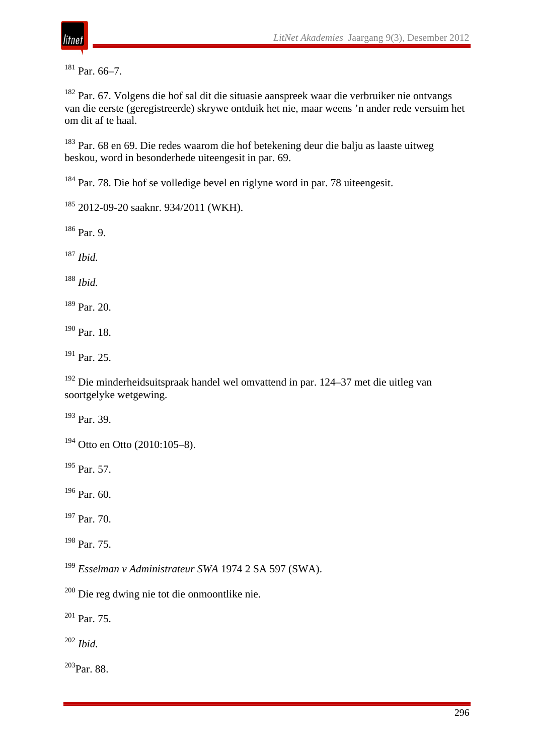[181] Par. 66–7.

[182] Par. 67. Volgens die hof sal dit die situasie aanspreek waar die verbruiker nie ontvangs van die eerste (geregistreerde) skrywe ontduik het nie, maar weens ’n ander rede versuim het om dit af te haal.

[183] Par. 68 en 69. Die redes waarom die hof betekening deur die balju as laaste uitweg beskou, word in besonderhede uiteengesit in par. 69.

[184] Par. 78. Die hof se volledige bevel en riglyne word in par. 78 uiteengesit.

[185] 2012-09-20 saaknr. 934/2011 (WKH).

[186] Par. 9.

[187] *Ibid.*

[188] *Ibid.*

[189] Par. 20.

[190] Par. 18.

[191] Par. 25.

[192] Die minderheidsuitspraak handel wel omvattend in par. 124–37 met die uitleg van soortgelyke wetgewing.

[193] Par. 39.

[194] Otto en Otto (2010:105–8).

[195] Par. 57.

[196] Par. 60.

[197] Par. 70.

[198] Par. 75.

[199] *Esselman v Administrateur SWA* 1974 2 SA 597 (SWA).

[200] Die reg dwing nie tot die onmoontlike nie.

[201] Par. 75.

[202] *Ibid.*

[203] Par. 88.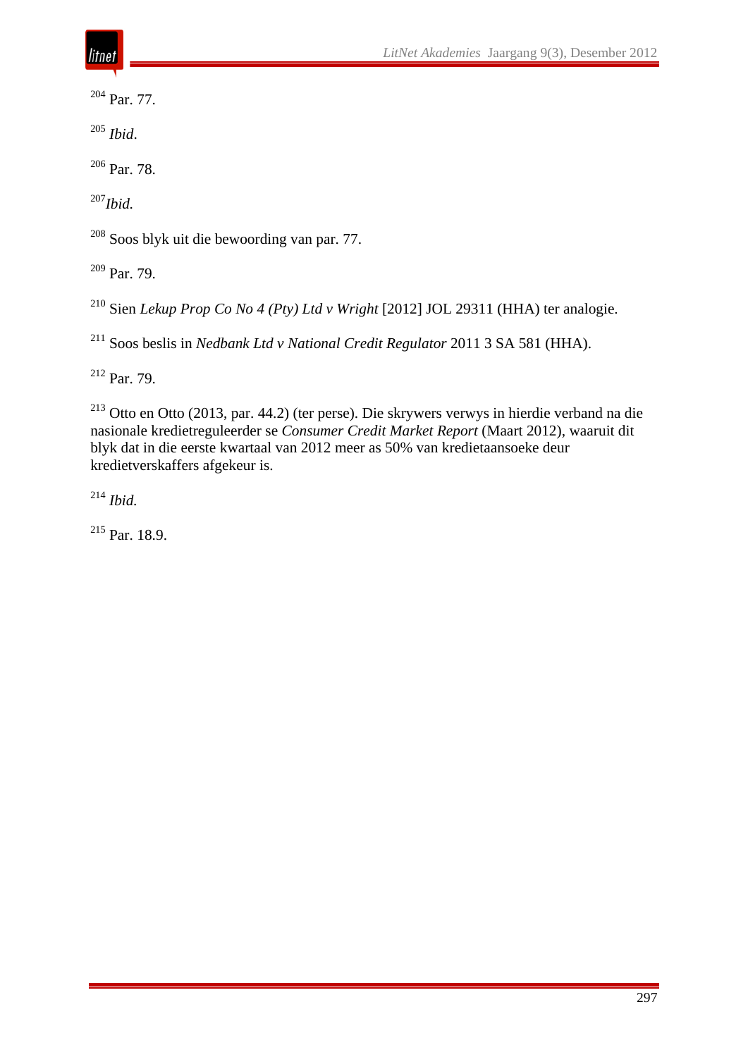[204] Par. 77.

[205] *Ibid*.

[206] Par. 78.

[207] *Ibid.*

[208] Soos blyk uit die bewoording van par. 77.

[209] Par. 79.

[210] Sien *Lekup Prop Co No 4 (Pty) Ltd v Wright* [2012] JOL 29311 (HHA) ter analogie.

[211] Soos beslis in *Nedbank Ltd v National Credit Regulator* 2011 3 SA 581 (HHA).

[212] Par. 79.

[213] Otto en Otto (2013, par. 44.2) (ter perse). Die skrywers verwys in hierdie verband na die nasionale kredietreguleerder se *Consumer Credit Market Report* (Maart 2012), waaruit dit blyk dat in die eerste kwartaal van 2012 meer as 50% van kredietaansoeke deur kredietverskaffers afgekeur is.

[214] *Ibid.*

[215] Par. 18.9.